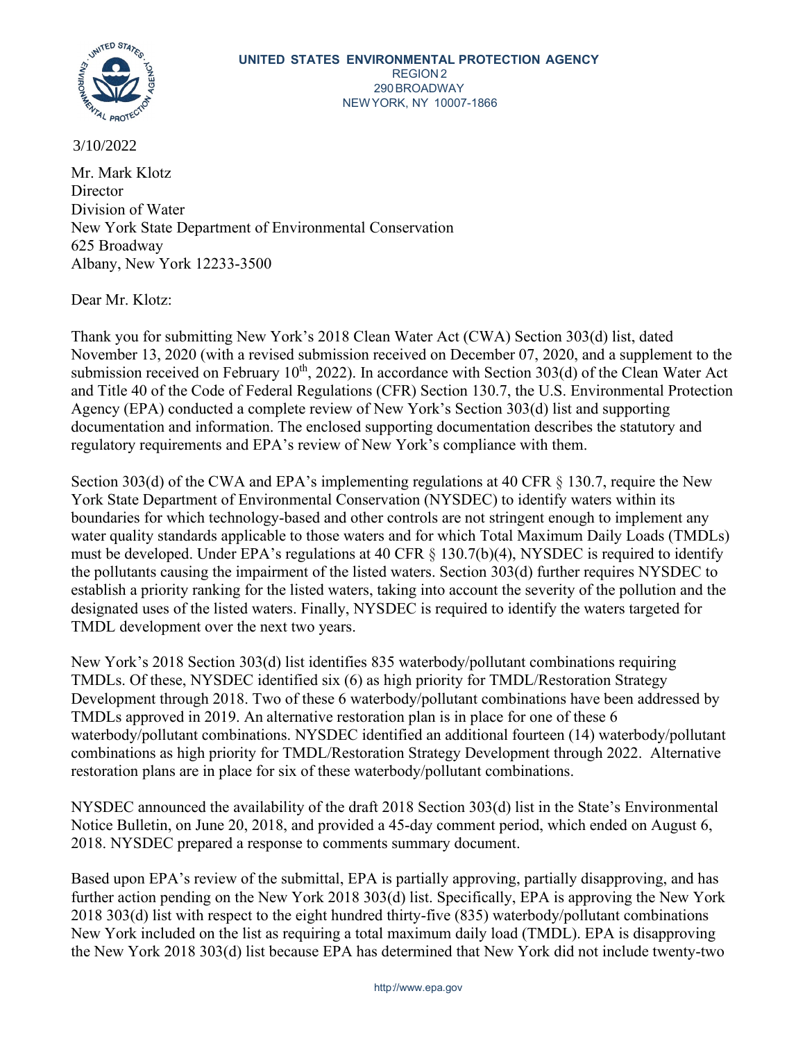**UNITED STATES ENVIRONMENTAL PROTECTION AGENCY**
REGION 2
290 BROADWAY
NEW YORK, NY 10007-1866

3/10/2022

Mr. Mark Klotz
Director
Division of Water
New York State Department of Environmental Conservation
625 Broadway
Albany, New York 12233-3500

Dear Mr. Klotz:

Thank you for submitting New York's 2018 Clean Water Act (CWA) Section 303(d) list, dated November 13, 2020 (with a revised submission received on December 07, 2020, and a supplement to the submission received on February 10th, 2022). In accordance with Section 303(d) of the Clean Water Act and Title 40 of the Code of Federal Regulations (CFR) Section 130.7, the U.S. Environmental Protection Agency (EPA) conducted a complete review of New York's Section 303(d) list and supporting documentation and information. The enclosed supporting documentation describes the statutory and regulatory requirements and EPA's review of New York's compliance with them.

Section 303(d) of the CWA and EPA's implementing regulations at 40 CFR § 130.7, require the New York State Department of Environmental Conservation (NYSDEC) to identify waters within its boundaries for which technology-based and other controls are not stringent enough to implement any water quality standards applicable to those waters and for which Total Maximum Daily Loads (TMDLs) must be developed. Under EPA's regulations at 40 CFR § 130.7(b)(4), NYSDEC is required to identify the pollutants causing the impairment of the listed waters. Section 303(d) further requires NYSDEC to establish a priority ranking for the listed waters, taking into account the severity of the pollution and the designated uses of the listed waters. Finally, NYSDEC is required to identify the waters targeted for TMDL development over the next two years.

New York's 2018 Section 303(d) list identifies 835 waterbody/pollutant combinations requiring TMDLs. Of these, NYSDEC identified six (6) as high priority for TMDL/Restoration Strategy Development through 2018. Two of these 6 waterbody/pollutant combinations have been addressed by TMDLs approved in 2019. An alternative restoration plan is in place for one of these 6 waterbody/pollutant combinations. NYSDEC identified an additional fourteen (14) waterbody/pollutant combinations as high priority for TMDL/Restoration Strategy Development through 2022. Alternative restoration plans are in place for six of these waterbody/pollutant combinations.

NYSDEC announced the availability of the draft 2018 Section 303(d) list in the State's Environmental Notice Bulletin, on June 20, 2018, and provided a 45-day comment period, which ended on August 6, 2018. NYSDEC prepared a response to comments summary document.

Based upon EPA's review of the submittal, EPA is partially approving, partially disapproving, and has further action pending on the New York 2018 303(d) list. Specifically, EPA is approving the New York 2018 303(d) list with respect to the eight hundred thirty-five (835) waterbody/pollutant combinations New York included on the list as requiring a total maximum daily load (TMDL). EPA is disapproving the New York 2018 303(d) list because EPA has determined that New York did not include twenty-two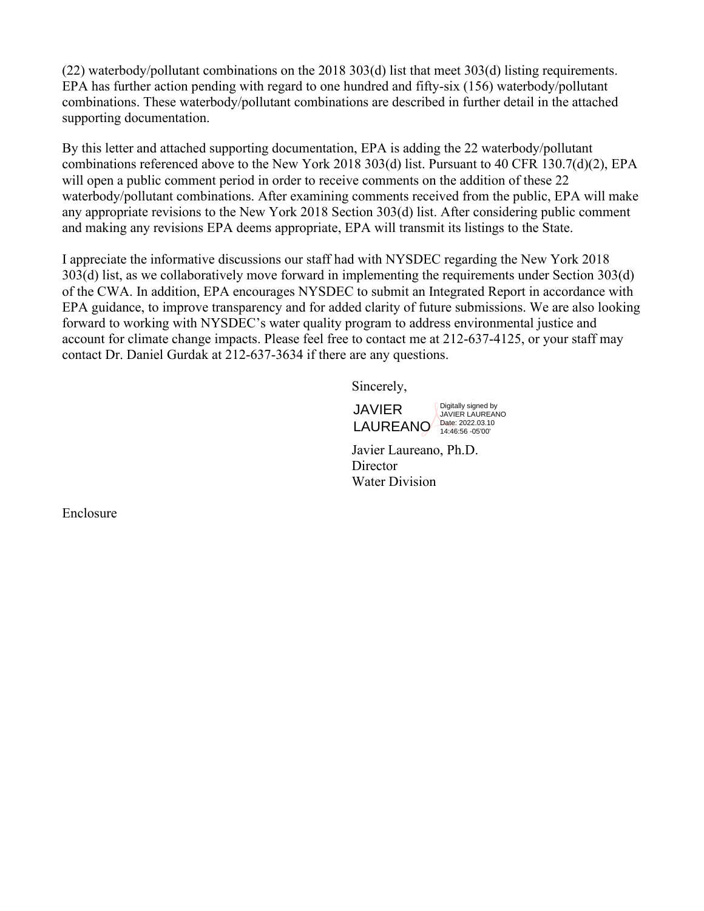(22) waterbody/pollutant combinations on the 2018 303(d) list that meet 303(d) listing requirements. EPA has further action pending with regard to one hundred and fifty-six (156) waterbody/pollutant combinations. These waterbody/pollutant combinations are described in further detail in the attached supporting documentation.

By this letter and attached supporting documentation, EPA is adding the 22 waterbody/pollutant combinations referenced above to the New York 2018 303(d) list. Pursuant to 40 CFR 130.7(d)(2), EPA will open a public comment period in order to receive comments on the addition of these 22 waterbody/pollutant combinations. After examining comments received from the public, EPA will make any appropriate revisions to the New York 2018 Section 303(d) list. After considering public comment and making any revisions EPA deems appropriate, EPA will transmit its listings to the State.

I appreciate the informative discussions our staff had with NYSDEC regarding the New York 2018 303(d) list, as we collaboratively move forward in implementing the requirements under Section 303(d) of the CWA. In addition, EPA encourages NYSDEC to submit an Integrated Report in accordance with EPA guidance, to improve transparency and for added clarity of future submissions. We are also looking forward to working with NYSDEC's water quality program to address environmental justice and account for climate change impacts. Please feel free to contact me at 212-637-4125, or your staff may contact Dr. Daniel Gurdak at 212-637-3634 if there are any questions.

Sincerely,

JAVIER LAUREANO

Digitally signed by JAVIER LAUREANO
Date: 2022.03.10 14:46:56 -05'00'

Javier Laureano, Ph.D.
Director
Water Division

Enclosure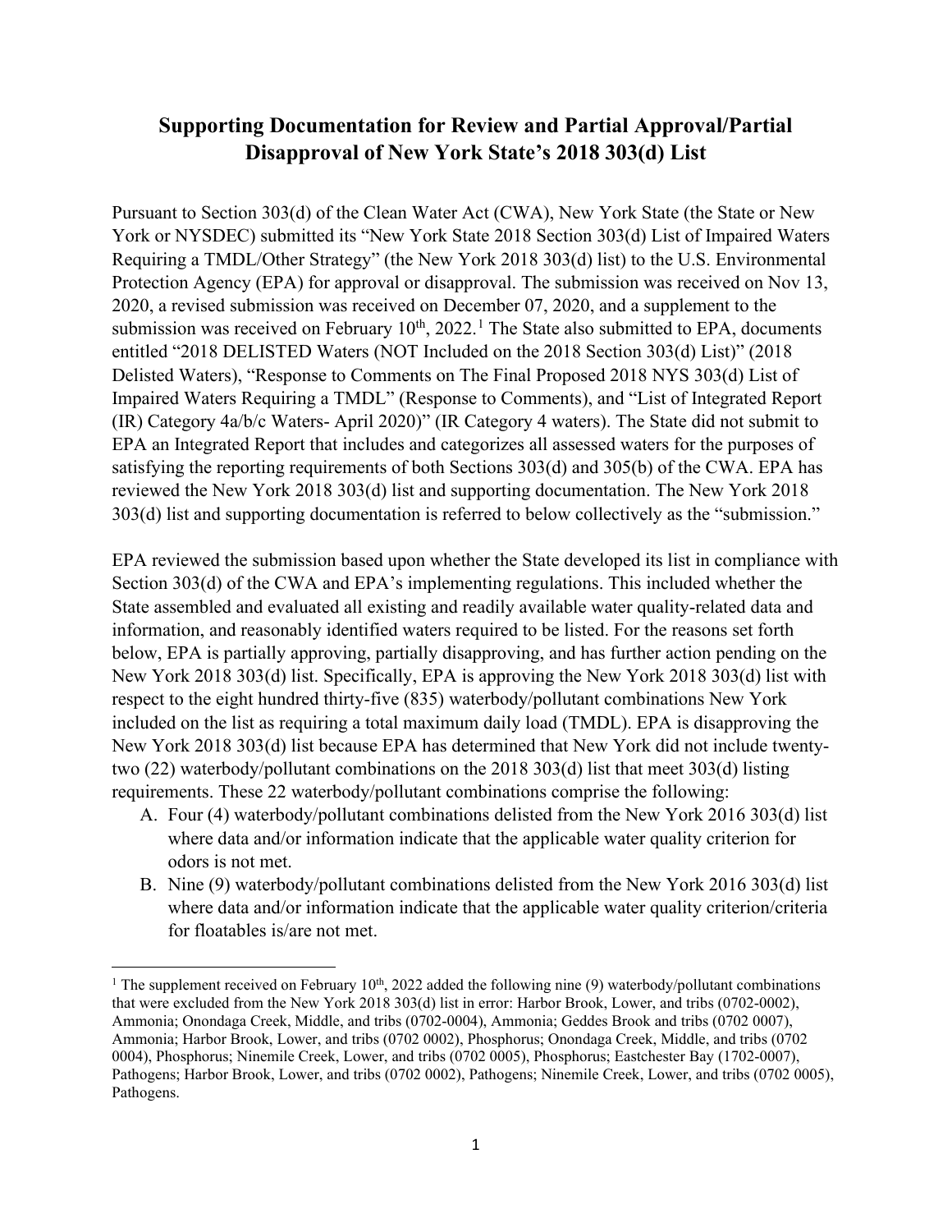# Supporting Documentation for Review and Partial Approval/Partial Disapproval of New York State's 2018 303(d) List

Pursuant to Section 303(d) of the Clean Water Act (CWA), New York State (the State or New York or NYSDEC) submitted its "New York State 2018 Section 303(d) List of Impaired Waters Requiring a TMDL/Other Strategy" (the New York 2018 303(d) list) to the U.S. Environmental Protection Agency (EPA) for approval or disapproval. The submission was received on Nov 13, 2020, a revised submission was received on December 07, 2020, and a supplement to the submission was received on February 10th, 2022.[1] The State also submitted to EPA, documents entitled "2018 DELISTED Waters (NOT Included on the 2018 Section 303(d) List)" (2018 Delisted Waters), "Response to Comments on The Final Proposed 2018 NYS 303(d) List of Impaired Waters Requiring a TMDL" (Response to Comments), and "List of Integrated Report (IR) Category 4a/b/c Waters- April 2020)" (IR Category 4 waters). The State did not submit to EPA an Integrated Report that includes and categorizes all assessed waters for the purposes of satisfying the reporting requirements of both Sections 303(d) and 305(b) of the CWA. EPA has reviewed the New York 2018 303(d) list and supporting documentation. The New York 2018 303(d) list and supporting documentation is referred to below collectively as the "submission."

EPA reviewed the submission based upon whether the State developed its list in compliance with Section 303(d) of the CWA and EPA's implementing regulations. This included whether the State assembled and evaluated all existing and readily available water quality-related data and information, and reasonably identified waters required to be listed. For the reasons set forth below, EPA is partially approving, partially disapproving, and has further action pending on the New York 2018 303(d) list. Specifically, EPA is approving the New York 2018 303(d) list with respect to the eight hundred thirty-five (835) waterbody/pollutant combinations New York included on the list as requiring a total maximum daily load (TMDL). EPA is disapproving the New York 2018 303(d) list because EPA has determined that New York did not include twenty-two (22) waterbody/pollutant combinations on the 2018 303(d) list that meet 303(d) listing requirements. These 22 waterbody/pollutant combinations comprise the following:

A. Four (4) waterbody/pollutant combinations delisted from the New York 2016 303(d) list where data and/or information indicate that the applicable water quality criterion for odors is not met.
B. Nine (9) waterbody/pollutant combinations delisted from the New York 2016 303(d) list where data and/or information indicate that the applicable water quality criterion/criteria for floatables is/are not met.

---

[1] The supplement received on February 10th, 2022 added the following nine (9) waterbody/pollutant combinations that were excluded from the New York 2018 303(d) list in error: Harbor Brook, Lower, and tribs (0702-0002), Ammonia; Onondaga Creek, Middle, and tribs (0702-0004), Ammonia; Geddes Brook and tribs (0702 0007), Ammonia; Harbor Brook, Lower, and tribs (0702 0002), Phosphorus; Onondaga Creek, Middle, and tribs (0702 0004), Phosphorus; Ninemile Creek, Lower, and tribs (0702 0005), Phosphorus; Eastchester Bay (1702-0007), Pathogens; Harbor Brook, Lower, and tribs (0702 0002), Pathogens; Ninemile Creek, Lower, and tribs (0702 0005), Pathogens.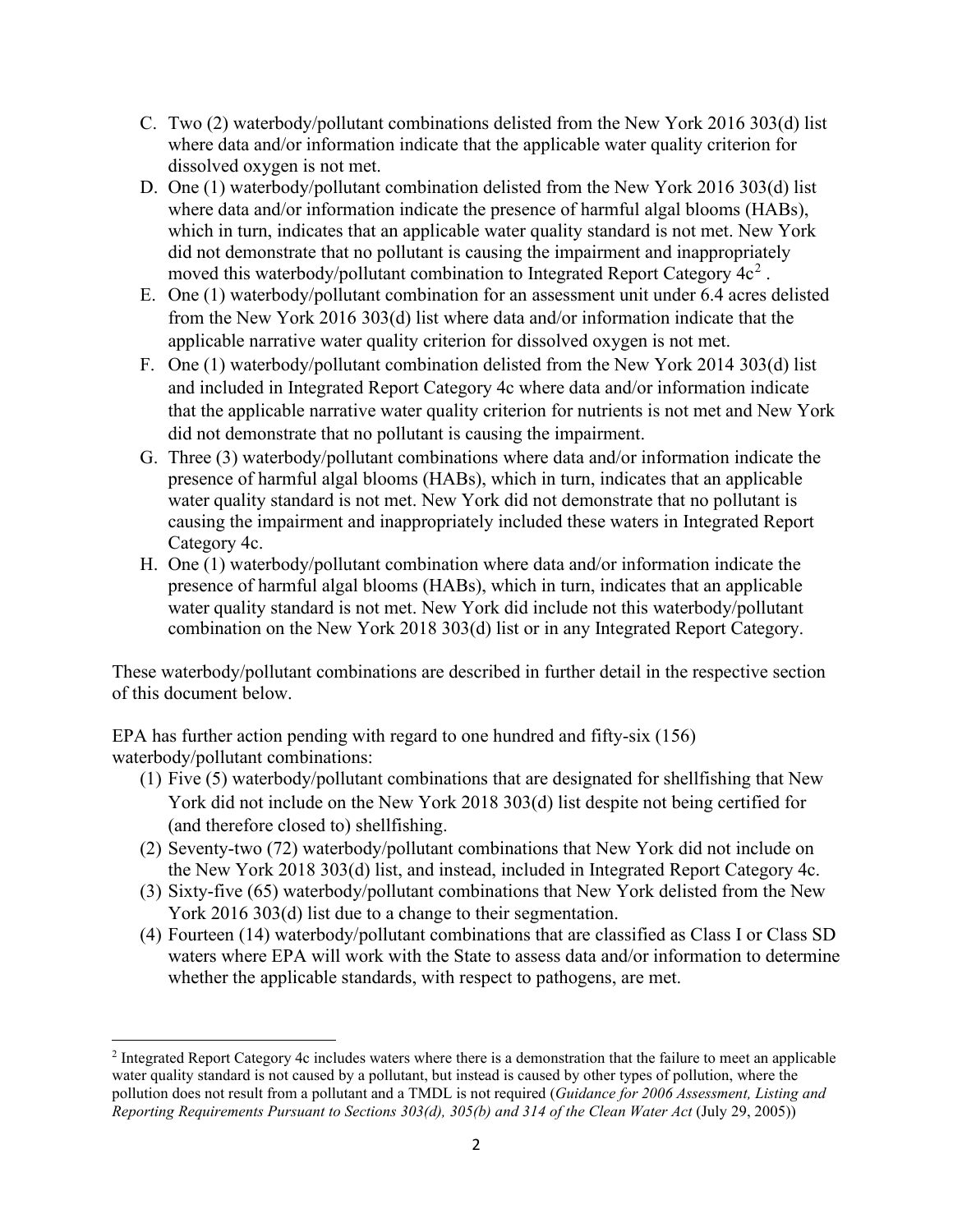C. Two (2) waterbody/pollutant combinations delisted from the New York 2016 303(d) list where data and/or information indicate that the applicable water quality criterion for dissolved oxygen is not met.
D. One (1) waterbody/pollutant combination delisted from the New York 2016 303(d) list where data and/or information indicate the presence of harmful algal blooms (HABs), which in turn, indicates that an applicable water quality standard is not met. New York did not demonstrate that no pollutant is causing the impairment and inappropriately moved this waterbody/pollutant combination to Integrated Report Category 4c[2] .
E. One (1) waterbody/pollutant combination for an assessment unit under 6.4 acres delisted from the New York 2016 303(d) list where data and/or information indicate that the applicable narrative water quality criterion for dissolved oxygen is not met.
F. One (1) waterbody/pollutant combination delisted from the New York 2014 303(d) list and included in Integrated Report Category 4c where data and/or information indicate that the applicable narrative water quality criterion for nutrients is not met and New York did not demonstrate that no pollutant is causing the impairment.
G. Three (3) waterbody/pollutant combinations where data and/or information indicate the presence of harmful algal blooms (HABs), which in turn, indicates that an applicable water quality standard is not met. New York did not demonstrate that no pollutant is causing the impairment and inappropriately included these waters in Integrated Report Category 4c.
H. One (1) waterbody/pollutant combination where data and/or information indicate the presence of harmful algal blooms (HABs), which in turn, indicates that an applicable water quality standard is not met. New York did include not this waterbody/pollutant combination on the New York 2018 303(d) list or in any Integrated Report Category.

These waterbody/pollutant combinations are described in further detail in the respective section of this document below.

EPA has further action pending with regard to one hundred and fifty-six (156) waterbody/pollutant combinations:

(1) Five (5) waterbody/pollutant combinations that are designated for shellfishing that New York did not include on the New York 2018 303(d) list despite not being certified for (and therefore closed to) shellfishing.
(2) Seventy-two (72) waterbody/pollutant combinations that New York did not include on the New York 2018 303(d) list, and instead, included in Integrated Report Category 4c.
(3) Sixty-five (65) waterbody/pollutant combinations that New York delisted from the New York 2016 303(d) list due to a change to their segmentation.
(4) Fourteen (14) waterbody/pollutant combinations that are classified as Class I or Class SD waters where EPA will work with the State to assess data and/or information to determine whether the applicable standards, with respect to pathogens, are met.

[2] Integrated Report Category 4c includes waters where there is a demonstration that the failure to meet an applicable water quality standard is not caused by a pollutant, but instead is caused by other types of pollution, where the pollution does not result from a pollutant and a TMDL is not required (*Guidance for 2006 Assessment, Listing and Reporting Requirements Pursuant to Sections 303(d), 305(b) and 314 of the Clean Water Act* (July 29, 2005))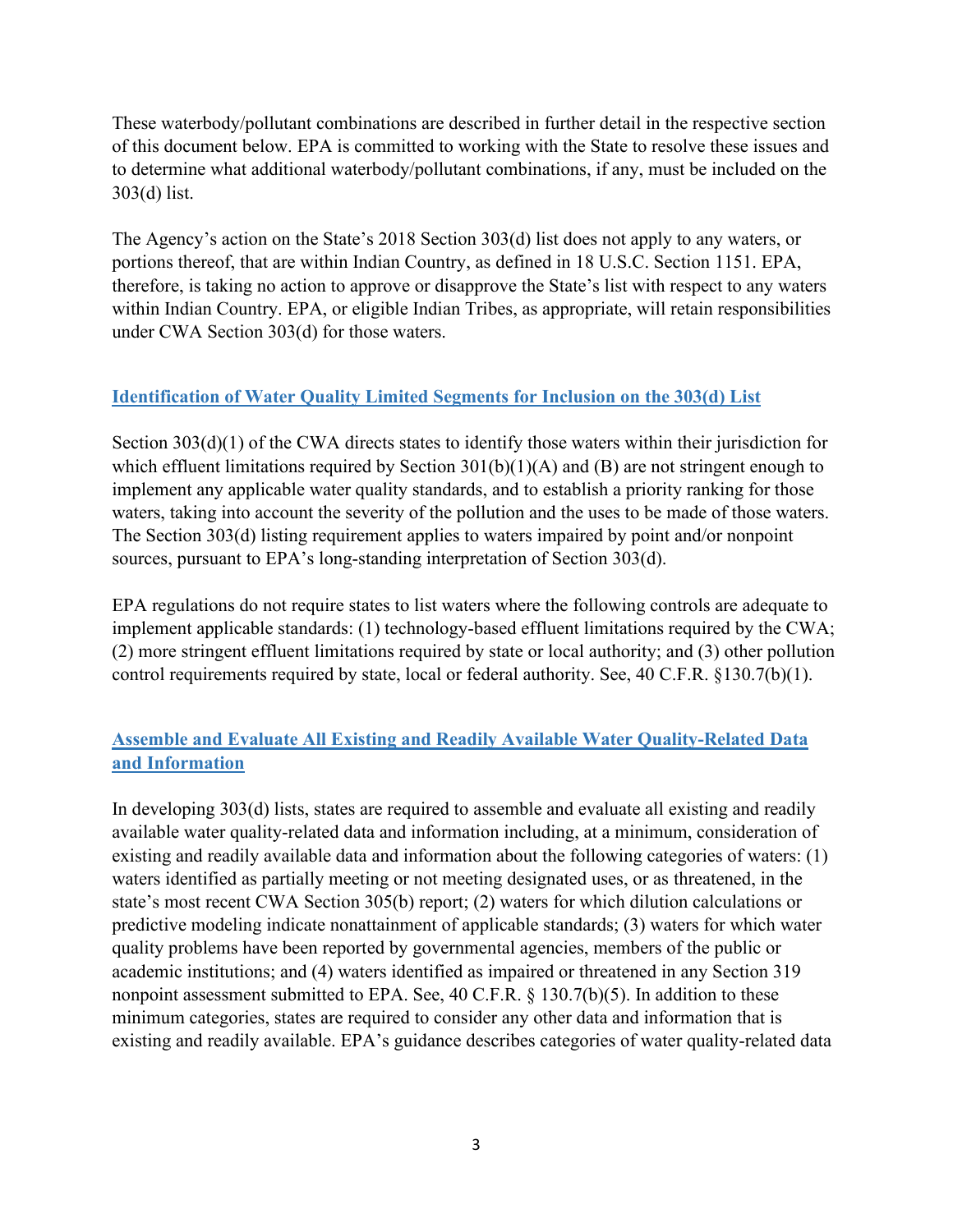These waterbody/pollutant combinations are described in further detail in the respective section of this document below. EPA is committed to working with the State to resolve these issues and to determine what additional waterbody/pollutant combinations, if any, must be included on the 303(d) list.

The Agency's action on the State's 2018 Section 303(d) list does not apply to any waters, or portions thereof, that are within Indian Country, as defined in 18 U.S.C. Section 1151. EPA, therefore, is taking no action to approve or disapprove the State's list with respect to any waters within Indian Country. EPA, or eligible Indian Tribes, as appropriate, will retain responsibilities under CWA Section 303(d) for those waters.

## Identification of Water Quality Limited Segments for Inclusion on the 303(d) List

Section 303(d)(1) of the CWA directs states to identify those waters within their jurisdiction for which effluent limitations required by Section 301(b)(1)(A) and (B) are not stringent enough to implement any applicable water quality standards, and to establish a priority ranking for those waters, taking into account the severity of the pollution and the uses to be made of those waters. The Section 303(d) listing requirement applies to waters impaired by point and/or nonpoint sources, pursuant to EPA's long-standing interpretation of Section 303(d).

EPA regulations do not require states to list waters where the following controls are adequate to implement applicable standards: (1) technology-based effluent limitations required by the CWA; (2) more stringent effluent limitations required by state or local authority; and (3) other pollution control requirements required by state, local or federal authority. See, 40 C.F.R. §130.7(b)(1).

## Assemble and Evaluate All Existing and Readily Available Water Quality-Related Data and Information

In developing 303(d) lists, states are required to assemble and evaluate all existing and readily available water quality-related data and information including, at a minimum, consideration of existing and readily available data and information about the following categories of waters: (1) waters identified as partially meeting or not meeting designated uses, or as threatened, in the state's most recent CWA Section 305(b) report; (2) waters for which dilution calculations or predictive modeling indicate nonattainment of applicable standards; (3) waters for which water quality problems have been reported by governmental agencies, members of the public or academic institutions; and (4) waters identified as impaired or threatened in any Section 319 nonpoint assessment submitted to EPA. See, 40 C.F.R. § 130.7(b)(5). In addition to these minimum categories, states are required to consider any other data and information that is existing and readily available. EPA's guidance describes categories of water quality-related data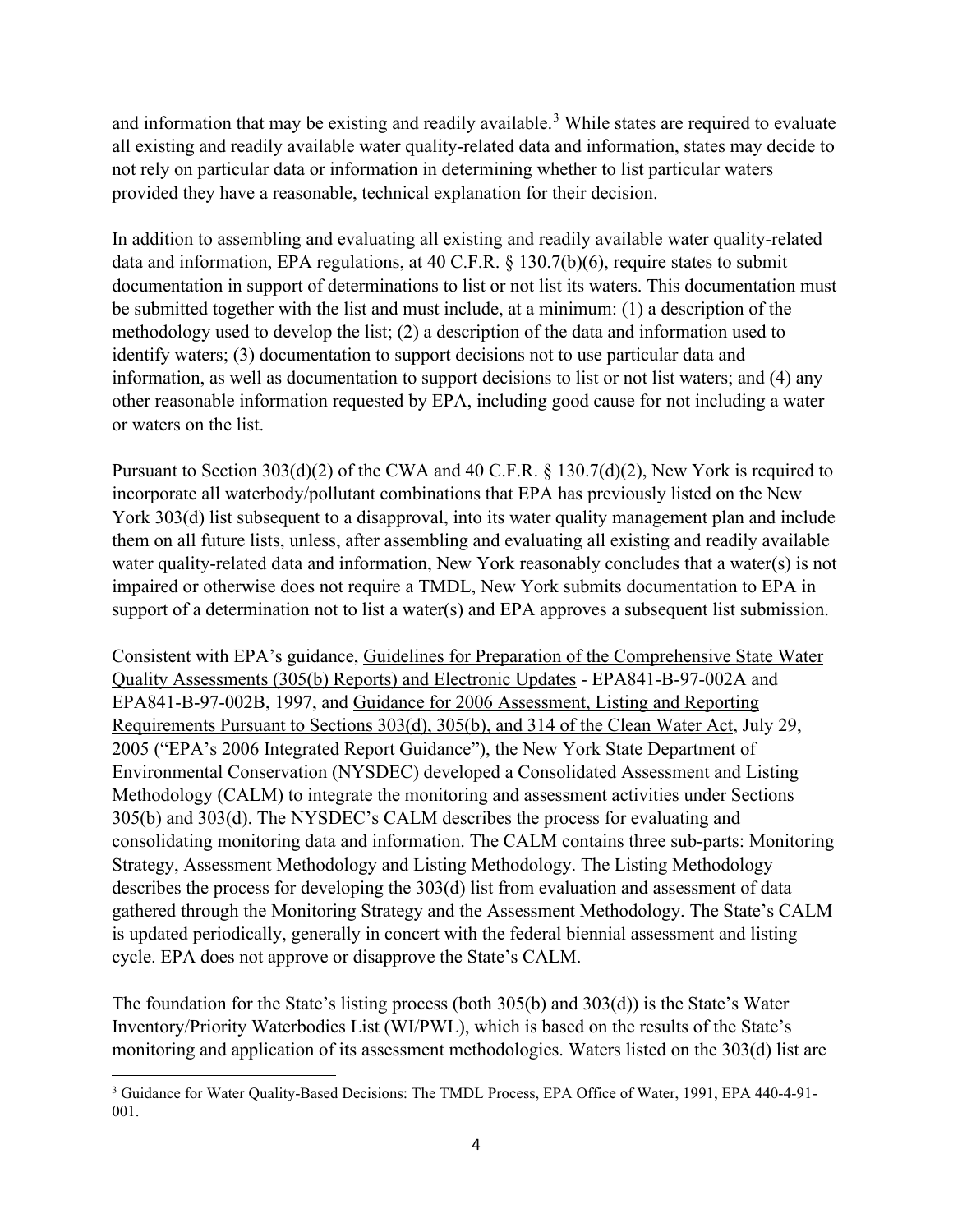and information that may be existing and readily available.[3] While states are required to evaluate all existing and readily available water quality-related data and information, states may decide to not rely on particular data or information in determining whether to list particular waters provided they have a reasonable, technical explanation for their decision.

In addition to assembling and evaluating all existing and readily available water quality-related data and information, EPA regulations, at 40 C.F.R. § 130.7(b)(6), require states to submit documentation in support of determinations to list or not list its waters. This documentation must be submitted together with the list and must include, at a minimum: (1) a description of the methodology used to develop the list; (2) a description of the data and information used to identify waters; (3) documentation to support decisions not to use particular data and information, as well as documentation to support decisions to list or not list waters; and (4) any other reasonable information requested by EPA, including good cause for not including a water or waters on the list.

Pursuant to Section 303(d)(2) of the CWA and 40 C.F.R. § 130.7(d)(2), New York is required to incorporate all waterbody/pollutant combinations that EPA has previously listed on the New York 303(d) list subsequent to a disapproval, into its water quality management plan and include them on all future lists, unless, after assembling and evaluating all existing and readily available water quality-related data and information, New York reasonably concludes that a water(s) is not impaired or otherwise does not require a TMDL, New York submits documentation to EPA in support of a determination not to list a water(s) and EPA approves a subsequent list submission.

Consistent with EPA's guidance, Guidelines for Preparation of the Comprehensive State Water Quality Assessments (305(b) Reports) and Electronic Updates - EPA841-B-97-002A and EPA841-B-97-002B, 1997, and Guidance for 2006 Assessment, Listing and Reporting Requirements Pursuant to Sections 303(d), 305(b), and 314 of the Clean Water Act, July 29, 2005 ("EPA's 2006 Integrated Report Guidance"), the New York State Department of Environmental Conservation (NYSDEC) developed a Consolidated Assessment and Listing Methodology (CALM) to integrate the monitoring and assessment activities under Sections 305(b) and 303(d). The NYSDEC's CALM describes the process for evaluating and consolidating monitoring data and information. The CALM contains three sub-parts: Monitoring Strategy, Assessment Methodology and Listing Methodology. The Listing Methodology describes the process for developing the 303(d) list from evaluation and assessment of data gathered through the Monitoring Strategy and the Assessment Methodology. The State's CALM is updated periodically, generally in concert with the federal biennial assessment and listing cycle. EPA does not approve or disapprove the State's CALM.

The foundation for the State's listing process (both 305(b) and 303(d)) is the State's Water Inventory/Priority Waterbodies List (WI/PWL), which is based on the results of the State's monitoring and application of its assessment methodologies. Waters listed on the 303(d) list are

---

[3] Guidance for Water Quality-Based Decisions: The TMDL Process, EPA Office of Water, 1991, EPA 440-4-91-001.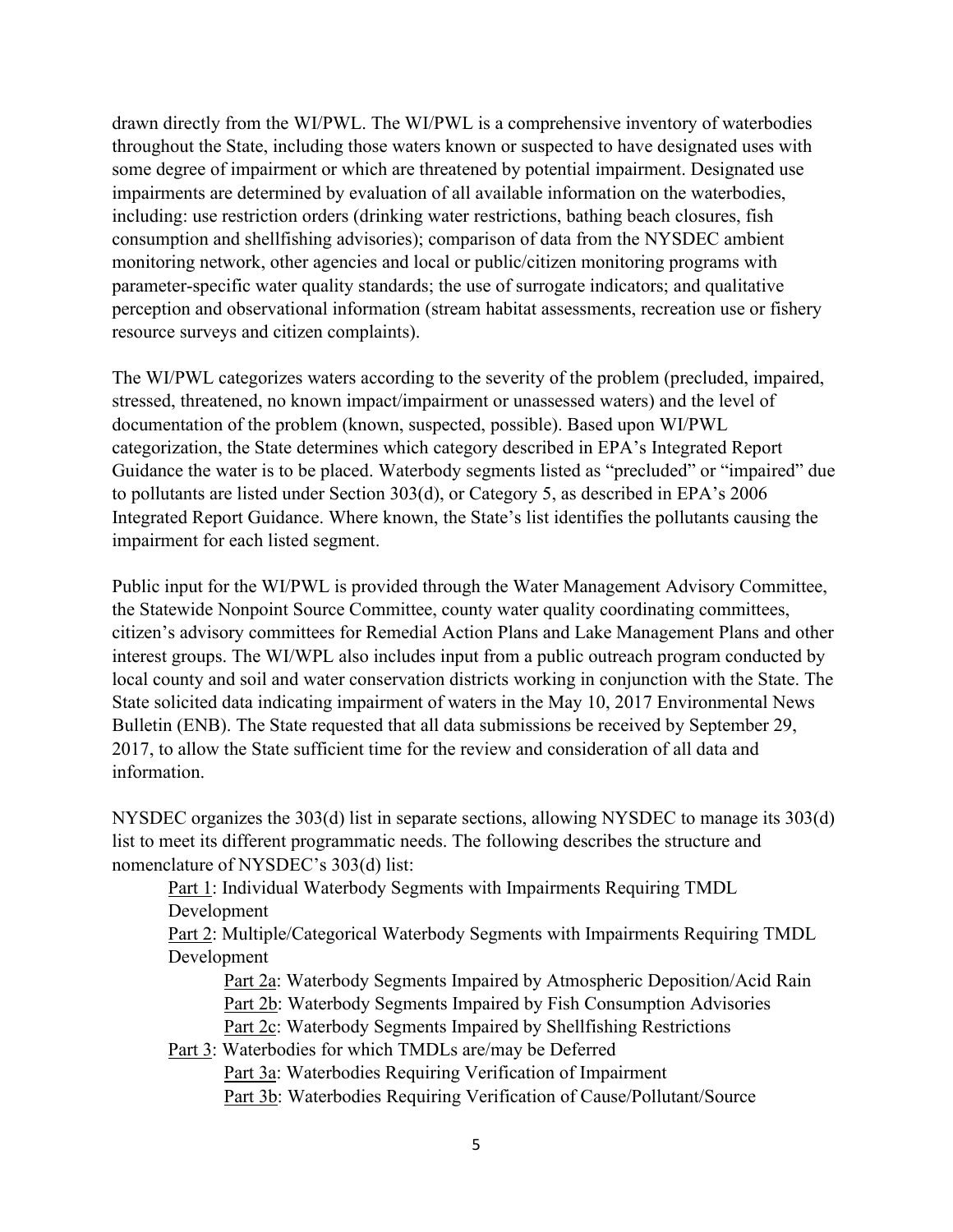drawn directly from the WI/PWL. The WI/PWL is a comprehensive inventory of waterbodies throughout the State, including those waters known or suspected to have designated uses with some degree of impairment or which are threatened by potential impairment. Designated use impairments are determined by evaluation of all available information on the waterbodies, including: use restriction orders (drinking water restrictions, bathing beach closures, fish consumption and shellfishing advisories); comparison of data from the NYSDEC ambient monitoring network, other agencies and local or public/citizen monitoring programs with parameter-specific water quality standards; the use of surrogate indicators; and qualitative perception and observational information (stream habitat assessments, recreation use or fishery resource surveys and citizen complaints).

The WI/PWL categorizes waters according to the severity of the problem (precluded, impaired, stressed, threatened, no known impact/impairment or unassessed waters) and the level of documentation of the problem (known, suspected, possible). Based upon WI/PWL categorization, the State determines which category described in EPA's Integrated Report Guidance the water is to be placed. Waterbody segments listed as "precluded" or "impaired" due to pollutants are listed under Section 303(d), or Category 5, as described in EPA's 2006 Integrated Report Guidance. Where known, the State's list identifies the pollutants causing the impairment for each listed segment.

Public input for the WI/PWL is provided through the Water Management Advisory Committee, the Statewide Nonpoint Source Committee, county water quality coordinating committees, citizen's advisory committees for Remedial Action Plans and Lake Management Plans and other interest groups. The WI/WPL also includes input from a public outreach program conducted by local county and soil and water conservation districts working in conjunction with the State. The State solicited data indicating impairment of waters in the May 10, 2017 Environmental News Bulletin (ENB). The State requested that all data submissions be received by September 29, 2017, to allow the State sufficient time for the review and consideration of all data and information.

NYSDEC organizes the 303(d) list in separate sections, allowing NYSDEC to manage its 303(d) list to meet its different programmatic needs. The following describes the structure and nomenclature of NYSDEC's 303(d) list:

- Part 1: Individual Waterbody Segments with Impairments Requiring TMDL Development
- Part 2: Multiple/Categorical Waterbody Segments with Impairments Requiring TMDL Development
  - Part 2a: Waterbody Segments Impaired by Atmospheric Deposition/Acid Rain
  - Part 2b: Waterbody Segments Impaired by Fish Consumption Advisories
  - Part 2c: Waterbody Segments Impaired by Shellfishing Restrictions
- Part 3: Waterbodies for which TMDLs are/may be Deferred
  - Part 3a: Waterbodies Requiring Verification of Impairment
  - Part 3b: Waterbodies Requiring Verification of Cause/Pollutant/Source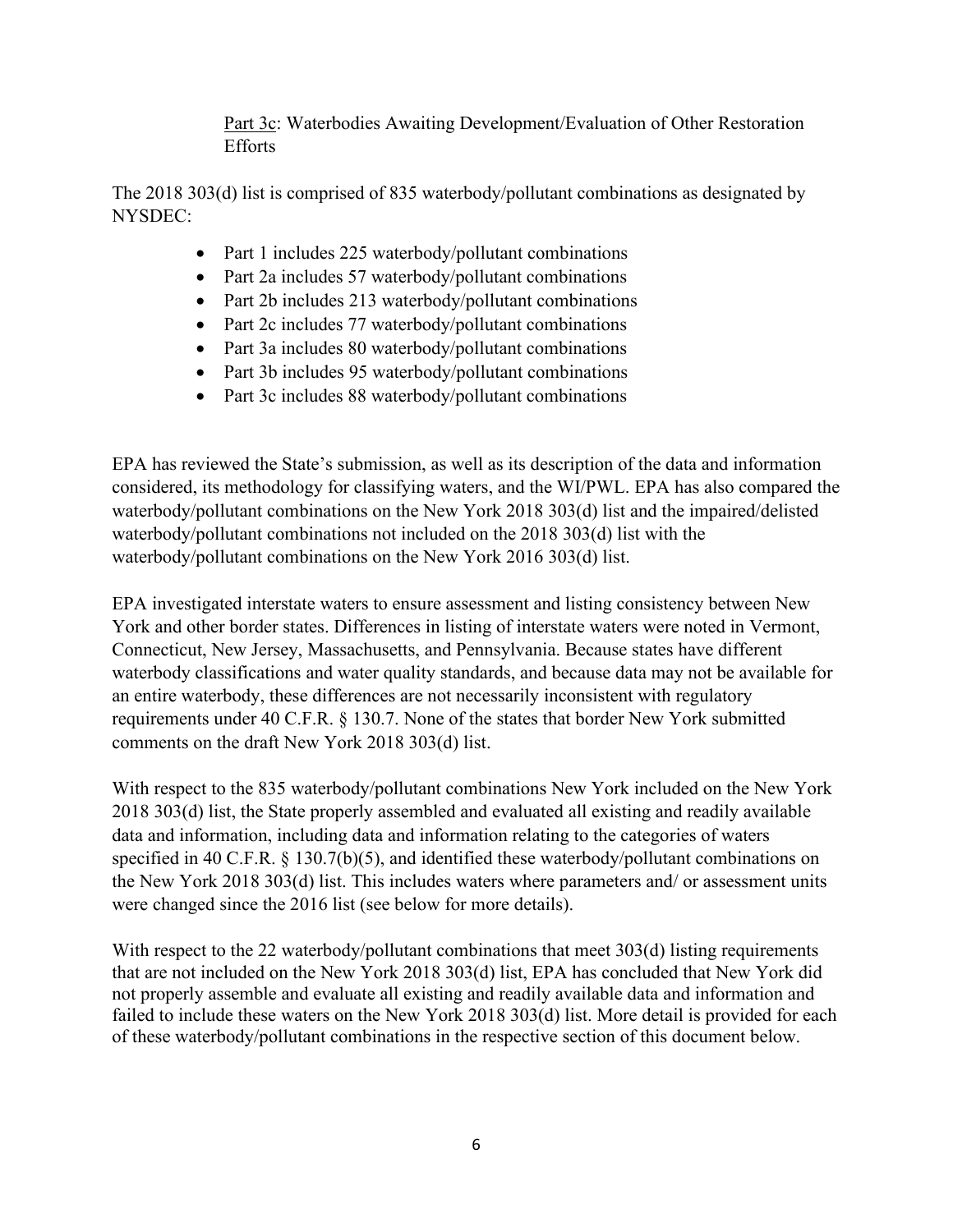Part 3c: Waterbodies Awaiting Development/Evaluation of Other Restoration Efforts

The 2018 303(d) list is comprised of 835 waterbody/pollutant combinations as designated by NYSDEC:

- Part 1 includes 225 waterbody/pollutant combinations
- Part 2a includes 57 waterbody/pollutant combinations
- Part 2b includes 213 waterbody/pollutant combinations
- Part 2c includes 77 waterbody/pollutant combinations
- Part 3a includes 80 waterbody/pollutant combinations
- Part 3b includes 95 waterbody/pollutant combinations
- Part 3c includes 88 waterbody/pollutant combinations

EPA has reviewed the State's submission, as well as its description of the data and information considered, its methodology for classifying waters, and the WI/PWL. EPA has also compared the waterbody/pollutant combinations on the New York 2018 303(d) list and the impaired/delisted waterbody/pollutant combinations not included on the 2018 303(d) list with the waterbody/pollutant combinations on the New York 2016 303(d) list.

EPA investigated interstate waters to ensure assessment and listing consistency between New York and other border states. Differences in listing of interstate waters were noted in Vermont, Connecticut, New Jersey, Massachusetts, and Pennsylvania. Because states have different waterbody classifications and water quality standards, and because data may not be available for an entire waterbody, these differences are not necessarily inconsistent with regulatory requirements under 40 C.F.R. § 130.7. None of the states that border New York submitted comments on the draft New York 2018 303(d) list.

With respect to the 835 waterbody/pollutant combinations New York included on the New York 2018 303(d) list, the State properly assembled and evaluated all existing and readily available data and information, including data and information relating to the categories of waters specified in 40 C.F.R. § 130.7(b)(5), and identified these waterbody/pollutant combinations on the New York 2018 303(d) list. This includes waters where parameters and/ or assessment units were changed since the 2016 list (see below for more details).

With respect to the 22 waterbody/pollutant combinations that meet 303(d) listing requirements that are not included on the New York 2018 303(d) list, EPA has concluded that New York did not properly assemble and evaluate all existing and readily available data and information and failed to include these waters on the New York 2018 303(d) list. More detail is provided for each of these waterbody/pollutant combinations in the respective section of this document below.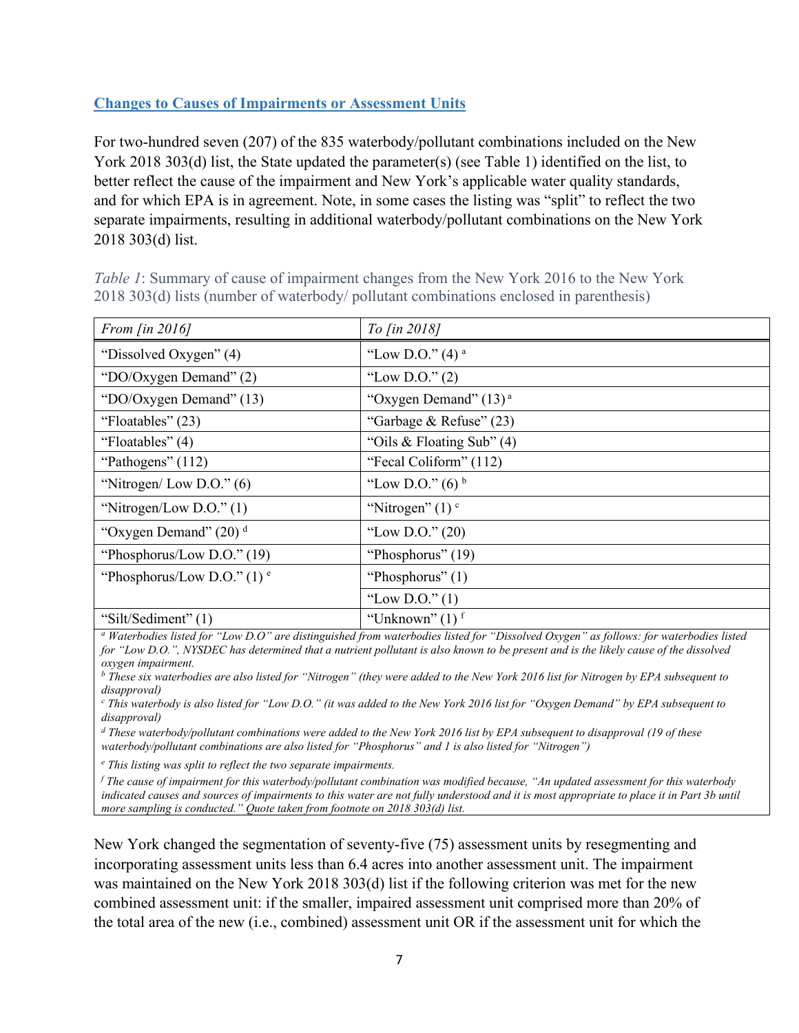## Changes to Causes of Impairments or Assessment Units

For two-hundred seven (207) of the 835 waterbody/pollutant combinations included on the New York 2018 303(d) list, the State updated the parameter(s) (see Table 1) identified on the list, to better reflect the cause of the impairment and New York's applicable water quality standards, and for which EPA is in agreement. Note, in some cases the listing was "split" to reflect the two separate impairments, resulting in additional waterbody/pollutant combinations on the New York 2018 303(d) list.

*Table 1*: Summary of cause of impairment changes from the New York 2016 to the New York 2018 303(d) lists (number of waterbody/ pollutant combinations enclosed in parenthesis)

| *From [in 2016]* | *To [in 2018]* |
|---|---|
| "Dissolved Oxygen" (4) | "Low D.O." (4) [a] |
| "DO/Oxygen Demand" (2) | "Low D.O." (2) |
| "DO/Oxygen Demand" (13) | "Oxygen Demand" (13) [a] |
| "Floatables" (23) | "Garbage & Refuse" (23) |
| "Floatables" (4) | "Oils & Floating Sub" (4) |
| "Pathogens" (112) | "Fecal Coliform" (112) |
| "Nitrogen/ Low D.O." (6) | "Low D.O." (6) [b] |
| "Nitrogen/Low D.O." (1) | "Nitrogen" (1) [c] |
| "Oxygen Demand" (20) [d] | "Low D.O." (20) |
| "Phosphorus/Low D.O." (19) | "Phosphorus" (19) |
| "Phosphorus/Low D.O." (1) [e] | "Phosphorus" (1) |
| | "Low D.O." (1) |
| "Silt/Sediment" (1) | "Unknown" (1) [f] |

[a] *Waterbodies listed for "Low D.O" are distinguished from waterbodies listed for "Dissolved Oxygen" as follows: for waterbodies listed for "Low D.O.", NYSDEC has determined that a nutrient pollutant is also known to be present and is the likely cause of the dissolved oxygen impairment.*

[b] *These six waterbodies are also listed for "Nitrogen" (they were added to the New York 2016 list for Nitrogen by EPA subsequent to disapproval)*

[c] *This waterbody is also listed for "Low D.O." (it was added to the New York 2016 list for "Oxygen Demand" by EPA subsequent to disapproval)*

[d] *These waterbody/pollutant combinations were added to the New York 2016 list by EPA subsequent to disapproval (19 of these waterbody/pollutant combinations are also listed for "Phosphorus" and 1 is also listed for "Nitrogen")*

[e] *This listing was split to reflect the two separate impairments.*

[f] *The cause of impairment for this waterbody/pollutant combination was modified because, "An updated assessment for this waterbody indicated causes and sources of impairments to this water are not fully understood and it is most appropriate to place it in Part 3b until more sampling is conducted." Quote taken from footnote on 2018 303(d) list.*

New York changed the segmentation of seventy-five (75) assessment units by resegmenting and incorporating assessment units less than 6.4 acres into another assessment unit. The impairment was maintained on the New York 2018 303(d) list if the following criterion was met for the new combined assessment unit: if the smaller, impaired assessment unit comprised more than 20% of the total area of the new (i.e., combined) assessment unit OR if the assessment unit for which the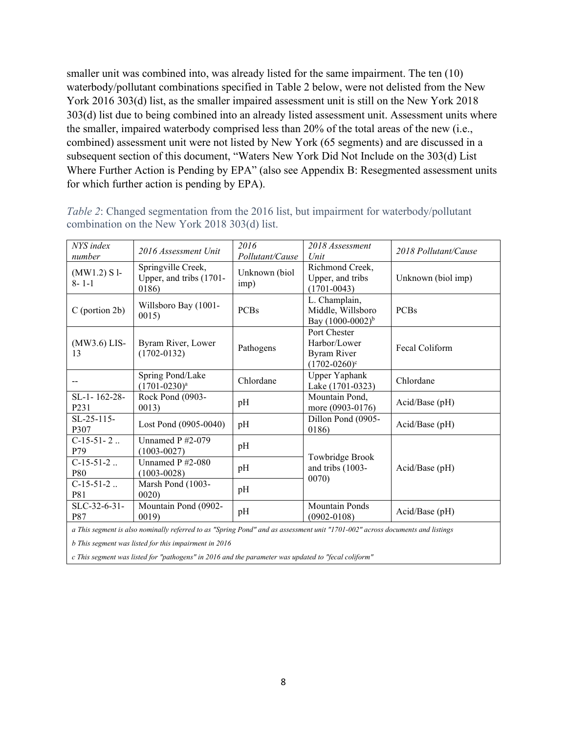smaller unit was combined into, was already listed for the same impairment. The ten (10) waterbody/pollutant combinations specified in Table 2 below, were not delisted from the New York 2016 303(d) list, as the smaller impaired assessment unit is still on the New York 2018 303(d) list due to being combined into an already listed assessment unit. Assessment units where the smaller, impaired waterbody comprised less than 20% of the total areas of the new (i.e., combined) assessment unit were not listed by New York (65 segments) and are discussed in a subsequent section of this document, "Waters New York Did Not Include on the 303(d) List Where Further Action is Pending by EPA" (also see Appendix B: Resegmented assessment units for which further action is pending by EPA).

*Table 2*: Changed segmentation from the 2016 list, but impairment for waterbody/pollutant combination on the New York 2018 303(d) list.

| *NYS index number* | *2016 Assessment Unit* | *2016 Pollutant/Cause* | *2018 Assessment Unit* | *2018 Pollutant/Cause* |
|---|---|---|---|---|
| (MW1.2) S l-8- 1-1 | Springville Creek, Upper, and tribs (1701-0186) | Unknown (biol imp) | Richmond Creek, Upper, and tribs (1701-0043) | Unknown (biol imp) |
| C (portion 2b) | Willsboro Bay (1001-0015) | PCBs | L. Champlain, Middle, Willsboro Bay (1000-0002)[b] | PCBs |
| (MW3.6) LIS-13 | Byram River, Lower (1702-0132) | Pathogens | Port Chester Harbor/Lower Byram River (1702-0260)[c] | Fecal Coliform |
| -- | Spring Pond/Lake (1701-0230)[a] | Chlordane | Upper Yaphank Lake (1701-0323) | Chlordane |
| SL-1- 162-28-P231 | Rock Pond (0903-0013) | pH | Mountain Pond, more (0903-0176) | Acid/Base (pH) |
| SL-25-115-P307 | Lost Pond (0905-0040) | pH | Dillon Pond (0905-0186) | Acid/Base (pH) |
| C-15-51- 2 .. P79 | Unnamed P #2-079 (1003-0027) | pH | Towbridge Brook and tribs (1003-0070) | Acid/Base (pH) |
| C-15-51-2 .. P80 | Unnamed P #2-080 (1003-0028) | pH | | |
| C-15-51-2 .. P81 | Marsh Pond (1003-0020) | pH | | |
| SLC-32-6-31-P87 | Mountain Pond (0902-0019) | pH | Mountain Ponds (0902-0108) | Acid/Base (pH) |

*a This segment is also nominally referred to as "Spring Pond" and as assessment unit "1701-002" across documents and listings*

*b This segment was listed for this impairment in 2016*

*c This segment was listed for "pathogens" in 2016 and the parameter was updated to "fecal coliform"*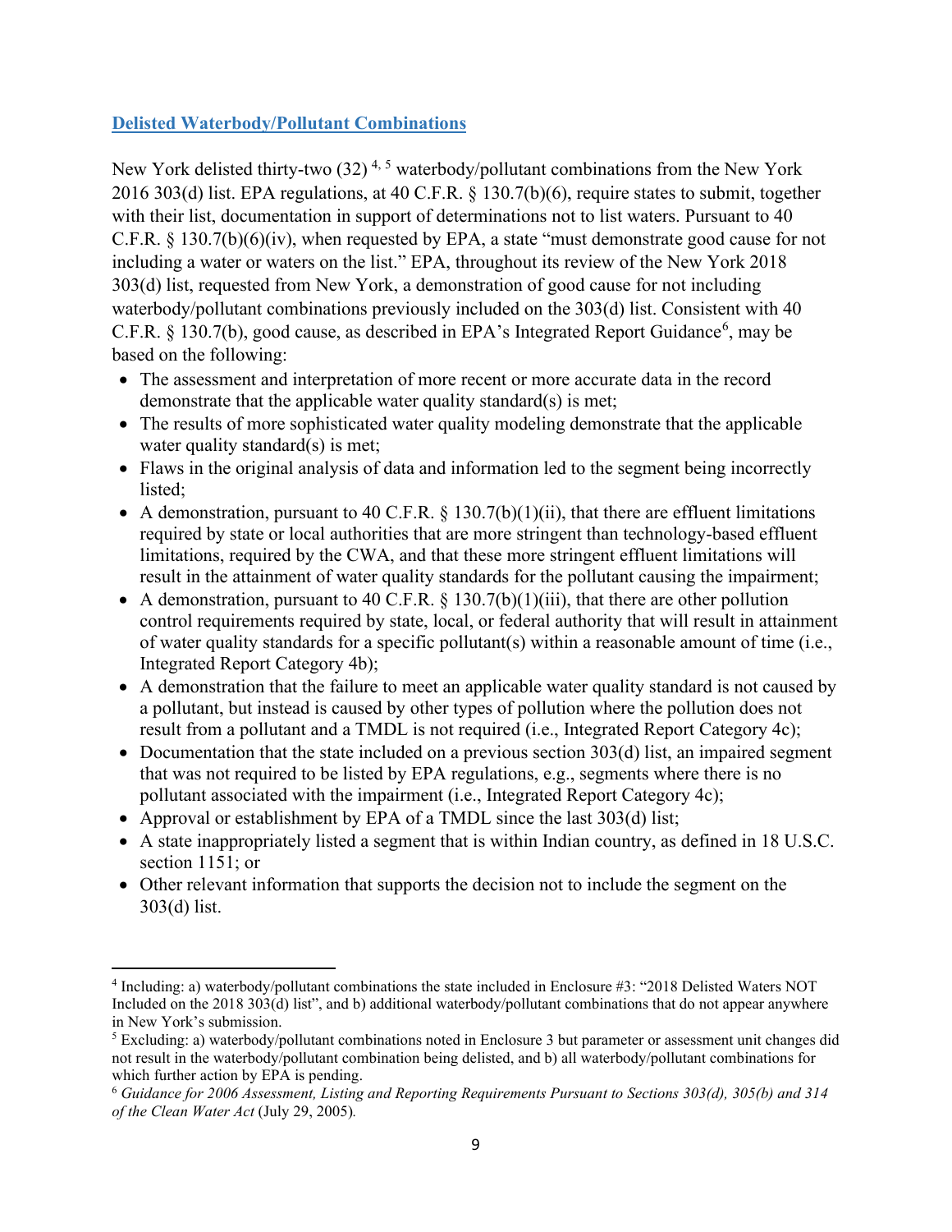## Delisted Waterbody/Pollutant Combinations

New York delisted thirty-two (32) [4, 5] waterbody/pollutant combinations from the New York 2016 303(d) list. EPA regulations, at 40 C.F.R. § 130.7(b)(6), require states to submit, together with their list, documentation in support of determinations not to list waters. Pursuant to 40 C.F.R. § 130.7(b)(6)(iv), when requested by EPA, a state "must demonstrate good cause for not including a water or waters on the list." EPA, throughout its review of the New York 2018 303(d) list, requested from New York, a demonstration of good cause for not including waterbody/pollutant combinations previously included on the 303(d) list. Consistent with 40 C.F.R. § 130.7(b), good cause, as described in EPA's Integrated Report Guidance[6], may be based on the following:

- The assessment and interpretation of more recent or more accurate data in the record demonstrate that the applicable water quality standard(s) is met;
- The results of more sophisticated water quality modeling demonstrate that the applicable water quality standard(s) is met;
- Flaws in the original analysis of data and information led to the segment being incorrectly listed;
- A demonstration, pursuant to 40 C.F.R. § 130.7(b)(1)(ii), that there are effluent limitations required by state or local authorities that are more stringent than technology-based effluent limitations, required by the CWA, and that these more stringent effluent limitations will result in the attainment of water quality standards for the pollutant causing the impairment;
- A demonstration, pursuant to 40 C.F.R. § 130.7(b)(1)(iii), that there are other pollution control requirements required by state, local, or federal authority that will result in attainment of water quality standards for a specific pollutant(s) within a reasonable amount of time (i.e., Integrated Report Category 4b);
- A demonstration that the failure to meet an applicable water quality standard is not caused by a pollutant, but instead is caused by other types of pollution where the pollution does not result from a pollutant and a TMDL is not required (i.e., Integrated Report Category 4c);
- Documentation that the state included on a previous section 303(d) list, an impaired segment that was not required to be listed by EPA regulations, e.g., segments where there is no pollutant associated with the impairment (i.e., Integrated Report Category 4c);
- Approval or establishment by EPA of a TMDL since the last 303(d) list;
- A state inappropriately listed a segment that is within Indian country, as defined in 18 U.S.C. section 1151; or
- Other relevant information that supports the decision not to include the segment on the 303(d) list.

---

[4] Including: a) waterbody/pollutant combinations the state included in Enclosure #3: "2018 Delisted Waters NOT Included on the 2018 303(d) list", and b) additional waterbody/pollutant combinations that do not appear anywhere in New York's submission.

[5] Excluding: a) waterbody/pollutant combinations noted in Enclosure 3 but parameter or assessment unit changes did not result in the waterbody/pollutant combination being delisted, and b) all waterbody/pollutant combinations for which further action by EPA is pending.

[6] *Guidance for 2006 Assessment, Listing and Reporting Requirements Pursuant to Sections 303(d), 305(b) and 314 of the Clean Water Act* (July 29, 2005).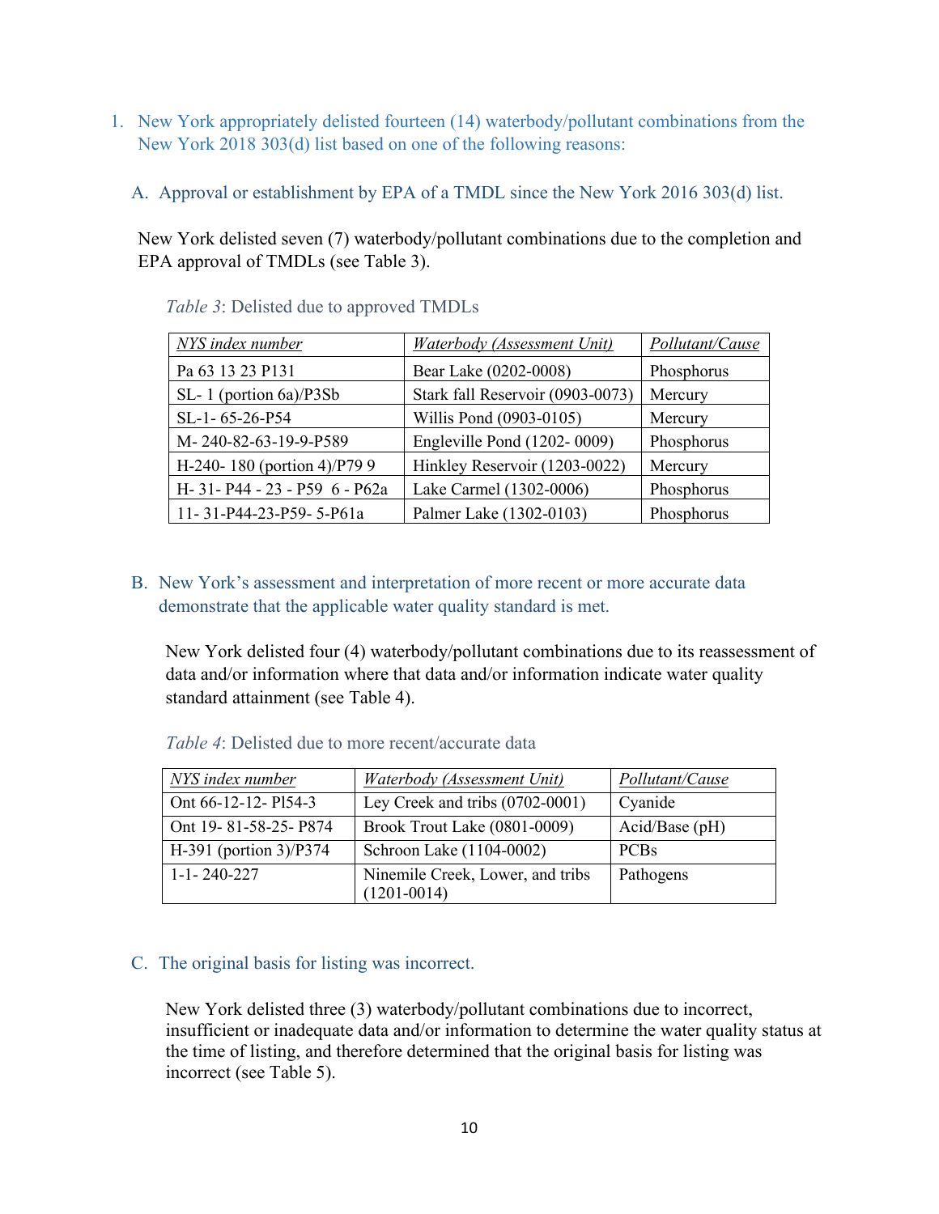1. New York appropriately delisted fourteen (14) waterbody/pollutant combinations from the New York 2018 303(d) list based on one of the following reasons:

   A. Approval or establishment by EPA of a TMDL since the New York 2016 303(d) list.

   New York delisted seven (7) waterbody/pollutant combinations due to the completion and EPA approval of TMDLs (see Table 3).

   *Table 3*: Delisted due to approved TMDLs

| NYS index number | Waterbody (Assessment Unit) | Pollutant/Cause |
|---|---|---|
| Pa 63 13 23 P131 | Bear Lake (0202-0008) | Phosphorus |
| SL- 1 (portion 6a)/P3Sb | Stark fall Reservoir (0903-0073) | Mercury |
| SL-1- 65-26-P54 | Willis Pond (0903-0105) | Mercury |
| M- 240-82-63-19-9-P589 | Engleville Pond (1202- 0009) | Phosphorus |
| H-240- 180 (portion 4)/P79 9 | Hinkley Reservoir (1203-0022) | Mercury |
| H- 31- P44 - 23 - P59 6 - P62a | Lake Carmel (1302-0006) | Phosphorus |
| 11- 31-P44-23-P59- 5-P61a | Palmer Lake (1302-0103) | Phosphorus |

   B. New York's assessment and interpretation of more recent or more accurate data demonstrate that the applicable water quality standard is met.

   New York delisted four (4) waterbody/pollutant combinations due to its reassessment of data and/or information where that data and/or information indicate water quality standard attainment (see Table 4).

   *Table 4*: Delisted due to more recent/accurate data

| NYS index number | Waterbody (Assessment Unit) | Pollutant/Cause |
|---|---|---|
| Ont 66-12-12- Pl54-3 | Ley Creek and tribs (0702-0001) | Cyanide |
| Ont 19- 81-58-25- P874 | Brook Trout Lake (0801-0009) | Acid/Base (pH) |
| H-391 (portion 3)/P374 | Schroon Lake (1104-0002) | PCBs |
| 1-1- 240-227 | Ninemile Creek, Lower, and tribs (1201-0014) | Pathogens |

   C. The original basis for listing was incorrect.

   New York delisted three (3) waterbody/pollutant combinations due to incorrect, insufficient or inadequate data and/or information to determine the water quality status at the time of listing, and therefore determined that the original basis for listing was incorrect (see Table 5).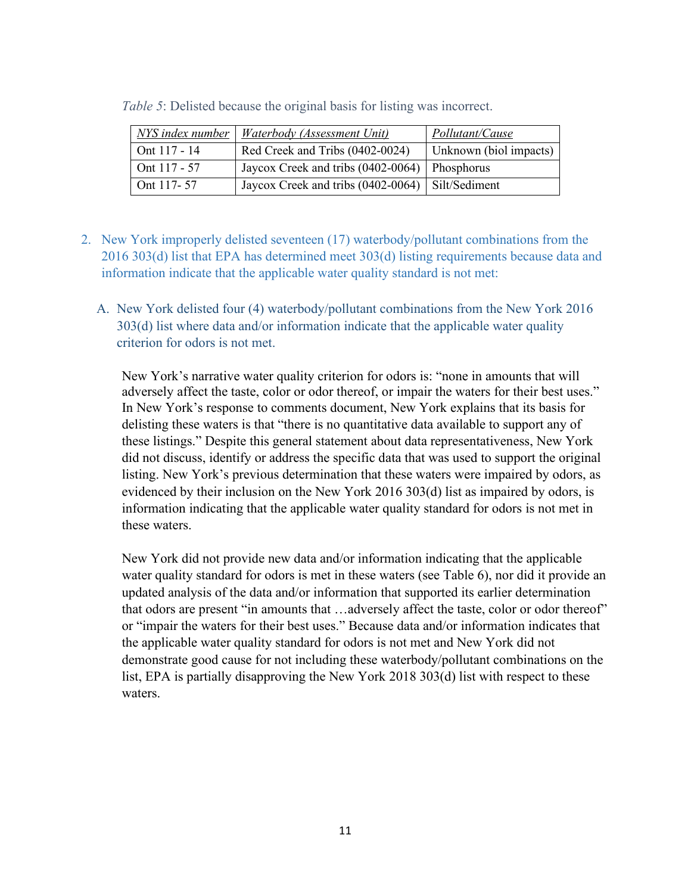*Table 5*: Delisted because the original basis for listing was incorrect.

| NYS index number | Waterbody (Assessment Unit) | Pollutant/Cause |
|---|---|---|
| Ont 117 - 14 | Red Creek and Tribs (0402-0024) | Unknown (biol impacts) |
| Ont 117 - 57 | Jaycox Creek and tribs (0402-0064) | Phosphorus |
| Ont 117- 57 | Jaycox Creek and tribs (0402-0064) | Silt/Sediment |

2. New York improperly delisted seventeen (17) waterbody/pollutant combinations from the 2016 303(d) list that EPA has determined meet 303(d) listing requirements because data and information indicate that the applicable water quality standard is not met:

   A. New York delisted four (4) waterbody/pollutant combinations from the New York 2016 303(d) list where data and/or information indicate that the applicable water quality criterion for odors is not met.

      New York's narrative water quality criterion for odors is: "none in amounts that will adversely affect the taste, color or odor thereof, or impair the waters for their best uses." In New York's response to comments document, New York explains that its basis for delisting these waters is that "there is no quantitative data available to support any of these listings." Despite this general statement about data representativeness, New York did not discuss, identify or address the specific data that was used to support the original listing. New York's previous determination that these waters were impaired by odors, as evidenced by their inclusion on the New York 2016 303(d) list as impaired by odors, is information indicating that the applicable water quality standard for odors is not met in these waters.

      New York did not provide new data and/or information indicating that the applicable water quality standard for odors is met in these waters (see Table 6), nor did it provide an updated analysis of the data and/or information that supported its earlier determination that odors are present "in amounts that …adversely affect the taste, color or odor thereof" or "impair the waters for their best uses." Because data and/or information indicates that the applicable water quality standard for odors is not met and New York did not demonstrate good cause for not including these waterbody/pollutant combinations on the list, EPA is partially disapproving the New York 2018 303(d) list with respect to these waters.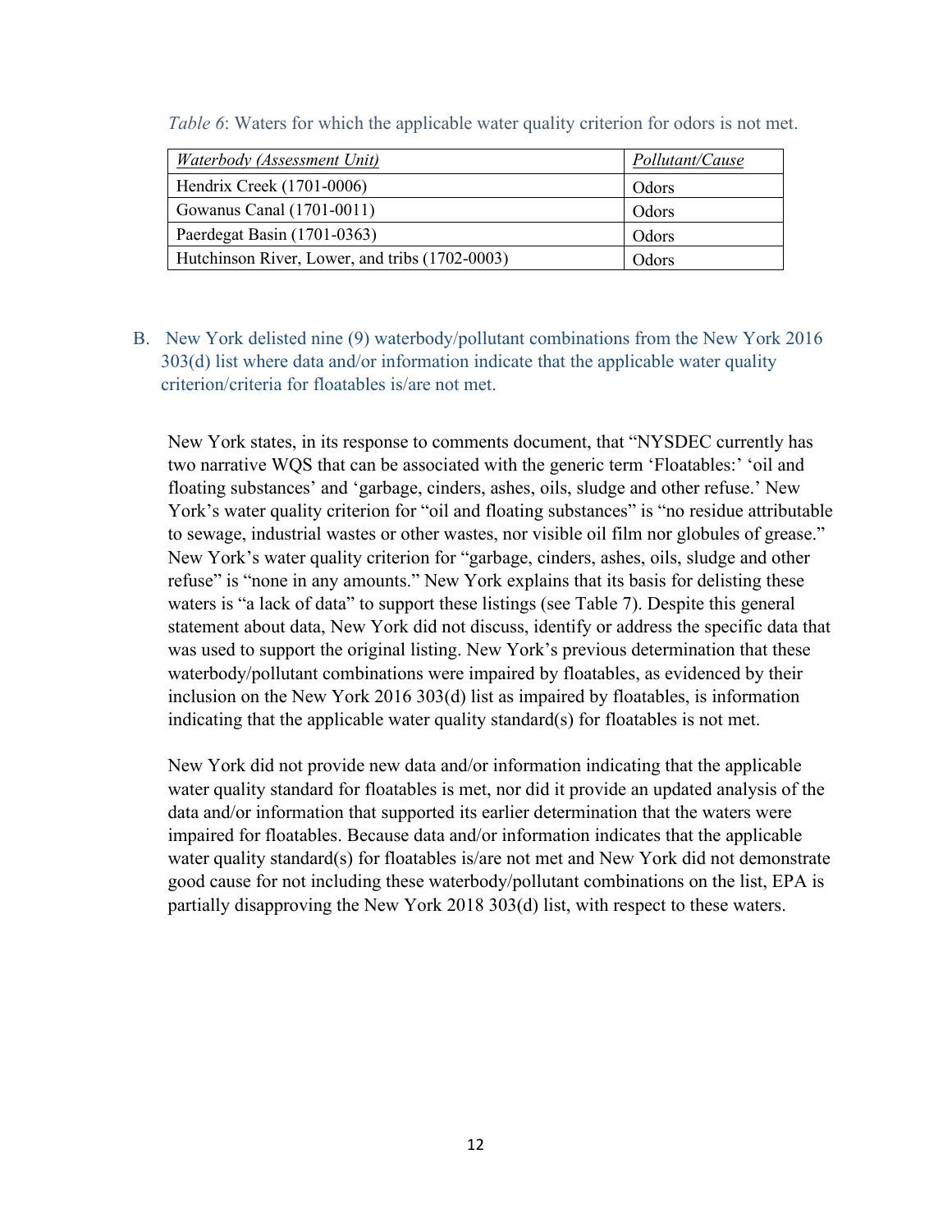*Table 6*: Waters for which the applicable water quality criterion for odors is not met.

| *Waterbody (Assessment Unit)* | *Pollutant/Cause* |
|---|---|
| Hendrix Creek (1701-0006) | Odors |
| Gowanus Canal (1701-0011) | Odors |
| Paerdegat Basin (1701-0363) | Odors |
| Hutchinson River, Lower, and tribs (1702-0003) | Odors |

B. New York delisted nine (9) waterbody/pollutant combinations from the New York 2016 303(d) list where data and/or information indicate that the applicable water quality criterion/criteria for floatables is/are not met.

New York states, in its response to comments document, that "NYSDEC currently has two narrative WQS that can be associated with the generic term 'Floatables:' 'oil and floating substances' and 'garbage, cinders, ashes, oils, sludge and other refuse.' New York's water quality criterion for "oil and floating substances" is "no residue attributable to sewage, industrial wastes or other wastes, nor visible oil film nor globules of grease." New York's water quality criterion for "garbage, cinders, ashes, oils, sludge and other refuse" is "none in any amounts." New York explains that its basis for delisting these waters is "a lack of data" to support these listings (see Table 7). Despite this general statement about data, New York did not discuss, identify or address the specific data that was used to support the original listing. New York's previous determination that these waterbody/pollutant combinations were impaired by floatables, as evidenced by their inclusion on the New York 2016 303(d) list as impaired by floatables, is information indicating that the applicable water quality standard(s) for floatables is not met.

New York did not provide new data and/or information indicating that the applicable water quality standard for floatables is met, nor did it provide an updated analysis of the data and/or information that supported its earlier determination that the waters were impaired for floatables. Because data and/or information indicates that the applicable water quality standard(s) for floatables is/are not met and New York did not demonstrate good cause for not including these waterbody/pollutant combinations on the list, EPA is partially disapproving the New York 2018 303(d) list, with respect to these waters.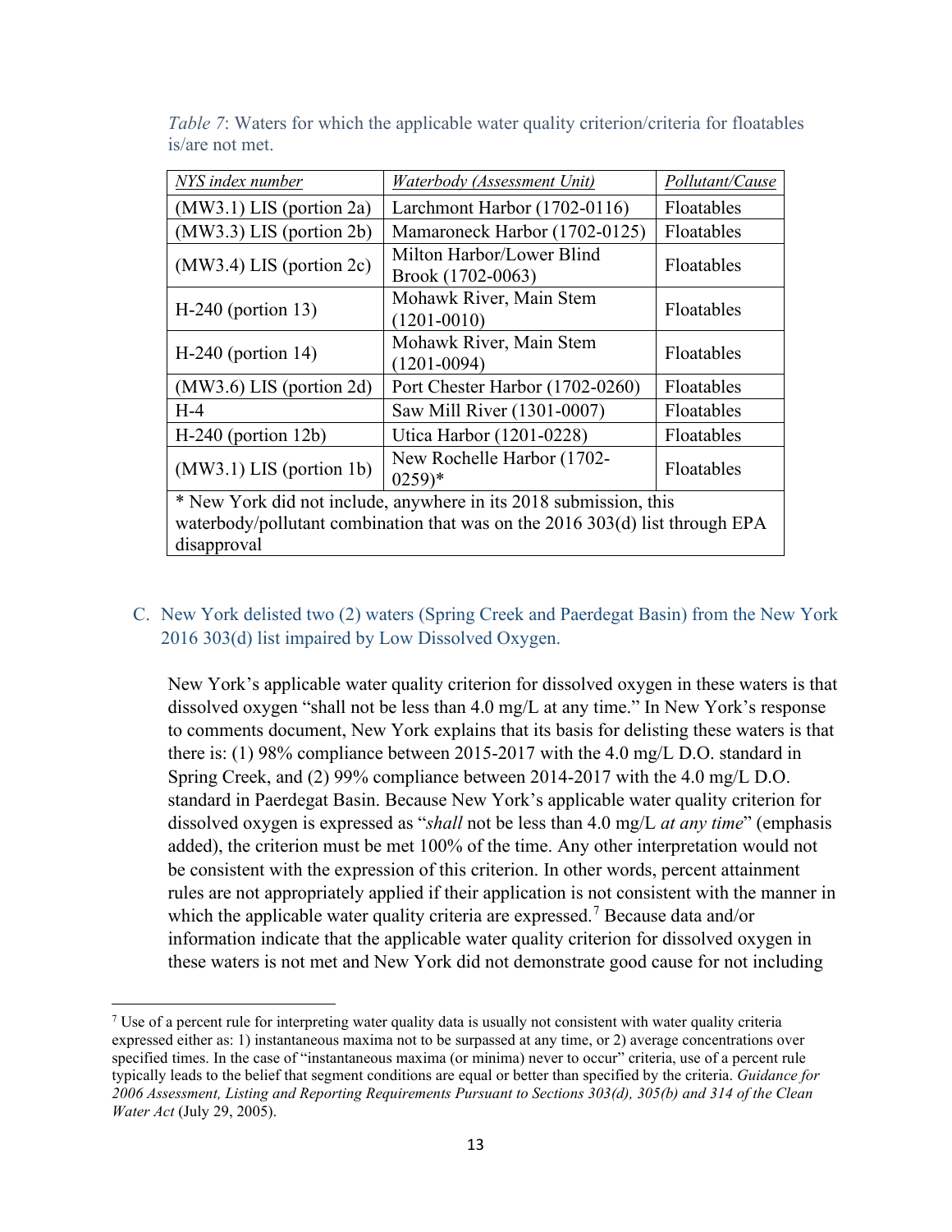*Table 7*: Waters for which the applicable water quality criterion/criteria for floatables is/are not met.

| *NYS index number* | *Waterbody (Assessment Unit)* | *Pollutant/Cause* |
|---|---|---|
| (MW3.1) LIS (portion 2a) | Larchmont Harbor (1702-0116) | Floatables |
| (MW3.3) LIS (portion 2b) | Mamaroneck Harbor (1702-0125) | Floatables |
| (MW3.4) LIS (portion 2c) | Milton Harbor/Lower Blind Brook (1702-0063) | Floatables |
| H-240 (portion 13) | Mohawk River, Main Stem (1201-0010) | Floatables |
| H-240 (portion 14) | Mohawk River, Main Stem (1201-0094) | Floatables |
| (MW3.6) LIS (portion 2d) | Port Chester Harbor (1702-0260) | Floatables |
| H-4 | Saw Mill River (1301-0007) | Floatables |
| H-240 (portion 12b) | Utica Harbor (1201-0228) | Floatables |
| (MW3.1) LIS (portion 1b) | New Rochelle Harbor (1702-0259)* | Floatables |
| * New York did not include, anywhere in its 2018 submission, this waterbody/pollutant combination that was on the 2016 303(d) list through EPA disapproval | | |

C. New York delisted two (2) waters (Spring Creek and Paerdegat Basin) from the New York 2016 303(d) list impaired by Low Dissolved Oxygen.

New York's applicable water quality criterion for dissolved oxygen in these waters is that dissolved oxygen "shall not be less than 4.0 mg/L at any time." In New York's response to comments document, New York explains that its basis for delisting these waters is that there is: (1) 98% compliance between 2015-2017 with the 4.0 mg/L D.O. standard in Spring Creek, and (2) 99% compliance between 2014-2017 with the 4.0 mg/L D.O. standard in Paerdegat Basin. Because New York's applicable water quality criterion for dissolved oxygen is expressed as "*shall* not be less than 4.0 mg/L *at any time*" (emphasis added), the criterion must be met 100% of the time. Any other interpretation would not be consistent with the expression of this criterion. In other words, percent attainment rules are not appropriately applied if their application is not consistent with the manner in which the applicable water quality criteria are expressed.[7] Because data and/or information indicate that the applicable water quality criterion for dissolved oxygen in these waters is not met and New York did not demonstrate good cause for not including

[7] Use of a percent rule for interpreting water quality data is usually not consistent with water quality criteria expressed either as: 1) instantaneous maxima not to be surpassed at any time, or 2) average concentrations over specified times. In the case of "instantaneous maxima (or minima) never to occur" criteria, use of a percent rule typically leads to the belief that segment conditions are equal or better than specified by the criteria. *Guidance for 2006 Assessment, Listing and Reporting Requirements Pursuant to Sections 303(d), 305(b) and 314 of the Clean Water Act* (July 29, 2005).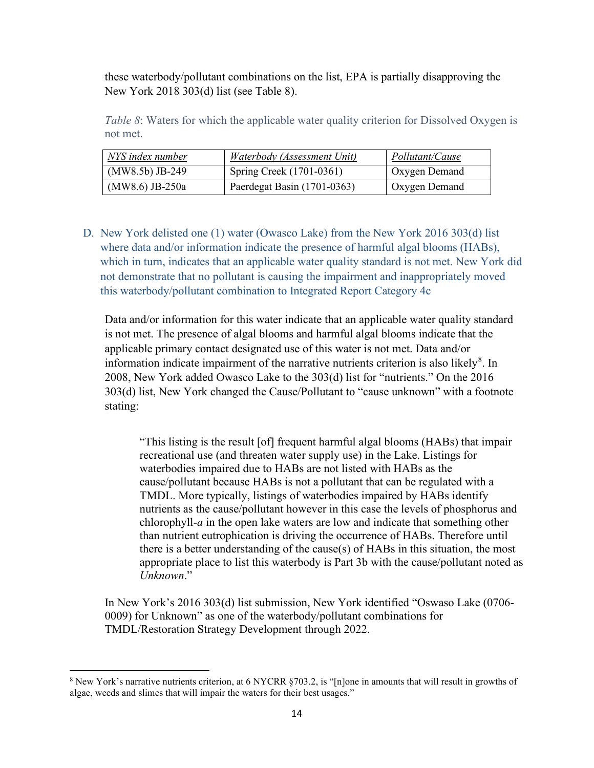these waterbody/pollutant combinations on the list, EPA is partially disapproving the New York 2018 303(d) list (see Table 8).

*Table 8*: Waters for which the applicable water quality criterion for Dissolved Oxygen is not met.

| NYS index number | Waterbody (Assessment Unit) | Pollutant/Cause |
|---|---|---|
| (MW8.5b) JB-249 | Spring Creek (1701-0361) | Oxygen Demand |
| (MW8.6) JB-250a | Paerdegat Basin (1701-0363) | Oxygen Demand |

### D. New York delisted one (1) water (Owasco Lake) from the New York 2016 303(d) list where data and/or information indicate the presence of harmful algal blooms (HABs), which in turn, indicates that an applicable water quality standard is not met. New York did not demonstrate that no pollutant is causing the impairment and inappropriately moved this waterbody/pollutant combination to Integrated Report Category 4c

Data and/or information for this water indicate that an applicable water quality standard is not met. The presence of algal blooms and harmful algal blooms indicate that the applicable primary contact designated use of this water is not met. Data and/or information indicate impairment of the narrative nutrients criterion is also likely[8]. In 2008, New York added Owasco Lake to the 303(d) list for "nutrients." On the 2016 303(d) list, New York changed the Cause/Pollutant to "cause unknown" with a footnote stating:

> "This listing is the result [of] frequent harmful algal blooms (HABs) that impair recreational use (and threaten water supply use) in the Lake. Listings for waterbodies impaired due to HABs are not listed with HABs as the cause/pollutant because HABs is not a pollutant that can be regulated with a TMDL. More typically, listings of waterbodies impaired by HABs identify nutrients as the cause/pollutant however in this case the levels of phosphorus and chlorophyll-*a* in the open lake waters are low and indicate that something other than nutrient eutrophication is driving the occurrence of HABs. Therefore until there is a better understanding of the cause(s) of HABs in this situation, the most appropriate place to list this waterbody is Part 3b with the cause/pollutant noted as *Unknown*."

In New York's 2016 303(d) list submission, New York identified "Oswaso Lake (0706-0009) for Unknown" as one of the waterbody/pollutant combinations for TMDL/Restoration Strategy Development through 2022.

---

[8] New York's narrative nutrients criterion, at 6 NYCRR §703.2, is "[n]one in amounts that will result in growths of algae, weeds and slimes that will impair the waters for their best usages."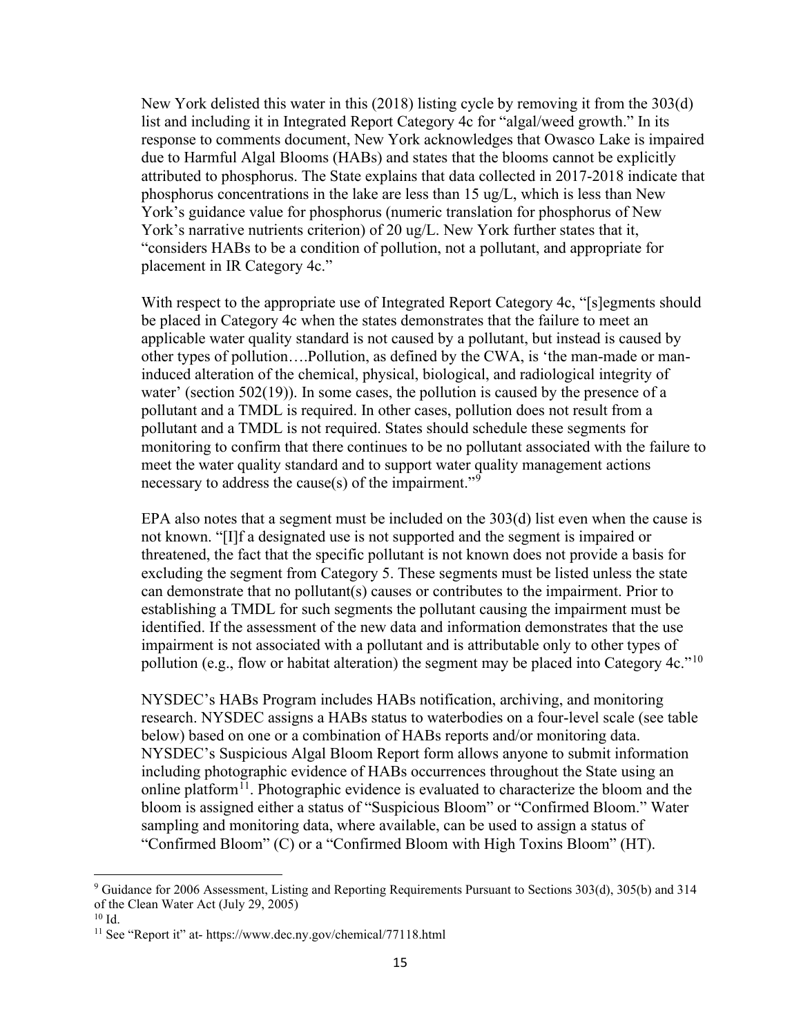New York delisted this water in this (2018) listing cycle by removing it from the 303(d) list and including it in Integrated Report Category 4c for "algal/weed growth." In its response to comments document, New York acknowledges that Owasco Lake is impaired due to Harmful Algal Blooms (HABs) and states that the blooms cannot be explicitly attributed to phosphorus. The State explains that data collected in 2017-2018 indicate that phosphorus concentrations in the lake are less than 15 ug/L, which is less than New York's guidance value for phosphorus (numeric translation for phosphorus of New York's narrative nutrients criterion) of 20 ug/L. New York further states that it, "considers HABs to be a condition of pollution, not a pollutant, and appropriate for placement in IR Category 4c."

With respect to the appropriate use of Integrated Report Category 4c, "[s]egments should be placed in Category 4c when the states demonstrates that the failure to meet an applicable water quality standard is not caused by a pollutant, but instead is caused by other types of pollution….Pollution, as defined by the CWA, is 'the man-made or man-induced alteration of the chemical, physical, biological, and radiological integrity of water' (section 502(19)). In some cases, the pollution is caused by the presence of a pollutant and a TMDL is required. In other cases, pollution does not result from a pollutant and a TMDL is not required. States should schedule these segments for monitoring to confirm that there continues to be no pollutant associated with the failure to meet the water quality standard and to support water quality management actions necessary to address the cause(s) of the impairment."[9]

EPA also notes that a segment must be included on the 303(d) list even when the cause is not known. "[I]f a designated use is not supported and the segment is impaired or threatened, the fact that the specific pollutant is not known does not provide a basis for excluding the segment from Category 5. These segments must be listed unless the state can demonstrate that no pollutant(s) causes or contributes to the impairment. Prior to establishing a TMDL for such segments the pollutant causing the impairment must be identified. If the assessment of the new data and information demonstrates that the use impairment is not associated with a pollutant and is attributable only to other types of pollution (e.g., flow or habitat alteration) the segment may be placed into Category 4c."[10]

NYSDEC's HABs Program includes HABs notification, archiving, and monitoring research. NYSDEC assigns a HABs status to waterbodies on a four-level scale (see table below) based on one or a combination of HABs reports and/or monitoring data. NYSDEC's Suspicious Algal Bloom Report form allows anyone to submit information including photographic evidence of HABs occurrences throughout the State using an online platform[11]. Photographic evidence is evaluated to characterize the bloom and the bloom is assigned either a status of "Suspicious Bloom" or "Confirmed Bloom." Water sampling and monitoring data, where available, can be used to assign a status of "Confirmed Bloom" (C) or a "Confirmed Bloom with High Toxins Bloom" (HT).

---

[9] Guidance for 2006 Assessment, Listing and Reporting Requirements Pursuant to Sections 303(d), 305(b) and 314 of the Clean Water Act (July 29, 2005)

[10] Id.

[11] See "Report it" at- https://www.dec.ny.gov/chemical/77118.html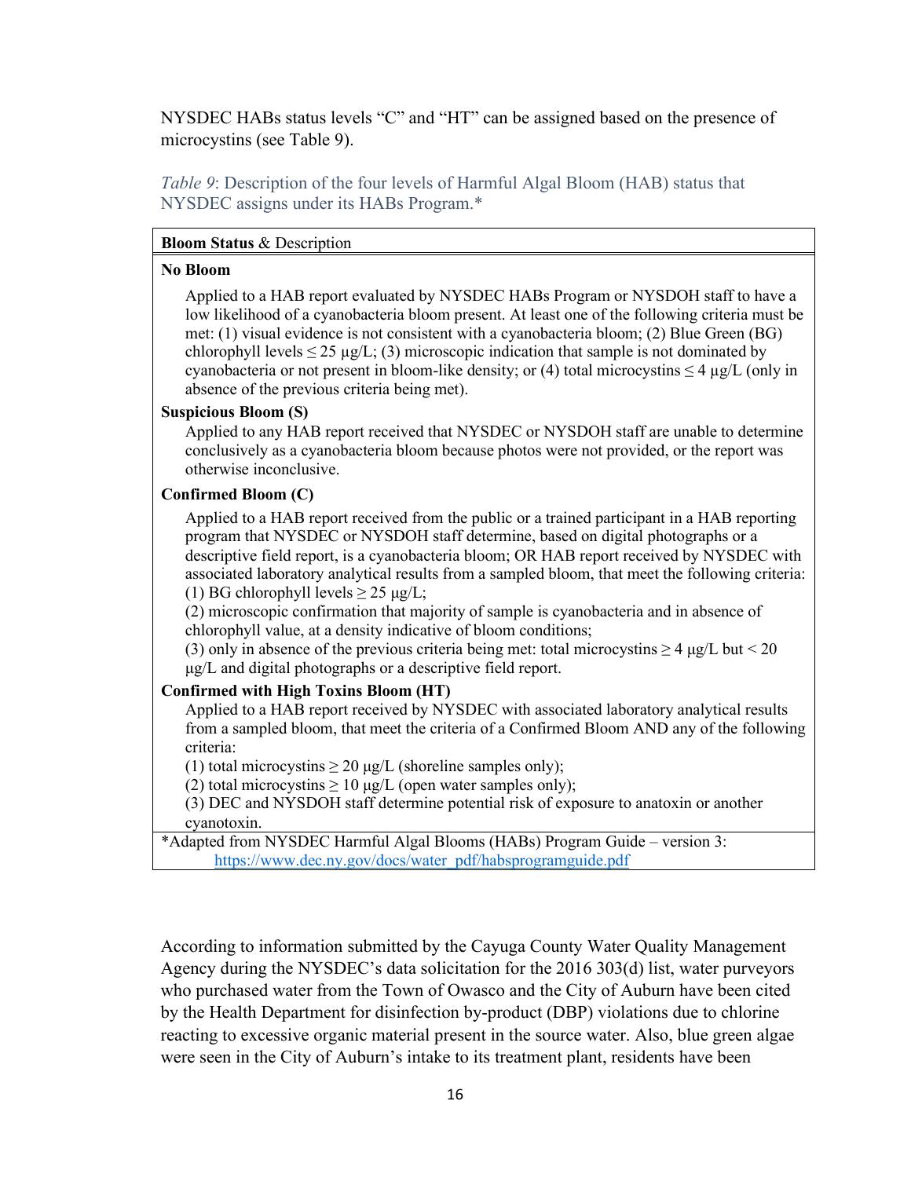NYSDEC HABs status levels "C" and "HT" can be assigned based on the presence of microcystins (see Table 9).

*Table 9*: Description of the four levels of Harmful Algal Bloom (HAB) status that NYSDEC assigns under its HABs Program.*

| **Bloom Status** & Description |
|---|
| **No Bloom** |
| Applied to a HAB report evaluated by NYSDEC HABs Program or NYSDOH staff to have a low likelihood of a cyanobacteria bloom present. At least one of the following criteria must be met: (1) visual evidence is not consistent with a cyanobacteria bloom; (2) Blue Green (BG) chlorophyll levels ≤ 25 µg/L; (3) microscopic indication that sample is not dominated by cyanobacteria or not present in bloom-like density; or (4) total microcystins ≤ 4 µg/L (only in absence of the previous criteria being met). |
| **Suspicious Bloom (S)** |
| Applied to any HAB report received that NYSDEC or NYSDOH staff are unable to determine conclusively as a cyanobacteria bloom because photos were not provided, or the report was otherwise inconclusive. |
| **Confirmed Bloom (C)** |
| Applied to a HAB report received from the public or a trained participant in a HAB reporting program that NYSDEC or NYSDOH staff determine, based on digital photographs or a descriptive field report, is a cyanobacteria bloom; OR HAB report received by NYSDEC with associated laboratory analytical results from a sampled bloom, that meet the following criteria:<br>(1) BG chlorophyll levels ≥ 25 µg/L;<br>(2) microscopic confirmation that majority of sample is cyanobacteria and in absence of chlorophyll value, at a density indicative of bloom conditions;<br>(3) only in absence of the previous criteria being met: total microcystins ≥ 4 µg/L but < 20 µg/L and digital photographs or a descriptive field report. |
| **Confirmed with High Toxins Bloom (HT)** |
| Applied to a HAB report received by NYSDEC with associated laboratory analytical results from a sampled bloom, that meet the criteria of a Confirmed Bloom AND any of the following criteria:<br>(1) total microcystins ≥ 20 µg/L (shoreline samples only);<br>(2) total microcystins ≥ 10 µg/L (open water samples only);<br>(3) DEC and NYSDOH staff determine potential risk of exposure to anatoxin or another cyanotoxin. |
| *Adapted from NYSDEC Harmful Algal Blooms (HABs) Program Guide – version 3: https://www.dec.ny.gov/docs/water_pdf/habsprogramguide.pdf |

According to information submitted by the Cayuga County Water Quality Management Agency during the NYSDEC's data solicitation for the 2016 303(d) list, water purveyors who purchased water from the Town of Owasco and the City of Auburn have been cited by the Health Department for disinfection by-product (DBP) violations due to chlorine reacting to excessive organic material present in the source water. Also, blue green algae were seen in the City of Auburn's intake to its treatment plant, residents have been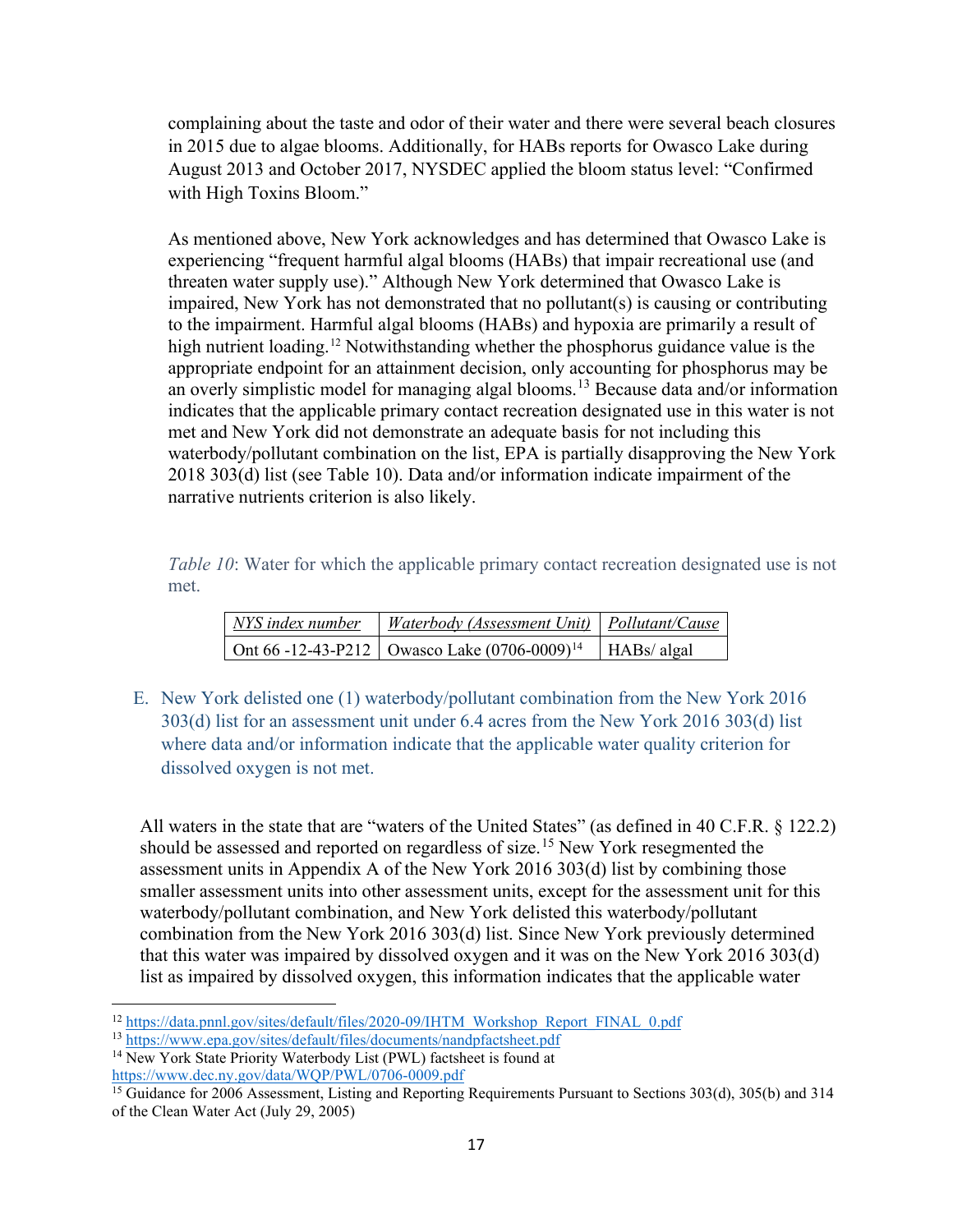complaining about the taste and odor of their water and there were several beach closures in 2015 due to algae blooms. Additionally, for HABs reports for Owasco Lake during August 2013 and October 2017, NYSDEC applied the bloom status level: "Confirmed with High Toxins Bloom."

As mentioned above, New York acknowledges and has determined that Owasco Lake is experiencing "frequent harmful algal blooms (HABs) that impair recreational use (and threaten water supply use)." Although New York determined that Owasco Lake is impaired, New York has not demonstrated that no pollutant(s) is causing or contributing to the impairment. Harmful algal blooms (HABs) and hypoxia are primarily a result of high nutrient loading.[12] Notwithstanding whether the phosphorus guidance value is the appropriate endpoint for an attainment decision, only accounting for phosphorus may be an overly simplistic model for managing algal blooms.[13] Because data and/or information indicates that the applicable primary contact recreation designated use in this water is not met and New York did not demonstrate an adequate basis for not including this waterbody/pollutant combination on the list, EPA is partially disapproving the New York 2018 303(d) list (see Table 10). Data and/or information indicate impairment of the narrative nutrients criterion is also likely.

*Table 10*: Water for which the applicable primary contact recreation designated use is not met.

| *NYS index number* | *Waterbody (Assessment Unit)* | *Pollutant/Cause* |
|---|---|---|
| Ont 66 -12-43-P212 | Owasco Lake (0706-0009)[14] | HABs/ algal |

E. New York delisted one (1) waterbody/pollutant combination from the New York 2016 303(d) list for an assessment unit under 6.4 acres from the New York 2016 303(d) list where data and/or information indicate that the applicable water quality criterion for dissolved oxygen is not met.

All waters in the state that are "waters of the United States" (as defined in 40 C.F.R. § 122.2) should be assessed and reported on regardless of size.[15] New York resegmented the assessment units in Appendix A of the New York 2016 303(d) list by combining those smaller assessment units into other assessment units, except for the assessment unit for this waterbody/pollutant combination, and New York delisted this waterbody/pollutant combination from the New York 2016 303(d) list. Since New York previously determined that this water was impaired by dissolved oxygen and it was on the New York 2016 303(d) list as impaired by dissolved oxygen, this information indicates that the applicable water

---

[12] https://data.pnnl.gov/sites/default/files/2020-09/IHTM_Workshop_Report_FINAL_0.pdf

[13] https://www.epa.gov/sites/default/files/documents/nandpfactsheet.pdf

[14] New York State Priority Waterbody List (PWL) factsheet is found at https://www.dec.ny.gov/data/WQP/PWL/0706-0009.pdf

[15] Guidance for 2006 Assessment, Listing and Reporting Requirements Pursuant to Sections 303(d), 305(b) and 314 of the Clean Water Act (July 29, 2005)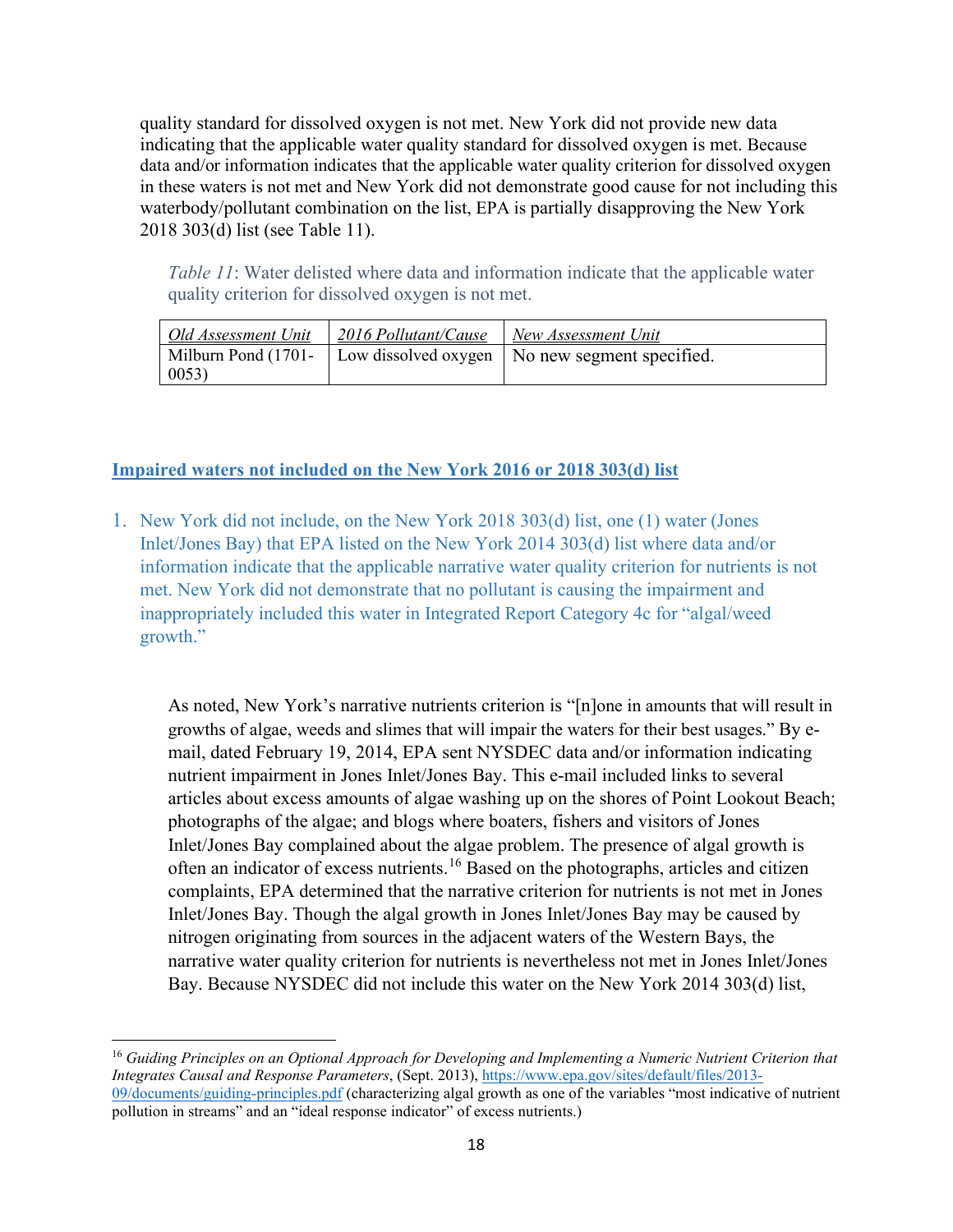quality standard for dissolved oxygen is not met. New York did not provide new data indicating that the applicable water quality standard for dissolved oxygen is met. Because data and/or information indicates that the applicable water quality criterion for dissolved oxygen in these waters is not met and New York did not demonstrate good cause for not including this waterbody/pollutant combination on the list, EPA is partially disapproving the New York 2018 303(d) list (see Table 11).

*Table 11*: Water delisted where data and information indicate that the applicable water quality criterion for dissolved oxygen is not met.

| Old Assessment Unit | 2016 Pollutant/Cause | New Assessment Unit |
| --- | --- | --- |
| Milburn Pond (1701-0053) | Low dissolved oxygen | No new segment specified. |

## Impaired waters not included on the New York 2016 or 2018 303(d) list

1. New York did not include, on the New York 2018 303(d) list, one (1) water (Jones Inlet/Jones Bay) that EPA listed on the New York 2014 303(d) list where data and/or information indicate that the applicable narrative water quality criterion for nutrients is not met. New York did not demonstrate that no pollutant is causing the impairment and inappropriately included this water in Integrated Report Category 4c for "algal/weed growth."

As noted, New York's narrative nutrients criterion is "[n]one in amounts that will result in growths of algae, weeds and slimes that will impair the waters for their best usages." By e-mail, dated February 19, 2014, EPA sent NYSDEC data and/or information indicating nutrient impairment in Jones Inlet/Jones Bay. This e-mail included links to several articles about excess amounts of algae washing up on the shores of Point Lookout Beach; photographs of the algae; and blogs where boaters, fishers and visitors of Jones Inlet/Jones Bay complained about the algae problem. The presence of algal growth is often an indicator of excess nutrients.[16] Based on the photographs, articles and citizen complaints, EPA determined that the narrative criterion for nutrients is not met in Jones Inlet/Jones Bay. Though the algal growth in Jones Inlet/Jones Bay may be caused by nitrogen originating from sources in the adjacent waters of the Western Bays, the narrative water quality criterion for nutrients is nevertheless not met in Jones Inlet/Jones Bay. Because NYSDEC did not include this water on the New York 2014 303(d) list,

[16] *Guiding Principles on an Optional Approach for Developing and Implementing a Numeric Nutrient Criterion that Integrates Causal and Response Parameters*, (Sept. 2013), https://www.epa.gov/sites/default/files/2013-09/documents/guiding-principles.pdf (characterizing algal growth as one of the variables "most indicative of nutrient pollution in streams" and an "ideal response indicator" of excess nutrients.)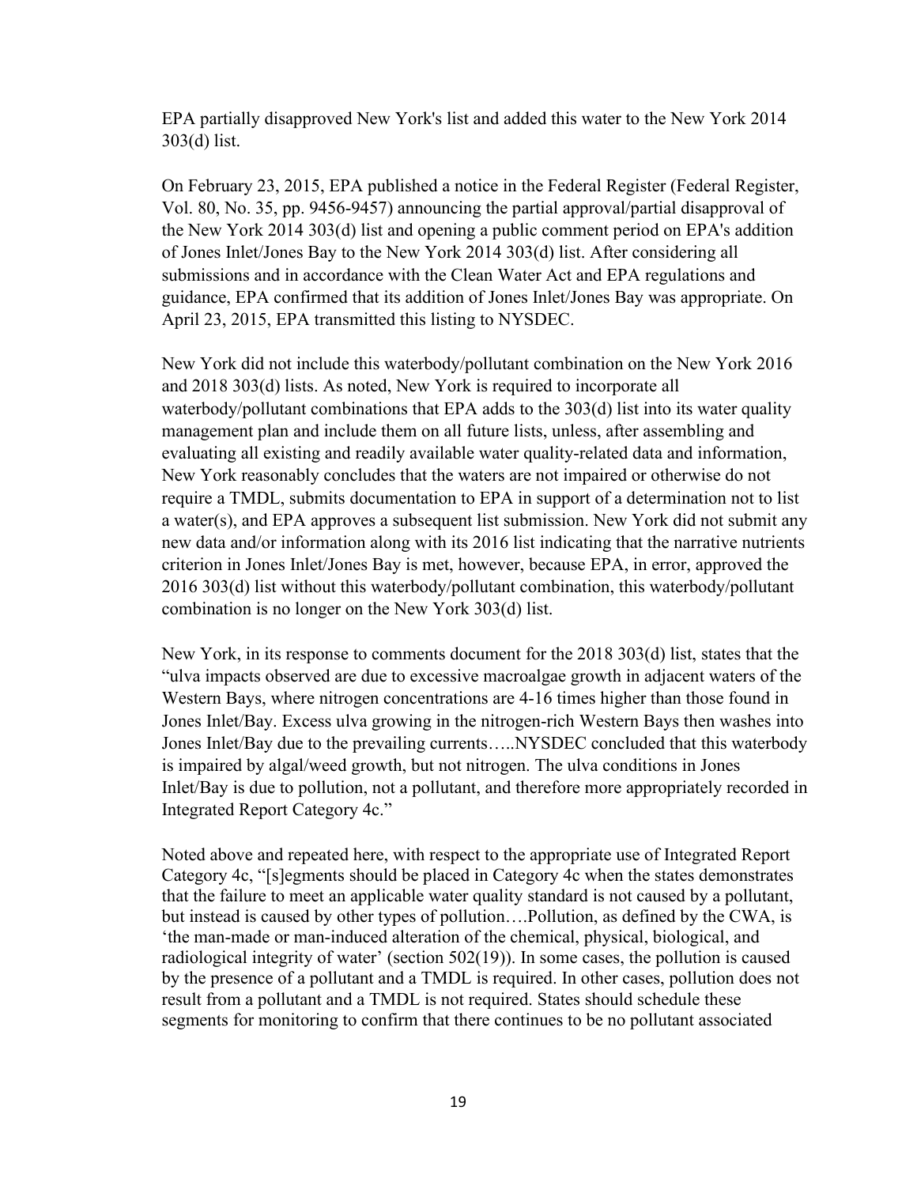EPA partially disapproved New York's list and added this water to the New York 2014 303(d) list.

On February 23, 2015, EPA published a notice in the Federal Register (Federal Register, Vol. 80, No. 35, pp. 9456-9457) announcing the partial approval/partial disapproval of the New York 2014 303(d) list and opening a public comment period on EPA's addition of Jones Inlet/Jones Bay to the New York 2014 303(d) list. After considering all submissions and in accordance with the Clean Water Act and EPA regulations and guidance, EPA confirmed that its addition of Jones Inlet/Jones Bay was appropriate. On April 23, 2015, EPA transmitted this listing to NYSDEC.

New York did not include this waterbody/pollutant combination on the New York 2016 and 2018 303(d) lists. As noted, New York is required to incorporate all waterbody/pollutant combinations that EPA adds to the 303(d) list into its water quality management plan and include them on all future lists, unless, after assembling and evaluating all existing and readily available water quality-related data and information, New York reasonably concludes that the waters are not impaired or otherwise do not require a TMDL, submits documentation to EPA in support of a determination not to list a water(s), and EPA approves a subsequent list submission. New York did not submit any new data and/or information along with its 2016 list indicating that the narrative nutrients criterion in Jones Inlet/Jones Bay is met, however, because EPA, in error, approved the 2016 303(d) list without this waterbody/pollutant combination, this waterbody/pollutant combination is no longer on the New York 303(d) list.

New York, in its response to comments document for the 2018 303(d) list, states that the "ulva impacts observed are due to excessive macroalgae growth in adjacent waters of the Western Bays, where nitrogen concentrations are 4-16 times higher than those found in Jones Inlet/Bay. Excess ulva growing in the nitrogen-rich Western Bays then washes into Jones Inlet/Bay due to the prevailing currents…..NYSDEC concluded that this waterbody is impaired by algal/weed growth, but not nitrogen. The ulva conditions in Jones Inlet/Bay is due to pollution, not a pollutant, and therefore more appropriately recorded in Integrated Report Category 4c."

Noted above and repeated here, with respect to the appropriate use of Integrated Report Category 4c, "[s]egments should be placed in Category 4c when the states demonstrates that the failure to meet an applicable water quality standard is not caused by a pollutant, but instead is caused by other types of pollution….Pollution, as defined by the CWA, is 'the man-made or man-induced alteration of the chemical, physical, biological, and radiological integrity of water' (section 502(19)). In some cases, the pollution is caused by the presence of a pollutant and a TMDL is required. In other cases, pollution does not result from a pollutant and a TMDL is not required. States should schedule these segments for monitoring to confirm that there continues to be no pollutant associated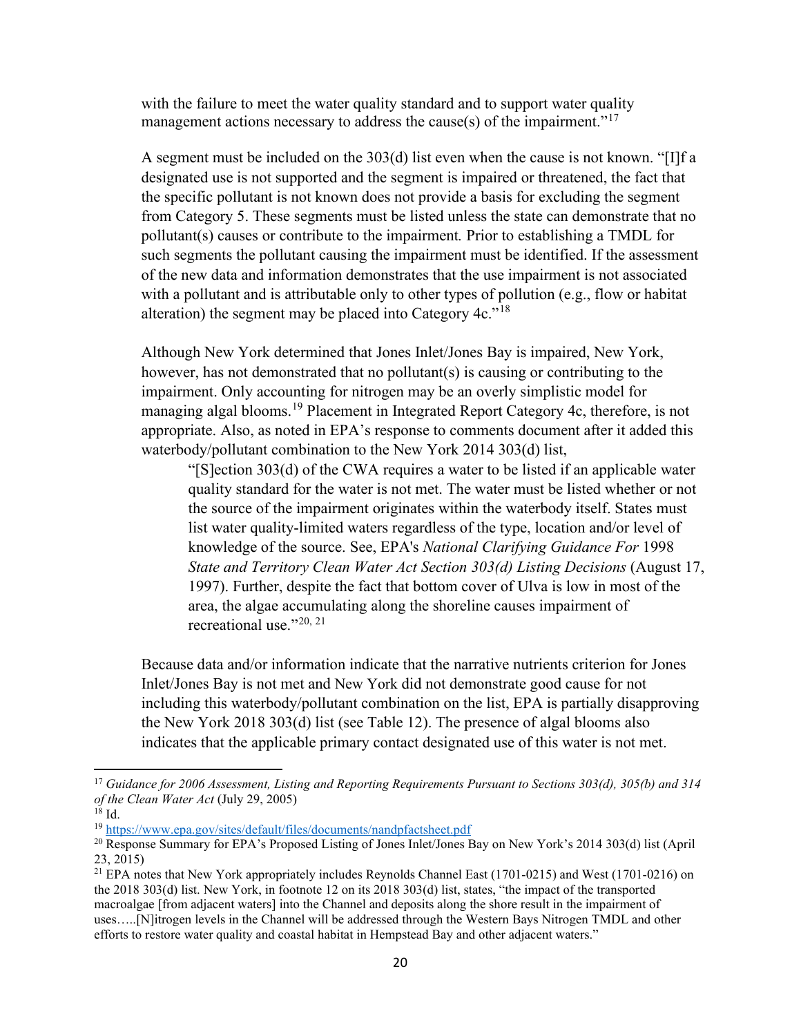with the failure to meet the water quality standard and to support water quality management actions necessary to address the cause(s) of the impairment."[17]

A segment must be included on the 303(d) list even when the cause is not known. "[I]f a designated use is not supported and the segment is impaired or threatened, the fact that the specific pollutant is not known does not provide a basis for excluding the segment from Category 5. These segments must be listed unless the state can demonstrate that no pollutant(s) causes or contribute to the impairment. Prior to establishing a TMDL for such segments the pollutant causing the impairment must be identified. If the assessment of the new data and information demonstrates that the use impairment is not associated with a pollutant and is attributable only to other types of pollution (e.g., flow or habitat alteration) the segment may be placed into Category 4c."[18]

Although New York determined that Jones Inlet/Jones Bay is impaired, New York, however, has not demonstrated that no pollutant(s) is causing or contributing to the impairment. Only accounting for nitrogen may be an overly simplistic model for managing algal blooms.[19] Placement in Integrated Report Category 4c, therefore, is not appropriate. Also, as noted in EPA's response to comments document after it added this waterbody/pollutant combination to the New York 2014 303(d) list,

> "[S]ection 303(d) of the CWA requires a water to be listed if an applicable water quality standard for the water is not met. The water must be listed whether or not the source of the impairment originates within the waterbody itself. States must list water quality-limited waters regardless of the type, location and/or level of knowledge of the source. See, EPA's *National Clarifying Guidance For* 1998 *State and Territory Clean Water Act Section 303(d) Listing Decisions* (August 17, 1997). Further, despite the fact that bottom cover of Ulva is low in most of the area, the algae accumulating along the shoreline causes impairment of recreational use."[20, 21]

Because data and/or information indicate that the narrative nutrients criterion for Jones Inlet/Jones Bay is not met and New York did not demonstrate good cause for not including this waterbody/pollutant combination on the list, EPA is partially disapproving the New York 2018 303(d) list (see Table 12). The presence of algal blooms also indicates that the applicable primary contact designated use of this water is not met.

---

[17] *Guidance for 2006 Assessment, Listing and Reporting Requirements Pursuant to Sections 303(d), 305(b) and 314 of the Clean Water Act* (July 29, 2005)

[18] Id.

[19] https://www.epa.gov/sites/default/files/documents/nandpfactsheet.pdf

[20] Response Summary for EPA's Proposed Listing of Jones Inlet/Jones Bay on New York's 2014 303(d) list (April 23, 2015)

[21] EPA notes that New York appropriately includes Reynolds Channel East (1701-0215) and West (1701-0216) on the 2018 303(d) list. New York, in footnote 12 on its 2018 303(d) list, states, "the impact of the transported macroalgae [from adjacent waters] into the Channel and deposits along the shore result in the impairment of uses…..[N]itrogen levels in the Channel will be addressed through the Western Bays Nitrogen TMDL and other efforts to restore water quality and coastal habitat in Hempstead Bay and other adjacent waters."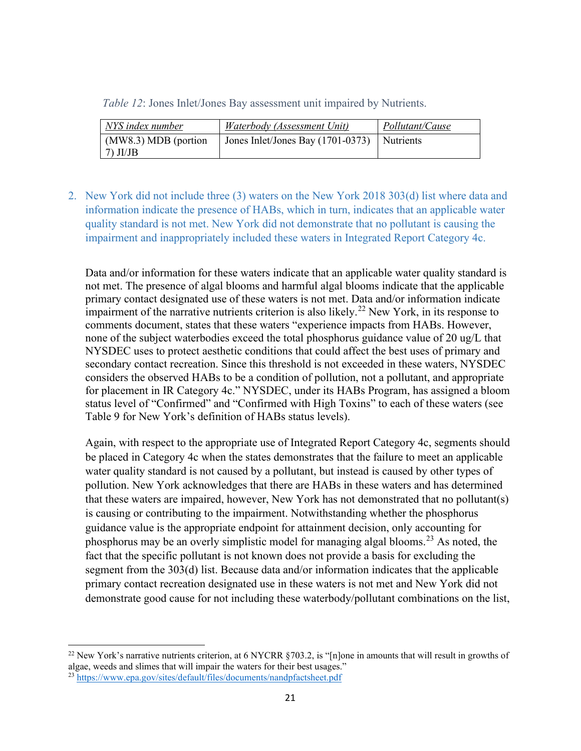*Table 12*: Jones Inlet/Jones Bay assessment unit impaired by Nutrients.

| NYS index number | Waterbody (Assessment Unit) | Pollutant/Cause |
|---|---|---|
| (MW8.3) MDB (portion 7) JI/JB | Jones Inlet/Jones Bay (1701-0373) | Nutrients |

2. New York did not include three (3) waters on the New York 2018 303(d) list where data and information indicate the presence of HABs, which in turn, indicates that an applicable water quality standard is not met. New York did not demonstrate that no pollutant is causing the impairment and inappropriately included these waters in Integrated Report Category 4c.

Data and/or information for these waters indicate that an applicable water quality standard is not met. The presence of algal blooms and harmful algal blooms indicate that the applicable primary contact designated use of these waters is not met. Data and/or information indicate impairment of the narrative nutrients criterion is also likely.[22] New York, in its response to comments document, states that these waters "experience impacts from HABs. However, none of the subject waterbodies exceed the total phosphorus guidance value of 20 ug/L that NYSDEC uses to protect aesthetic conditions that could affect the best uses of primary and secondary contact recreation. Since this threshold is not exceeded in these waters, NYSDEC considers the observed HABs to be a condition of pollution, not a pollutant, and appropriate for placement in IR Category 4c." NYSDEC, under its HABs Program, has assigned a bloom status level of "Confirmed" and "Confirmed with High Toxins" to each of these waters (see Table 9 for New York's definition of HABs status levels).

Again, with respect to the appropriate use of Integrated Report Category 4c, segments should be placed in Category 4c when the states demonstrates that the failure to meet an applicable water quality standard is not caused by a pollutant, but instead is caused by other types of pollution. New York acknowledges that there are HABs in these waters and has determined that these waters are impaired, however, New York has not demonstrated that no pollutant(s) is causing or contributing to the impairment. Notwithstanding whether the phosphorus guidance value is the appropriate endpoint for attainment decision, only accounting for phosphorus may be an overly simplistic model for managing algal blooms.[23] As noted, the fact that the specific pollutant is not known does not provide a basis for excluding the segment from the 303(d) list. Because data and/or information indicates that the applicable primary contact recreation designated use in these waters is not met and New York did not demonstrate good cause for not including these waterbody/pollutant combinations on the list,

[22] New York's narrative nutrients criterion, at 6 NYCRR §703.2, is "[n]one in amounts that will result in growths of algae, weeds and slimes that will impair the waters for their best usages."

[23] https://www.epa.gov/sites/default/files/documents/nandpfactsheet.pdf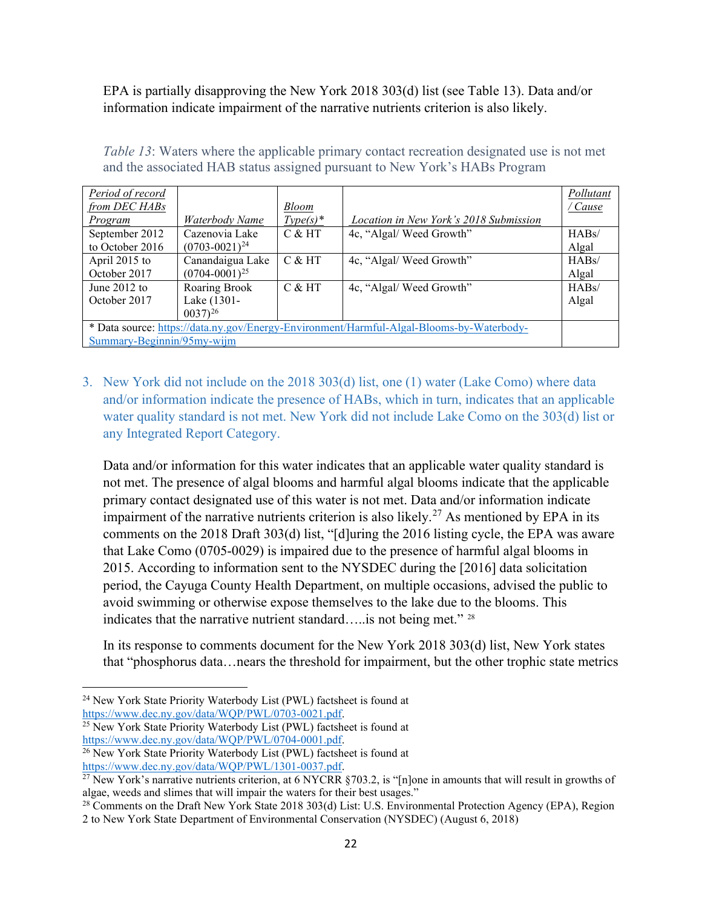EPA is partially disapproving the New York 2018 303(d) list (see Table 13). Data and/or information indicate impairment of the narrative nutrients criterion is also likely.

*Table 13*: Waters where the applicable primary contact recreation designated use is not met and the associated HAB status assigned pursuant to New York's HABs Program

| Period of record from DEC HABs Program | Waterbody Name | Bloom Type(s)* | Location in New York's 2018 Submission | Pollutant / Cause |
|---|---|---|---|---|
| September 2012 to October 2016 | Cazenovia Lake (0703-0021)[24] | C & HT | 4c, "Algal/ Weed Growth" | HABs/ Algal |
| April 2015 to October 2017 | Canandaigua Lake (0704-0001)[25] | C & HT | 4c, "Algal/ Weed Growth" | HABs/ Algal |
| June 2012 to October 2017 | Roaring Brook Lake (1301-0037)[26] | C & HT | 4c, "Algal/ Weed Growth" | HABs/ Algal |
| * Data source: https://data.ny.gov/Energy-Environment/Harmful-Algal-Blooms-by-Waterbody-Summary-Beginnin/95my-wijm | | | | |

3. New York did not include on the 2018 303(d) list, one (1) water (Lake Como) where data and/or information indicate the presence of HABs, which in turn, indicates that an applicable water quality standard is not met. New York did not include Lake Como on the 303(d) list or any Integrated Report Category.

   Data and/or information for this water indicates that an applicable water quality standard is not met. The presence of algal blooms and harmful algal blooms indicate that the applicable primary contact designated use of this water is not met. Data and/or information indicate impairment of the narrative nutrients criterion is also likely.[27] As mentioned by EPA in its comments on the 2018 Draft 303(d) list, "[d]uring the 2016 listing cycle, the EPA was aware that Lake Como (0705-0029) is impaired due to the presence of harmful algal blooms in 2015. According to information sent to the NYSDEC during the [2016] data solicitation period, the Cayuga County Health Department, on multiple occasions, advised the public to avoid swimming or otherwise expose themselves to the lake due to the blooms. This indicates that the narrative nutrient standard…..is not being met." [28]

   In its response to comments document for the New York 2018 303(d) list, New York states that "phosphorus data…nears the threshold for impairment, but the other trophic state metrics

---

[24] New York State Priority Waterbody List (PWL) factsheet is found at https://www.dec.ny.gov/data/WQP/PWL/0703-0021.pdf.

[25] New York State Priority Waterbody List (PWL) factsheet is found at https://www.dec.ny.gov/data/WQP/PWL/0704-0001.pdf.

[26] New York State Priority Waterbody List (PWL) factsheet is found at https://www.dec.ny.gov/data/WQP/PWL/1301-0037.pdf.

[27] New York's narrative nutrients criterion, at 6 NYCRR §703.2, is "[n]one in amounts that will result in growths of algae, weeds and slimes that will impair the waters for their best usages."

[28] Comments on the Draft New York State 2018 303(d) List: U.S. Environmental Protection Agency (EPA), Region 2 to New York State Department of Environmental Conservation (NYSDEC) (August 6, 2018)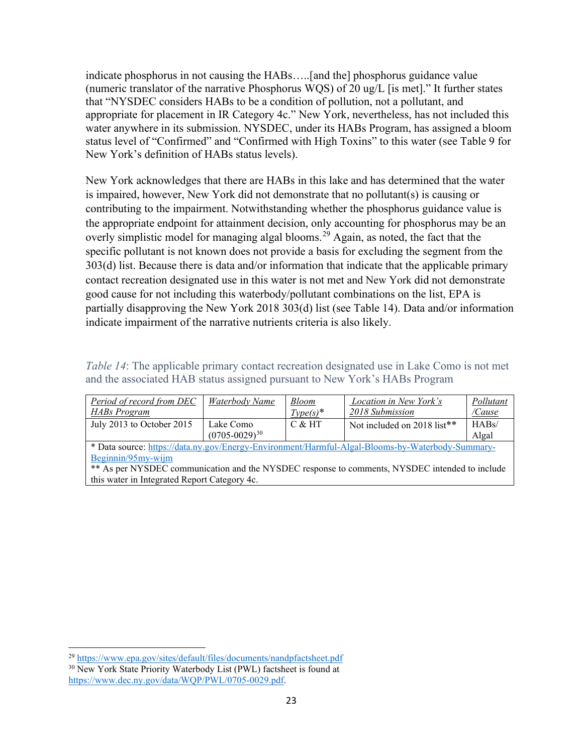indicate phosphorus in not causing the HABs…..[and the] phosphorus guidance value (numeric translator of the narrative Phosphorus WQS) of 20 ug/L [is met].” It further states that “NYSDEC considers HABs to be a condition of pollution, not a pollutant, and appropriate for placement in IR Category 4c.” New York, nevertheless, has not included this water anywhere in its submission. NYSDEC, under its HABs Program, has assigned a bloom status level of “Confirmed” and “Confirmed with High Toxins” to this water (see Table 9 for New York’s definition of HABs status levels).

New York acknowledges that there are HABs in this lake and has determined that the water is impaired, however, New York did not demonstrate that no pollutant(s) is causing or contributing to the impairment. Notwithstanding whether the phosphorus guidance value is the appropriate endpoint for attainment decision, only accounting for phosphorus may be an overly simplistic model for managing algal blooms.[29] Again, as noted, the fact that the specific pollutant is not known does not provide a basis for excluding the segment from the 303(d) list. Because there is data and/or information that indicate that the applicable primary contact recreation designated use in this water is not met and New York did not demonstrate good cause for not including this waterbody/pollutant combinations on the list, EPA is partially disapproving the New York 2018 303(d) list (see Table 14). Data and/or information indicate impairment of the narrative nutrients criteria is also likely.

*Table 14*: The applicable primary contact recreation designated use in Lake Como is not met and the associated HAB status assigned pursuant to New York’s HABs Program

| Period of record from DEC HABs Program | Waterbody Name | Bloom Type(s)* | Location in New York’s 2018 Submission | Pollutant /Cause |
|---|---|---|---|---|
| July 2013 to October 2015 | Lake Como (0705-0029)[30] | C & HT | Not included on 2018 list** | HABs/ Algal |
| * Data source: https://data.ny.gov/Energy-Environment/Harmful-Algal-Blooms-by-Waterbody-Summary-Beginnin/95my-wijm | | | | |
| ** As per NYSDEC communication and the NYSDEC response to comments, NYSDEC intended to include this water in Integrated Report Category 4c. | | | | |

[29] https://www.epa.gov/sites/default/files/documents/nandpfactsheet.pdf

[30] New York State Priority Waterbody List (PWL) factsheet is found at https://www.dec.ny.gov/data/WQP/PWL/0705-0029.pdf.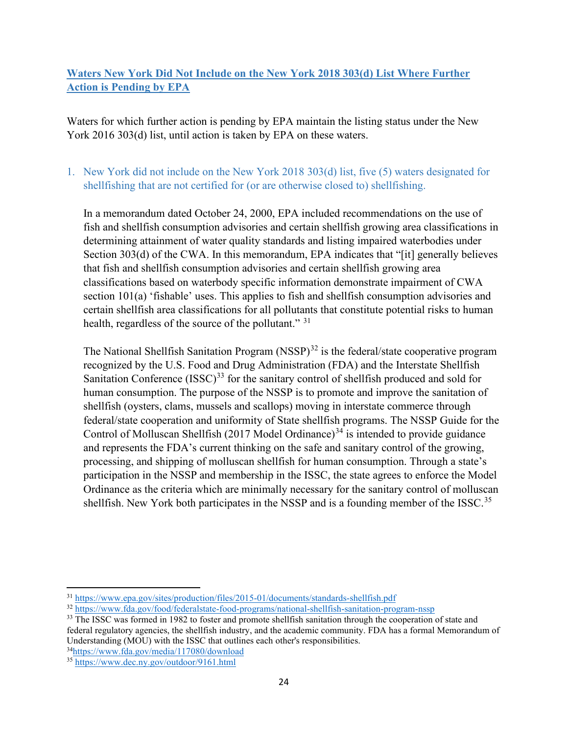## Waters New York Did Not Include on the New York 2018 303(d) List Where Further Action is Pending by EPA

Waters for which further action is pending by EPA maintain the listing status under the New York 2016 303(d) list, until action is taken by EPA on these waters.

1. New York did not include on the New York 2018 303(d) list, five (5) waters designated for shellfishing that are not certified for (or are otherwise closed to) shellfishing.

   In a memorandum dated October 24, 2000, EPA included recommendations on the use of fish and shellfish consumption advisories and certain shellfish growing area classifications in determining attainment of water quality standards and listing impaired waterbodies under Section 303(d) of the CWA. In this memorandum, EPA indicates that "[it] generally believes that fish and shellfish consumption advisories and certain shellfish growing area classifications based on waterbody specific information demonstrate impairment of CWA section 101(a) 'fishable' uses. This applies to fish and shellfish consumption advisories and certain shellfish area classifications for all pollutants that constitute potential risks to human health, regardless of the source of the pollutant." [31]

   The National Shellfish Sanitation Program (NSSP)[32] is the federal/state cooperative program recognized by the U.S. Food and Drug Administration (FDA) and the Interstate Shellfish Sanitation Conference (ISSC)[33] for the sanitary control of shellfish produced and sold for human consumption. The purpose of the NSSP is to promote and improve the sanitation of shellfish (oysters, clams, mussels and scallops) moving in interstate commerce through federal/state cooperation and uniformity of State shellfish programs. The NSSP Guide for the Control of Molluscan Shellfish (2017 Model Ordinance)[34] is intended to provide guidance and represents the FDA's current thinking on the safe and sanitary control of the growing, processing, and shipping of molluscan shellfish for human consumption. Through a state's participation in the NSSP and membership in the ISSC, the state agrees to enforce the Model Ordinance as the criteria which are minimally necessary for the sanitary control of molluscan shellfish. New York both participates in the NSSP and is a founding member of the ISSC.[35]

---

[31] https://www.epa.gov/sites/production/files/2015-01/documents/standards-shellfish.pdf

[32] https://www.fda.gov/food/federalstate-food-programs/national-shellfish-sanitation-program-nssp

[33] The ISSC was formed in 1982 to foster and promote shellfish sanitation through the cooperation of state and federal regulatory agencies, the shellfish industry, and the academic community. FDA has a formal Memorandum of Understanding (MOU) with the ISSC that outlines each other's responsibilities.

[34] https://www.fda.gov/media/117080/download

[35] https://www.dec.ny.gov/outdoor/9161.html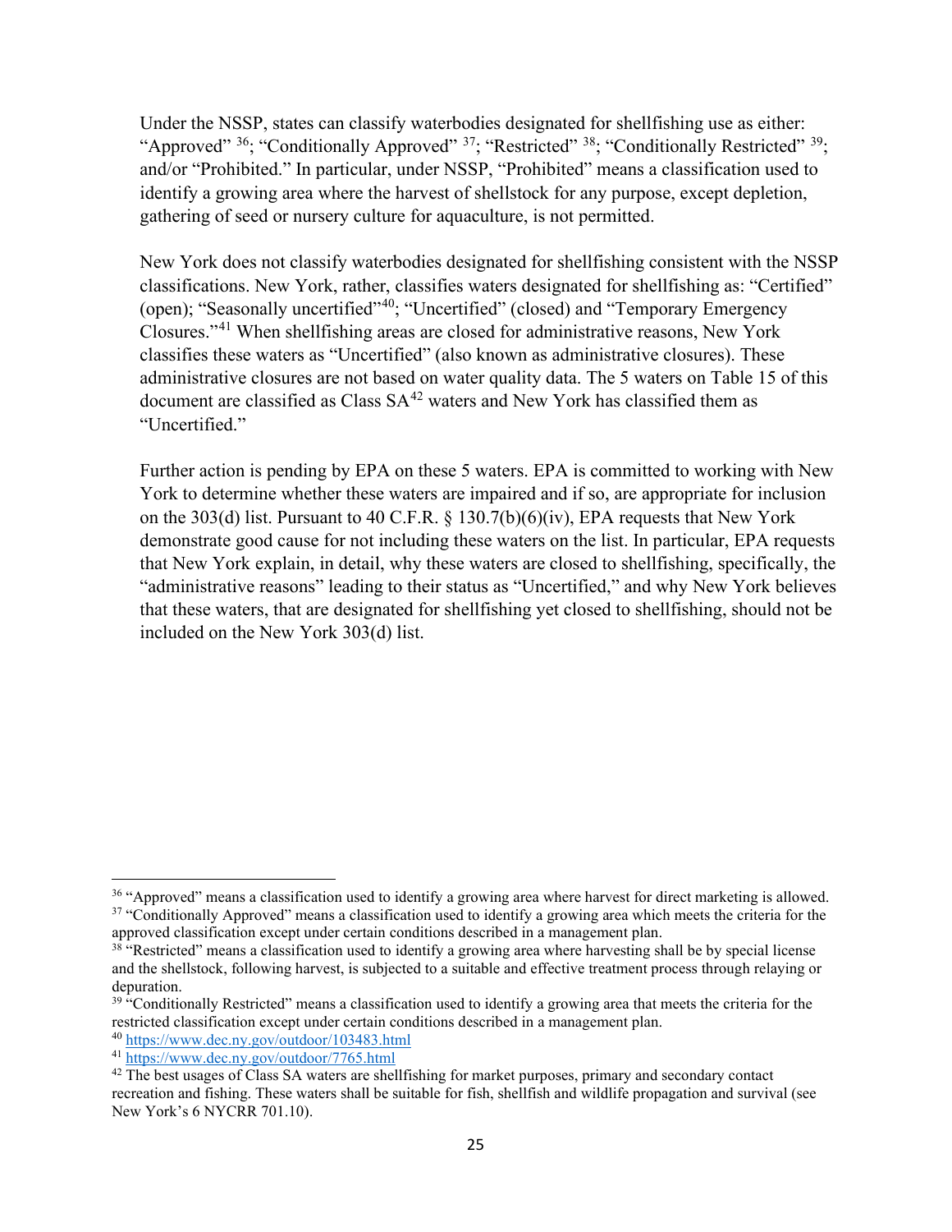Under the NSSP, states can classify waterbodies designated for shellfishing use as either: "Approved" [36]; "Conditionally Approved" [37]; "Restricted" [38]; "Conditionally Restricted" [39]; and/or "Prohibited." In particular, under NSSP, "Prohibited" means a classification used to identify a growing area where the harvest of shellstock for any purpose, except depletion, gathering of seed or nursery culture for aquaculture, is not permitted.

New York does not classify waterbodies designated for shellfishing consistent with the NSSP classifications. New York, rather, classifies waters designated for shellfishing as: "Certified" (open); "Seasonally uncertified"[40]; "Uncertified" (closed) and "Temporary Emergency Closures."[41] When shellfishing areas are closed for administrative reasons, New York classifies these waters as "Uncertified" (also known as administrative closures). These administrative closures are not based on water quality data. The 5 waters on Table 15 of this document are classified as Class SA[42] waters and New York has classified them as "Uncertified."

Further action is pending by EPA on these 5 waters. EPA is committed to working with New York to determine whether these waters are impaired and if so, are appropriate for inclusion on the 303(d) list. Pursuant to 40 C.F.R. § 130.7(b)(6)(iv), EPA requests that New York demonstrate good cause for not including these waters on the list. In particular, EPA requests that New York explain, in detail, why these waters are closed to shellfishing, specifically, the "administrative reasons" leading to their status as "Uncertified," and why New York believes that these waters, that are designated for shellfishing yet closed to shellfishing, should not be included on the New York 303(d) list.

---

[36] "Approved" means a classification used to identify a growing area where harvest for direct marketing is allowed.

[37] "Conditionally Approved" means a classification used to identify a growing area which meets the criteria for the approved classification except under certain conditions described in a management plan.

[38] "Restricted" means a classification used to identify a growing area where harvesting shall be by special license and the shellstock, following harvest, is subjected to a suitable and effective treatment process through relaying or depuration.

[39] "Conditionally Restricted" means a classification used to identify a growing area that meets the criteria for the restricted classification except under certain conditions described in a management plan.

[40] https://www.dec.ny.gov/outdoor/103483.html

[41] https://www.dec.ny.gov/outdoor/7765.html

[42] The best usages of Class SA waters are shellfishing for market purposes, primary and secondary contact recreation and fishing. These waters shall be suitable for fish, shellfish and wildlife propagation and survival (see New York's 6 NYCRR 701.10).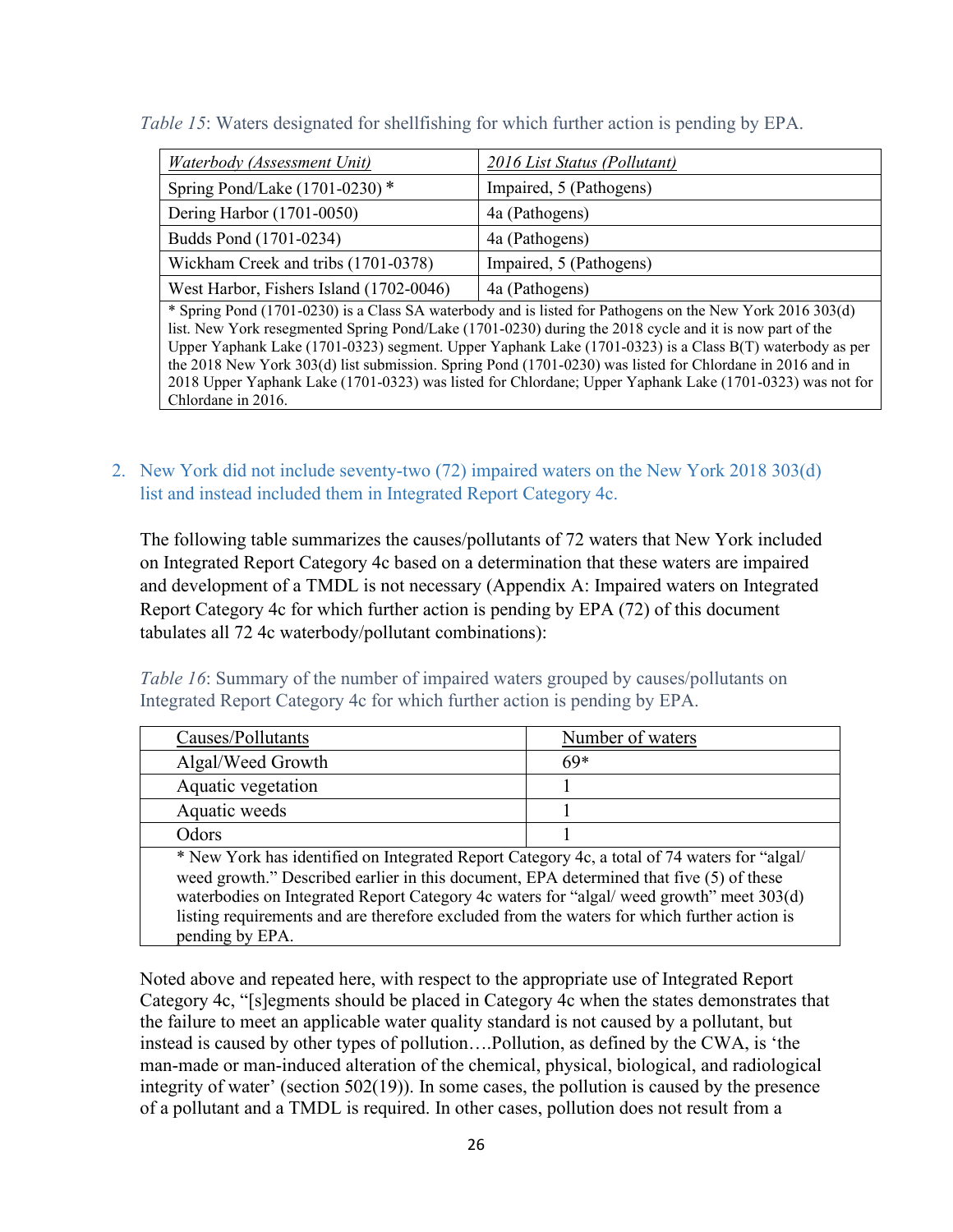*Table 15*: Waters designated for shellfishing for which further action is pending by EPA.

| *Waterbody (Assessment Unit)* | *2016 List Status (Pollutant)* |
|---|---|
| Spring Pond/Lake (1701-0230) * | Impaired, 5 (Pathogens) |
| Dering Harbor (1701-0050) | 4a (Pathogens) |
| Budds Pond (1701-0234) | 4a (Pathogens) |
| Wickham Creek and tribs (1701-0378) | Impaired, 5 (Pathogens) |
| West Harbor, Fishers Island (1702-0046) | 4a (Pathogens) |

* Spring Pond (1701-0230) is a Class SA waterbody and is listed for Pathogens on the New York 2016 303(d) list. New York resegmented Spring Pond/Lake (1701-0230) during the 2018 cycle and it is now part of the Upper Yaphank Lake (1701-0323) segment. Upper Yaphank Lake (1701-0323) is a Class B(T) waterbody as per the 2018 New York 303(d) list submission. Spring Pond (1701-0230) was listed for Chlordane in 2016 and in 2018 Upper Yaphank Lake (1701-0323) was listed for Chlordane; Upper Yaphank Lake (1701-0323) was not for Chlordane in 2016.

2. New York did not include seventy-two (72) impaired waters on the New York 2018 303(d) list and instead included them in Integrated Report Category 4c.

The following table summarizes the causes/pollutants of 72 waters that New York included on Integrated Report Category 4c based on a determination that these waters are impaired and development of a TMDL is not necessary (Appendix A: Impaired waters on Integrated Report Category 4c for which further action is pending by EPA (72) of this document tabulates all 72 4c waterbody/pollutant combinations):

*Table 16*: Summary of the number of impaired waters grouped by causes/pollutants on Integrated Report Category 4c for which further action is pending by EPA.

| Causes/Pollutants | Number of waters |
|---|---|
| Algal/Weed Growth | 69* |
| Aquatic vegetation | 1 |
| Aquatic weeds | 1 |
| Odors | 1 |

* New York has identified on Integrated Report Category 4c, a total of 74 waters for "algal/ weed growth." Described earlier in this document, EPA determined that five (5) of these waterbodies on Integrated Report Category 4c waters for "algal/ weed growth" meet 303(d) listing requirements and are therefore excluded from the waters for which further action is pending by EPA.

Noted above and repeated here, with respect to the appropriate use of Integrated Report Category 4c, "[s]egments should be placed in Category 4c when the states demonstrates that the failure to meet an applicable water quality standard is not caused by a pollutant, but instead is caused by other types of pollution….Pollution, as defined by the CWA, is 'the man-made or man-induced alteration of the chemical, physical, biological, and radiological integrity of water' (section 502(19)). In some cases, the pollution is caused by the presence of a pollutant and a TMDL is required. In other cases, pollution does not result from a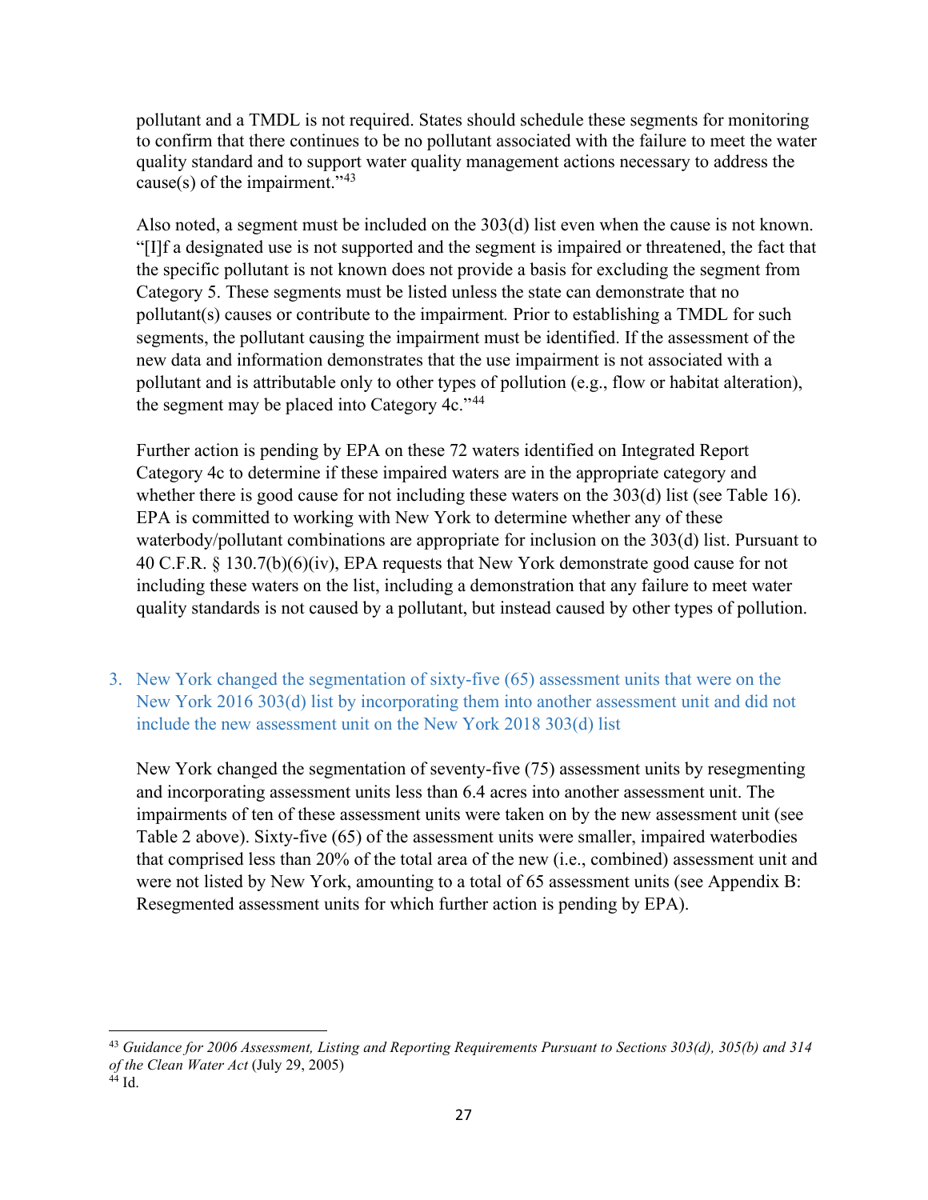pollutant and a TMDL is not required. States should schedule these segments for monitoring to confirm that there continues to be no pollutant associated with the failure to meet the water quality standard and to support water quality management actions necessary to address the cause(s) of the impairment."[43]

Also noted, a segment must be included on the 303(d) list even when the cause is not known. "[I]f a designated use is not supported and the segment is impaired or threatened, the fact that the specific pollutant is not known does not provide a basis for excluding the segment from Category 5. These segments must be listed unless the state can demonstrate that no pollutant(s) causes or contribute to the impairment. Prior to establishing a TMDL for such segments, the pollutant causing the impairment must be identified. If the assessment of the new data and information demonstrates that the use impairment is not associated with a pollutant and is attributable only to other types of pollution (e.g., flow or habitat alteration), the segment may be placed into Category 4c."[44]

Further action is pending by EPA on these 72 waters identified on Integrated Report Category 4c to determine if these impaired waters are in the appropriate category and whether there is good cause for not including these waters on the 303(d) list (see Table 16). EPA is committed to working with New York to determine whether any of these waterbody/pollutant combinations are appropriate for inclusion on the 303(d) list. Pursuant to 40 C.F.R. § 130.7(b)(6)(iv), EPA requests that New York demonstrate good cause for not including these waters on the list, including a demonstration that any failure to meet water quality standards is not caused by a pollutant, but instead caused by other types of pollution.

### 3. New York changed the segmentation of sixty-five (65) assessment units that were on the New York 2016 303(d) list by incorporating them into another assessment unit and did not include the new assessment unit on the New York 2018 303(d) list

New York changed the segmentation of seventy-five (75) assessment units by resegmenting and incorporating assessment units less than 6.4 acres into another assessment unit. The impairments of ten of these assessment units were taken on by the new assessment unit (see Table 2 above). Sixty-five (65) of the assessment units were smaller, impaired waterbodies that comprised less than 20% of the total area of the new (i.e., combined) assessment unit and were not listed by New York, amounting to a total of 65 assessment units (see Appendix B: Resegmented assessment units for which further action is pending by EPA).

---

[43] *Guidance for 2006 Assessment, Listing and Reporting Requirements Pursuant to Sections 303(d), 305(b) and 314 of the Clean Water Act* (July 29, 2005)

[44] Id.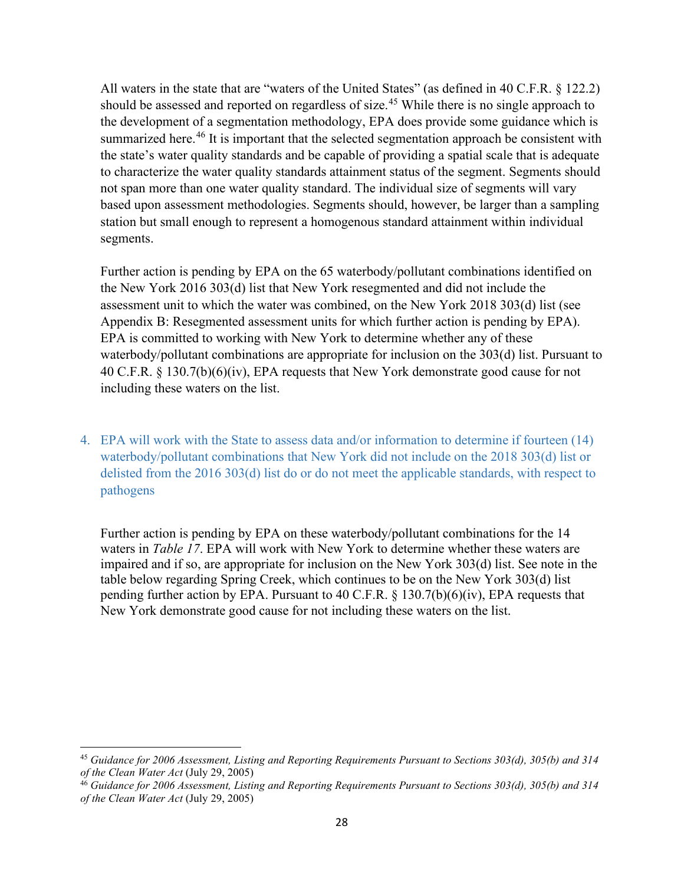All waters in the state that are "waters of the United States" (as defined in 40 C.F.R. § 122.2) should be assessed and reported on regardless of size.[45] While there is no single approach to the development of a segmentation methodology, EPA does provide some guidance which is summarized here.[46] It is important that the selected segmentation approach be consistent with the state's water quality standards and be capable of providing a spatial scale that is adequate to characterize the water quality standards attainment status of the segment. Segments should not span more than one water quality standard. The individual size of segments will vary based upon assessment methodologies. Segments should, however, be larger than a sampling station but small enough to represent a homogenous standard attainment within individual segments.

Further action is pending by EPA on the 65 waterbody/pollutant combinations identified on the New York 2016 303(d) list that New York resegmented and did not include the assessment unit to which the water was combined, on the New York 2018 303(d) list (see Appendix B: Resegmented assessment units for which further action is pending by EPA). EPA is committed to working with New York to determine whether any of these waterbody/pollutant combinations are appropriate for inclusion on the 303(d) list. Pursuant to 40 C.F.R. § 130.7(b)(6)(iv), EPA requests that New York demonstrate good cause for not including these waters on the list.

### 4. EPA will work with the State to assess data and/or information to determine if fourteen (14) waterbody/pollutant combinations that New York did not include on the 2018 303(d) list or delisted from the 2016 303(d) list do or do not meet the applicable standards, with respect to pathogens

Further action is pending by EPA on these waterbody/pollutant combinations for the 14 waters in *Table 17*. EPA will work with New York to determine whether these waters are impaired and if so, are appropriate for inclusion on the New York 303(d) list. See note in the table below regarding Spring Creek, which continues to be on the New York 303(d) list pending further action by EPA. Pursuant to 40 C.F.R. § 130.7(b)(6)(iv), EPA requests that New York demonstrate good cause for not including these waters on the list.

[45] *Guidance for 2006 Assessment, Listing and Reporting Requirements Pursuant to Sections 303(d), 305(b) and 314 of the Clean Water Act* (July 29, 2005)

[46] *Guidance for 2006 Assessment, Listing and Reporting Requirements Pursuant to Sections 303(d), 305(b) and 314 of the Clean Water Act* (July 29, 2005)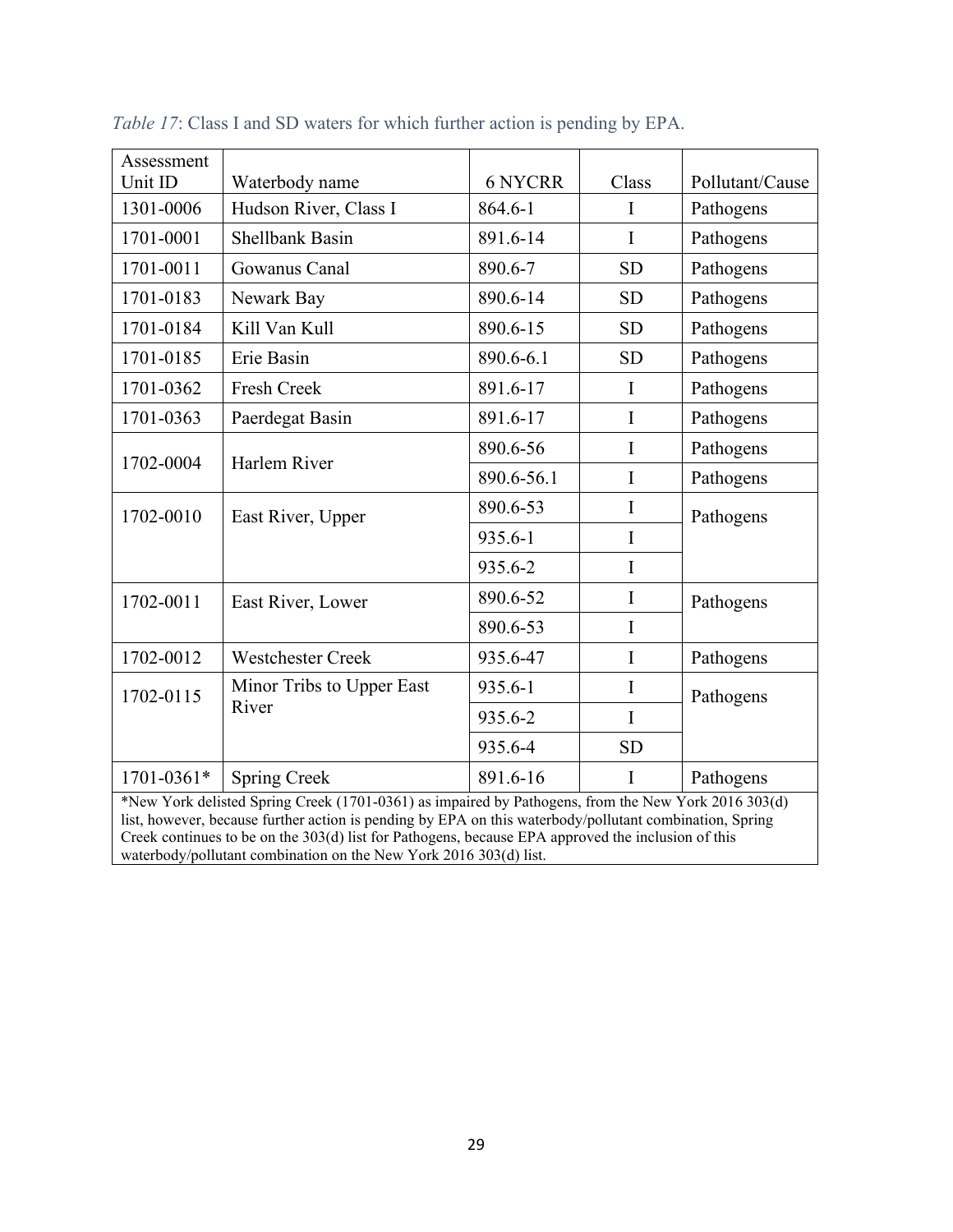*Table 17*: Class I and SD waters for which further action is pending by EPA.

| Assessment Unit ID | Waterbody name | 6 NYCRR | Class | Pollutant/Cause |
|---|---|---|---|---|
| 1301-0006 | Hudson River, Class I | 864.6-1 | I | Pathogens |
| 1701-0001 | Shellbank Basin | 891.6-14 | I | Pathogens |
| 1701-0011 | Gowanus Canal | 890.6-7 | SD | Pathogens |
| 1701-0183 | Newark Bay | 890.6-14 | SD | Pathogens |
| 1701-0184 | Kill Van Kull | 890.6-15 | SD | Pathogens |
| 1701-0185 | Erie Basin | 890.6-6.1 | SD | Pathogens |
| 1701-0362 | Fresh Creek | 891.6-17 | I | Pathogens |
| 1701-0363 | Paerdegat Basin | 891.6-17 | I | Pathogens |
| 1702-0004 | Harlem River | 890.6-56 | I | Pathogens |
| | | 890.6-56.1 | I | Pathogens |
| 1702-0010 | East River, Upper | 890.6-53 | I | Pathogens |
| | | 935.6-1 | I | |
| | | 935.6-2 | I | |
| 1702-0011 | East River, Lower | 890.6-52 | I | Pathogens |
| | | 890.6-53 | I | |
| 1702-0012 | Westchester Creek | 935.6-47 | I | Pathogens |
| 1702-0115 | Minor Tribs to Upper East River | 935.6-1 | I | Pathogens |
| | | 935.6-2 | I | |
| | | 935.6-4 | SD | |
| 1701-0361* | Spring Creek | 891.6-16 | I | Pathogens |

*New York delisted Spring Creek (1701-0361) as impaired by Pathogens, from the New York 2016 303(d) list, however, because further action is pending by EPA on this waterbody/pollutant combination, Spring Creek continues to be on the 303(d) list for Pathogens, because EPA approved the inclusion of this waterbody/pollutant combination on the New York 2016 303(d) list.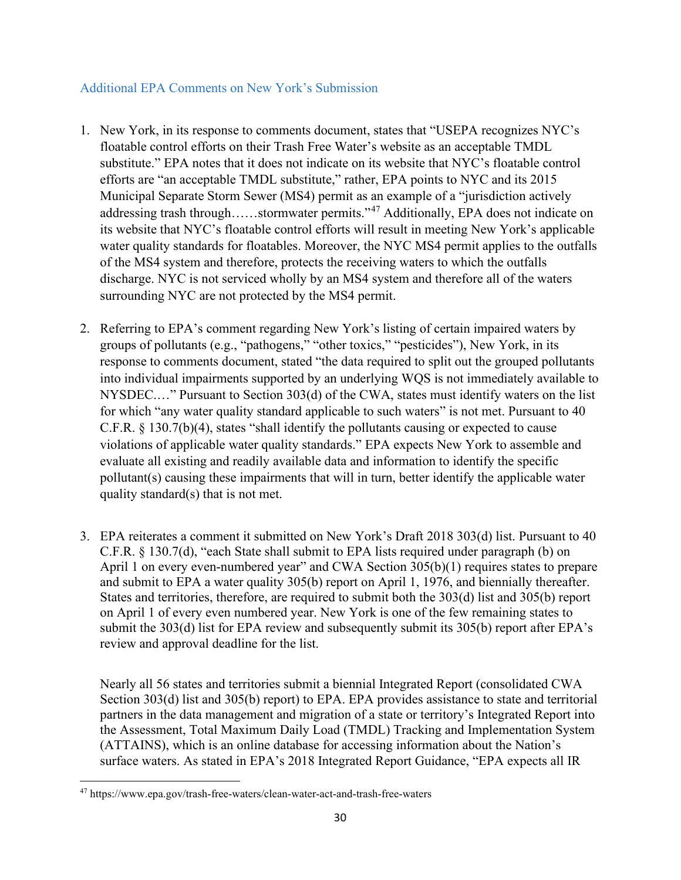### Additional EPA Comments on New York's Submission

1. New York, in its response to comments document, states that "USEPA recognizes NYC's floatable control efforts on their Trash Free Water's website as an acceptable TMDL substitute." EPA notes that it does not indicate on its website that NYC's floatable control efforts are "an acceptable TMDL substitute," rather, EPA points to NYC and its 2015 Municipal Separate Storm Sewer (MS4) permit as an example of a "jurisdiction actively addressing trash through……stormwater permits."[47] Additionally, EPA does not indicate on its website that NYC's floatable control efforts will result in meeting New York's applicable water quality standards for floatables. Moreover, the NYC MS4 permit applies to the outfalls of the MS4 system and therefore, protects the receiving waters to which the outfalls discharge. NYC is not serviced wholly by an MS4 system and therefore all of the waters surrounding NYC are not protected by the MS4 permit.

2. Referring to EPA's comment regarding New York's listing of certain impaired waters by groups of pollutants (e.g., "pathogens," "other toxics," "pesticides"), New York, in its response to comments document, stated "the data required to split out the grouped pollutants into individual impairments supported by an underlying WQS is not immediately available to NYSDEC.…" Pursuant to Section 303(d) of the CWA, states must identify waters on the list for which "any water quality standard applicable to such waters" is not met. Pursuant to 40 C.F.R. § 130.7(b)(4), states "shall identify the pollutants causing or expected to cause violations of applicable water quality standards." EPA expects New York to assemble and evaluate all existing and readily available data and information to identify the specific pollutant(s) causing these impairments that will in turn, better identify the applicable water quality standard(s) that is not met.

3. EPA reiterates a comment it submitted on New York's Draft 2018 303(d) list. Pursuant to 40 C.F.R. § 130.7(d), "each State shall submit to EPA lists required under paragraph (b) on April 1 on every even-numbered year" and CWA Section 305(b)(1) requires states to prepare and submit to EPA a water quality 305(b) report on April 1, 1976, and biennially thereafter. States and territories, therefore, are required to submit both the 303(d) list and 305(b) report on April 1 of every even numbered year. New York is one of the few remaining states to submit the 303(d) list for EPA review and subsequently submit its 305(b) report after EPA's review and approval deadline for the list.

   Nearly all 56 states and territories submit a biennial Integrated Report (consolidated CWA Section 303(d) list and 305(b) report) to EPA. EPA provides assistance to state and territorial partners in the data management and migration of a state or territory's Integrated Report into the Assessment, Total Maximum Daily Load (TMDL) Tracking and Implementation System (ATTAINS), which is an online database for accessing information about the Nation's surface waters. As stated in EPA's 2018 Integrated Report Guidance, "EPA expects all IR

---

[47] https://www.epa.gov/trash-free-waters/clean-water-act-and-trash-free-waters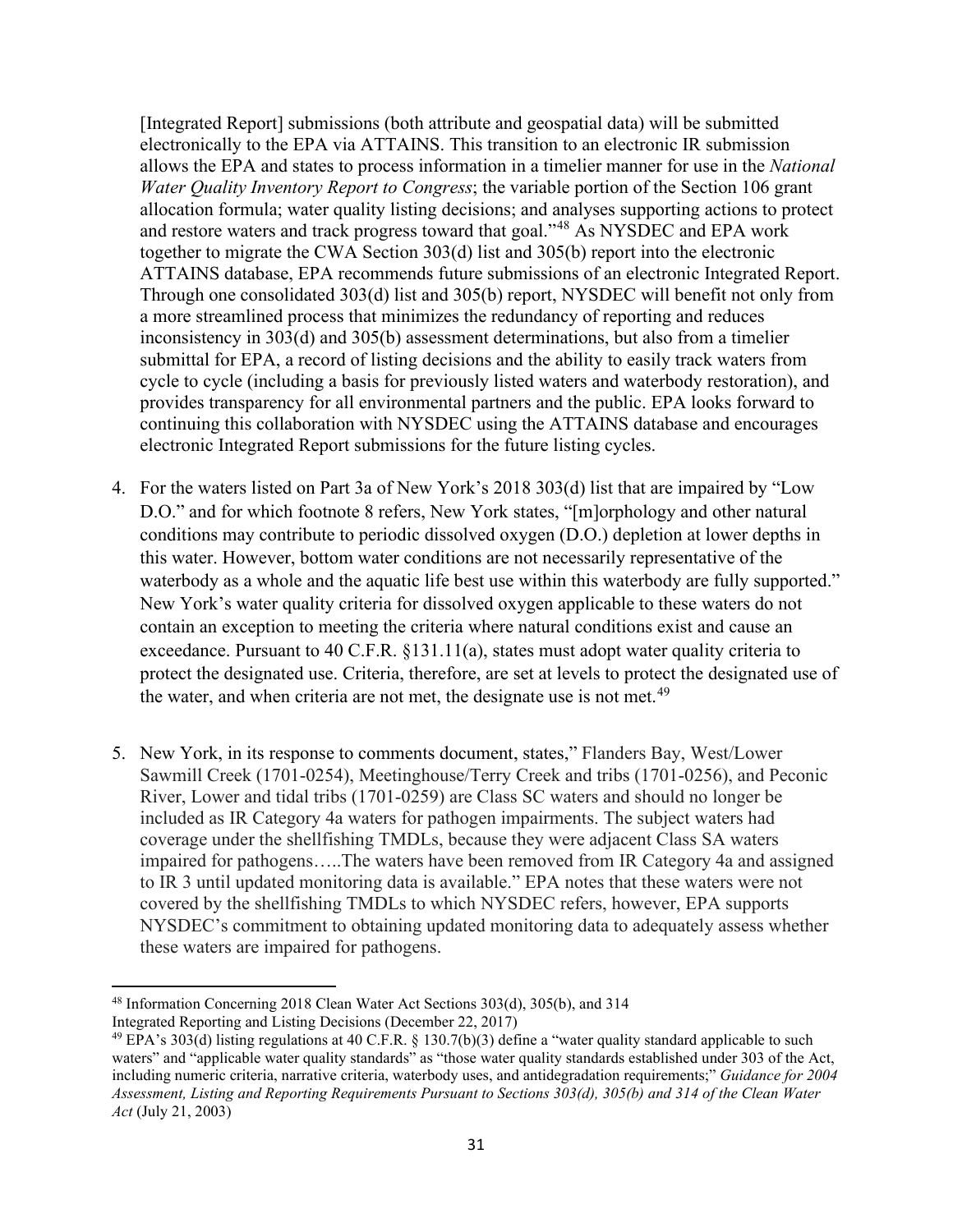[Integrated Report] submissions (both attribute and geospatial data) will be submitted electronically to the EPA via ATTAINS. This transition to an electronic IR submission allows the EPA and states to process information in a timelier manner for use in the *National Water Quality Inventory Report to Congress*; the variable portion of the Section 106 grant allocation formula; water quality listing decisions; and analyses supporting actions to protect and restore waters and track progress toward that goal."[48] As NYSDEC and EPA work together to migrate the CWA Section 303(d) list and 305(b) report into the electronic ATTAINS database, EPA recommends future submissions of an electronic Integrated Report. Through one consolidated 303(d) list and 305(b) report, NYSDEC will benefit not only from a more streamlined process that minimizes the redundancy of reporting and reduces inconsistency in 303(d) and 305(b) assessment determinations, but also from a timelier submittal for EPA, a record of listing decisions and the ability to easily track waters from cycle to cycle (including a basis for previously listed waters and waterbody restoration), and provides transparency for all environmental partners and the public. EPA looks forward to continuing this collaboration with NYSDEC using the ATTAINS database and encourages electronic Integrated Report submissions for the future listing cycles.

4. For the waters listed on Part 3a of New York's 2018 303(d) list that are impaired by "Low D.O." and for which footnote 8 refers, New York states, "[m]orphology and other natural conditions may contribute to periodic dissolved oxygen (D.O.) depletion at lower depths in this water. However, bottom water conditions are not necessarily representative of the waterbody as a whole and the aquatic life best use within this waterbody are fully supported." New York's water quality criteria for dissolved oxygen applicable to these waters do not contain an exception to meeting the criteria where natural conditions exist and cause an exceedance. Pursuant to 40 C.F.R. §131.11(a), states must adopt water quality criteria to protect the designated use. Criteria, therefore, are set at levels to protect the designated use of the water, and when criteria are not met, the designate use is not met.[49]

5. New York, in its response to comments document, states," Flanders Bay, West/Lower Sawmill Creek (1701-0254), Meetinghouse/Terry Creek and tribs (1701-0256), and Peconic River, Lower and tidal tribs (1701-0259) are Class SC waters and should no longer be included as IR Category 4a waters for pathogen impairments. The subject waters had coverage under the shellfishing TMDLs, because they were adjacent Class SA waters impaired for pathogens…..The waters have been removed from IR Category 4a and assigned to IR 3 until updated monitoring data is available." EPA notes that these waters were not covered by the shellfishing TMDLs to which NYSDEC refers, however, EPA supports NYSDEC's commitment to obtaining updated monitoring data to adequately assess whether these waters are impaired for pathogens.

---

[48] Information Concerning 2018 Clean Water Act Sections 303(d), 305(b), and 314 Integrated Reporting and Listing Decisions (December 22, 2017)

[49] EPA's 303(d) listing regulations at 40 C.F.R. § 130.7(b)(3) define a "water quality standard applicable to such waters" and "applicable water quality standards" as "those water quality standards established under 303 of the Act, including numeric criteria, narrative criteria, waterbody uses, and antidegradation requirements;" *Guidance for 2004 Assessment, Listing and Reporting Requirements Pursuant to Sections 303(d), 305(b) and 314 of the Clean Water Act* (July 21, 2003)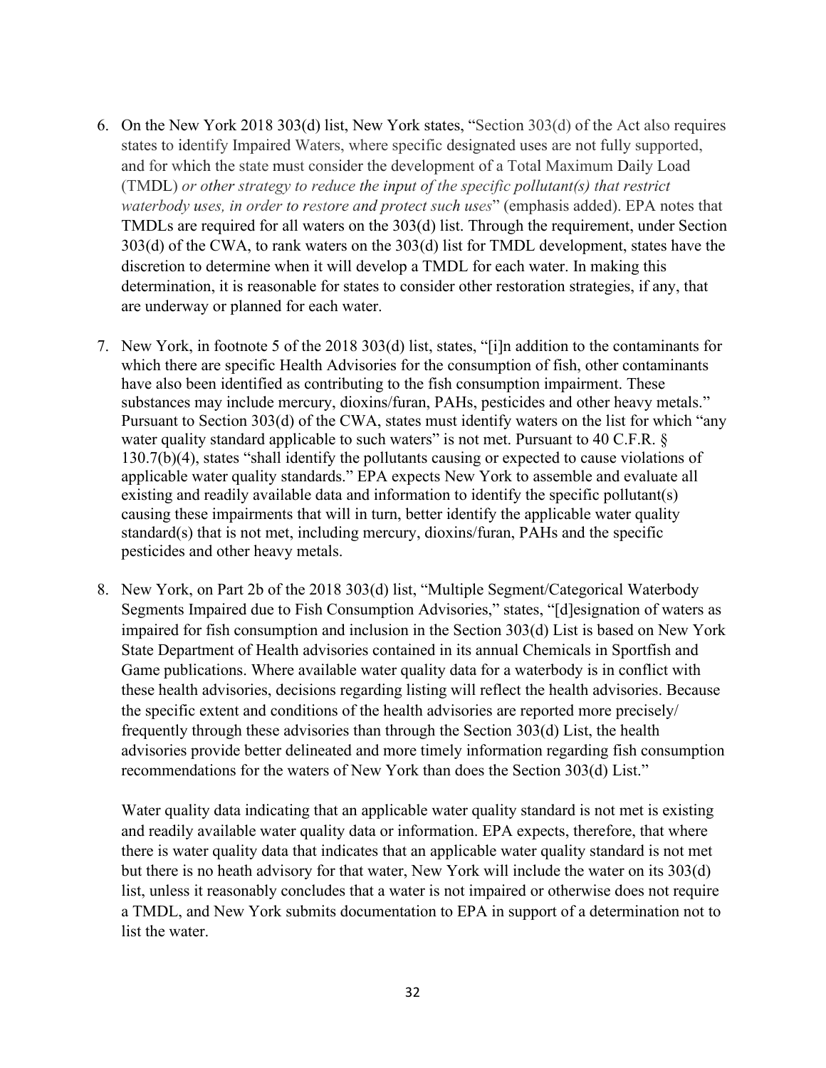6. On the New York 2018 303(d) list, New York states, "Section 303(d) of the Act also requires states to identify Impaired Waters, where specific designated uses are not fully supported, and for which the state must consider the development of a Total Maximum Daily Load (TMDL) *or other strategy to reduce the input of the specific pollutant(s) that restrict waterbody uses, in order to restore and protect such uses*" (emphasis added). EPA notes that TMDLs are required for all waters on the 303(d) list. Through the requirement, under Section 303(d) of the CWA, to rank waters on the 303(d) list for TMDL development, states have the discretion to determine when it will develop a TMDL for each water. In making this determination, it is reasonable for states to consider other restoration strategies, if any, that are underway or planned for each water.

7. New York, in footnote 5 of the 2018 303(d) list, states, "[i]n addition to the contaminants for which there are specific Health Advisories for the consumption of fish, other contaminants have also been identified as contributing to the fish consumption impairment. These substances may include mercury, dioxins/furan, PAHs, pesticides and other heavy metals." Pursuant to Section 303(d) of the CWA, states must identify waters on the list for which "any water quality standard applicable to such waters" is not met. Pursuant to 40 C.F.R. § 130.7(b)(4), states "shall identify the pollutants causing or expected to cause violations of applicable water quality standards." EPA expects New York to assemble and evaluate all existing and readily available data and information to identify the specific pollutant(s) causing these impairments that will in turn, better identify the applicable water quality standard(s) that is not met, including mercury, dioxins/furan, PAHs and the specific pesticides and other heavy metals.

8. New York, on Part 2b of the 2018 303(d) list, "Multiple Segment/Categorical Waterbody Segments Impaired due to Fish Consumption Advisories," states, "[d]esignation of waters as impaired for fish consumption and inclusion in the Section 303(d) List is based on New York State Department of Health advisories contained in its annual Chemicals in Sportfish and Game publications. Where available water quality data for a waterbody is in conflict with these health advisories, decisions regarding listing will reflect the health advisories. Because the specific extent and conditions of the health advisories are reported more precisely/ frequently through these advisories than through the Section 303(d) List, the health advisories provide better delineated and more timely information regarding fish consumption recommendations for the waters of New York than does the Section 303(d) List."

   Water quality data indicating that an applicable water quality standard is not met is existing and readily available water quality data or information. EPA expects, therefore, that where there is water quality data that indicates that an applicable water quality standard is not met but there is no heath advisory for that water, New York will include the water on its 303(d) list, unless it reasonably concludes that a water is not impaired or otherwise does not require a TMDL, and New York submits documentation to EPA in support of a determination not to list the water.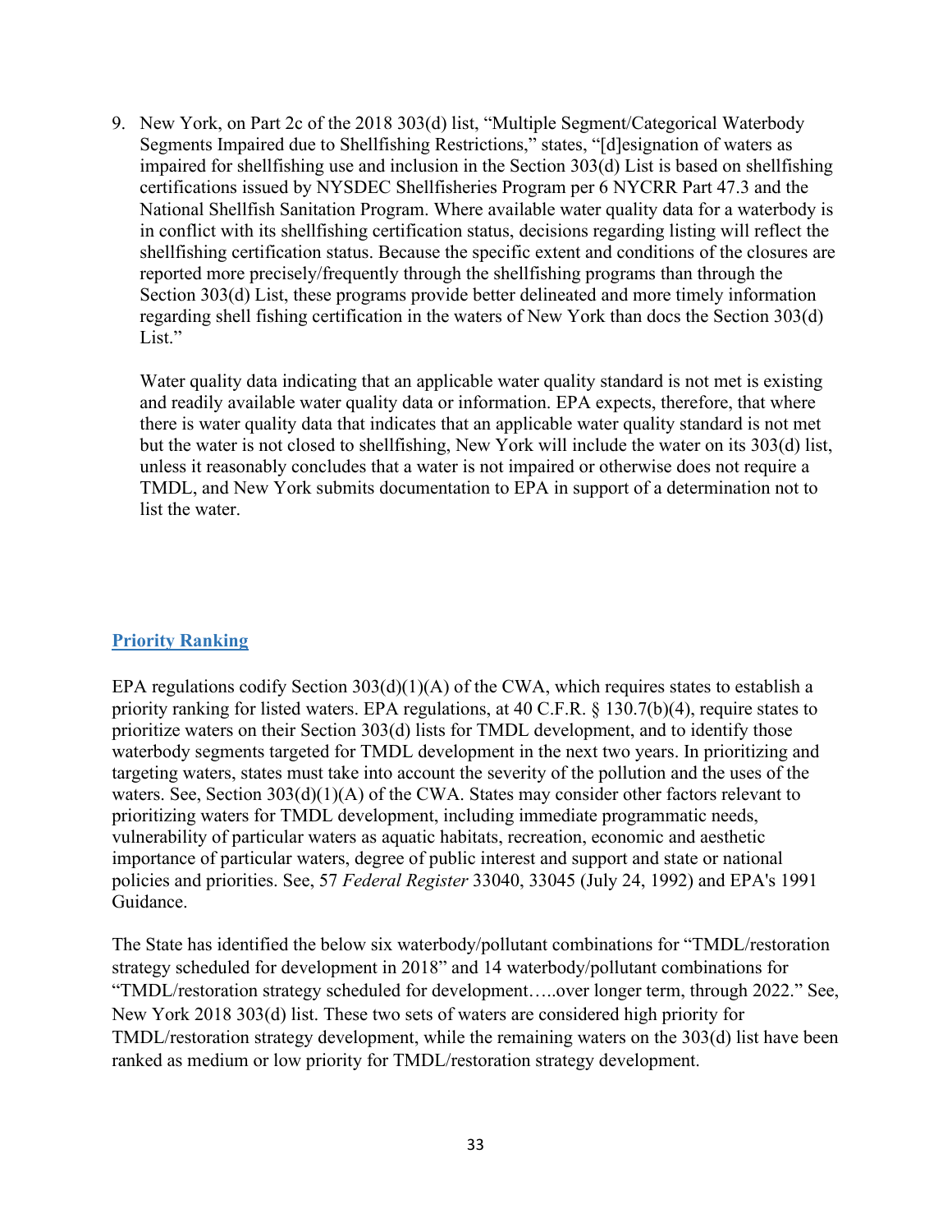9. New York, on Part 2c of the 2018 303(d) list, "Multiple Segment/Categorical Waterbody Segments Impaired due to Shellfishing Restrictions," states, "[d]esignation of waters as impaired for shellfishing use and inclusion in the Section 303(d) List is based on shellfishing certifications issued by NYSDEC Shellfisheries Program per 6 NYCRR Part 47.3 and the National Shellfish Sanitation Program. Where available water quality data for a waterbody is in conflict with its shellfishing certification status, decisions regarding listing will reflect the shellfishing certification status. Because the specific extent and conditions of the closures are reported more precisely/frequently through the shellfishing programs than through the Section 303(d) List, these programs provide better delineated and more timely information regarding shell fishing certification in the waters of New York than docs the Section 303(d) List."

   Water quality data indicating that an applicable water quality standard is not met is existing and readily available water quality data or information. EPA expects, therefore, that where there is water quality data that indicates that an applicable water quality standard is not met but the water is not closed to shellfishing, New York will include the water on its 303(d) list, unless it reasonably concludes that a water is not impaired or otherwise does not require a TMDL, and New York submits documentation to EPA in support of a determination not to list the water.

## Priority Ranking

EPA regulations codify Section 303(d)(1)(A) of the CWA, which requires states to establish a priority ranking for listed waters. EPA regulations, at 40 C.F.R. § 130.7(b)(4), require states to prioritize waters on their Section 303(d) lists for TMDL development, and to identify those waterbody segments targeted for TMDL development in the next two years. In prioritizing and targeting waters, states must take into account the severity of the pollution and the uses of the waters. See, Section 303(d)(1)(A) of the CWA. States may consider other factors relevant to prioritizing waters for TMDL development, including immediate programmatic needs, vulnerability of particular waters as aquatic habitats, recreation, economic and aesthetic importance of particular waters, degree of public interest and support and state or national policies and priorities. See, 57 *Federal Register* 33040, 33045 (July 24, 1992) and EPA's 1991 Guidance.

The State has identified the below six waterbody/pollutant combinations for "TMDL/restoration strategy scheduled for development in 2018" and 14 waterbody/pollutant combinations for "TMDL/restoration strategy scheduled for development…..over longer term, through 2022." See, New York 2018 303(d) list. These two sets of waters are considered high priority for TMDL/restoration strategy development, while the remaining waters on the 303(d) list have been ranked as medium or low priority for TMDL/restoration strategy development.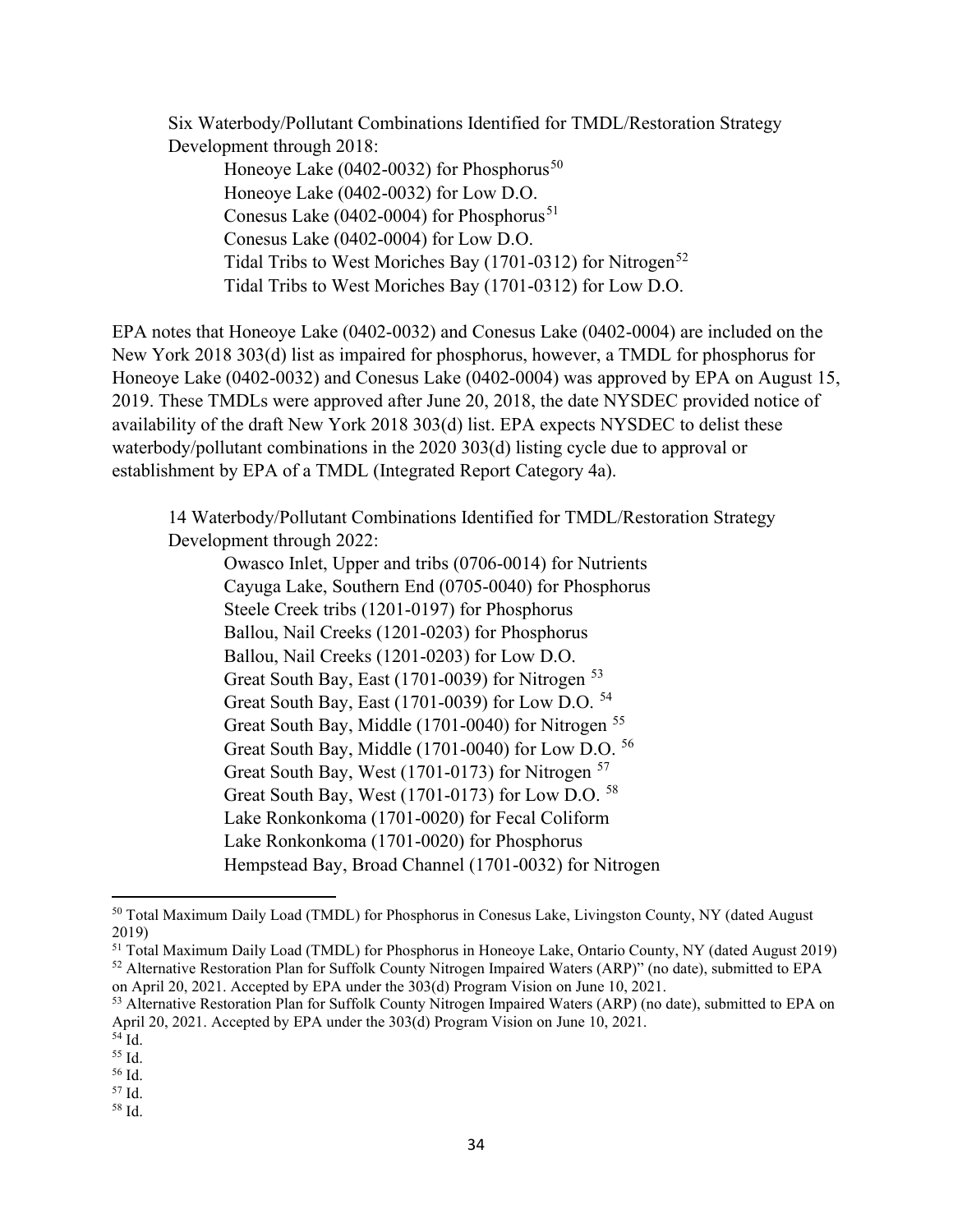Six Waterbody/Pollutant Combinations Identified for TMDL/Restoration Strategy Development through 2018:

- Honeoye Lake (0402-0032) for Phosphorus[50]
- Honeoye Lake (0402-0032) for Low D.O.
- Conesus Lake (0402-0004) for Phosphorus[51]
- Conesus Lake (0402-0004) for Low D.O.
- Tidal Tribs to West Moriches Bay (1701-0312) for Nitrogen[52]
- Tidal Tribs to West Moriches Bay (1701-0312) for Low D.O.

EPA notes that Honeoye Lake (0402-0032) and Conesus Lake (0402-0004) are included on the New York 2018 303(d) list as impaired for phosphorus, however, a TMDL for phosphorus for Honeoye Lake (0402-0032) and Conesus Lake (0402-0004) was approved by EPA on August 15, 2019. These TMDLs were approved after June 20, 2018, the date NYSDEC provided notice of availability of the draft New York 2018 303(d) list. EPA expects NYSDEC to delist these waterbody/pollutant combinations in the 2020 303(d) listing cycle due to approval or establishment by EPA of a TMDL (Integrated Report Category 4a).

14 Waterbody/Pollutant Combinations Identified for TMDL/Restoration Strategy Development through 2022:

- Owasco Inlet, Upper and tribs (0706-0014) for Nutrients
- Cayuga Lake, Southern End (0705-0040) for Phosphorus
- Steele Creek tribs (1201-0197) for Phosphorus
- Ballou, Nail Creeks (1201-0203) for Phosphorus
- Ballou, Nail Creeks (1201-0203) for Low D.O.
- Great South Bay, East (1701-0039) for Nitrogen [53]
- Great South Bay, East (1701-0039) for Low D.O. [54]
- Great South Bay, Middle (1701-0040) for Nitrogen [55]
- Great South Bay, Middle (1701-0040) for Low D.O. [56]
- Great South Bay, West (1701-0173) for Nitrogen [57]
- Great South Bay, West (1701-0173) for Low D.O. [58]
- Lake Ronkonkoma (1701-0020) for Fecal Coliform
- Lake Ronkonkoma (1701-0020) for Phosphorus
- Hempstead Bay, Broad Channel (1701-0032) for Nitrogen

---

[50] Total Maximum Daily Load (TMDL) for Phosphorus in Conesus Lake, Livingston County, NY (dated August 2019)

[51] Total Maximum Daily Load (TMDL) for Phosphorus in Honeoye Lake, Ontario County, NY (dated August 2019)

[52] Alternative Restoration Plan for Suffolk County Nitrogen Impaired Waters (ARP)" (no date), submitted to EPA on April 20, 2021. Accepted by EPA under the 303(d) Program Vision on June 10, 2021.

[53] Alternative Restoration Plan for Suffolk County Nitrogen Impaired Waters (ARP) (no date), submitted to EPA on April 20, 2021. Accepted by EPA under the 303(d) Program Vision on June 10, 2021.

[54] Id.

[55] Id.

[56] Id.

[57] Id.

[58] Id.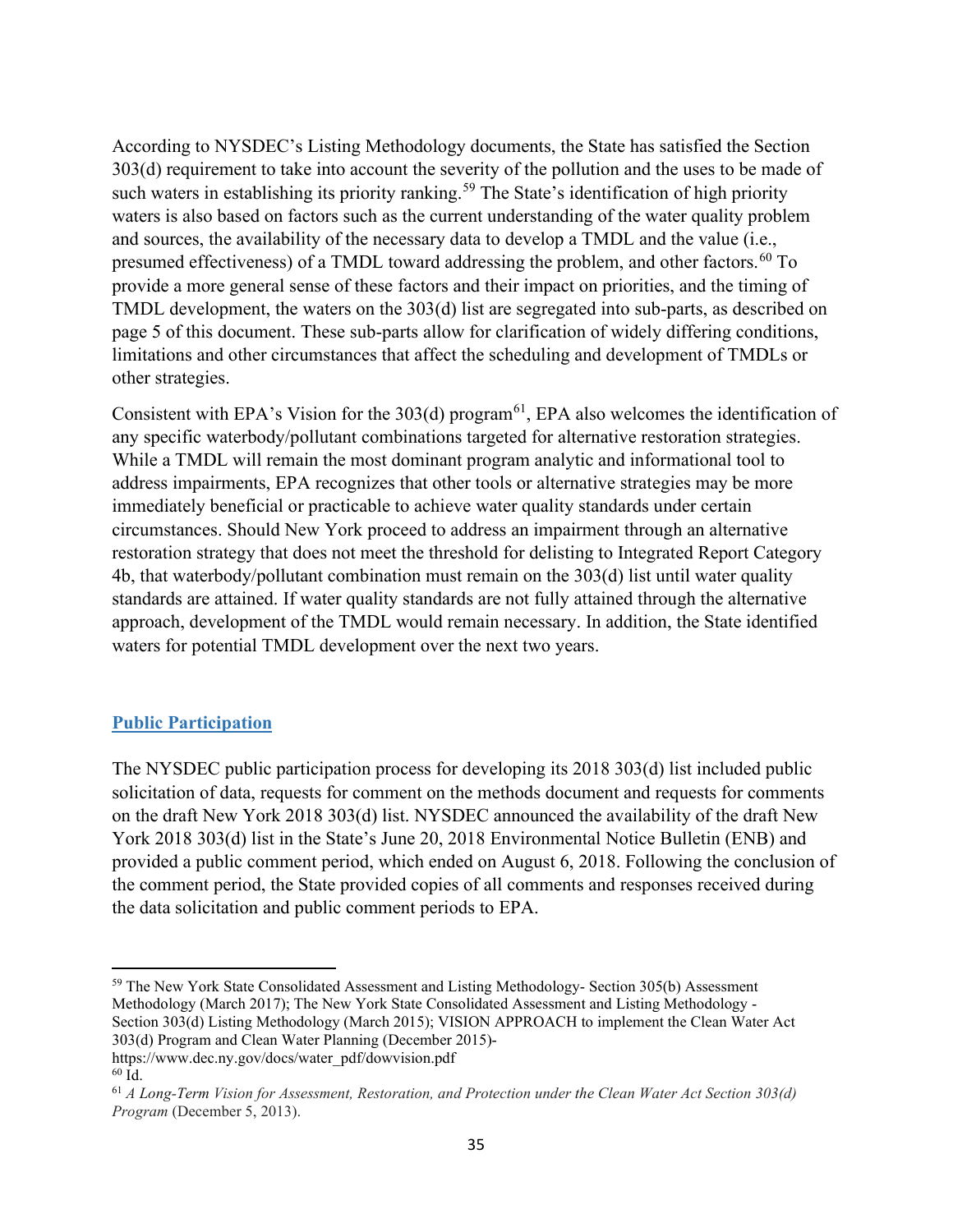According to NYSDEC's Listing Methodology documents, the State has satisfied the Section 303(d) requirement to take into account the severity of the pollution and the uses to be made of such waters in establishing its priority ranking.[59] The State's identification of high priority waters is also based on factors such as the current understanding of the water quality problem and sources, the availability of the necessary data to develop a TMDL and the value (i.e., presumed effectiveness) of a TMDL toward addressing the problem, and other factors.[60] To provide a more general sense of these factors and their impact on priorities, and the timing of TMDL development, the waters on the 303(d) list are segregated into sub-parts, as described on page 5 of this document. These sub-parts allow for clarification of widely differing conditions, limitations and other circumstances that affect the scheduling and development of TMDLs or other strategies.

Consistent with EPA's Vision for the 303(d) program[61], EPA also welcomes the identification of any specific waterbody/pollutant combinations targeted for alternative restoration strategies. While a TMDL will remain the most dominant program analytic and informational tool to address impairments, EPA recognizes that other tools or alternative strategies may be more immediately beneficial or practicable to achieve water quality standards under certain circumstances. Should New York proceed to address an impairment through an alternative restoration strategy that does not meet the threshold for delisting to Integrated Report Category 4b, that waterbody/pollutant combination must remain on the 303(d) list until water quality standards are attained. If water quality standards are not fully attained through the alternative approach, development of the TMDL would remain necessary. In addition, the State identified waters for potential TMDL development over the next two years.

## Public Participation

The NYSDEC public participation process for developing its 2018 303(d) list included public solicitation of data, requests for comment on the methods document and requests for comments on the draft New York 2018 303(d) list. NYSDEC announced the availability of the draft New York 2018 303(d) list in the State's June 20, 2018 Environmental Notice Bulletin (ENB) and provided a public comment period, which ended on August 6, 2018. Following the conclusion of the comment period, the State provided copies of all comments and responses received during the data solicitation and public comment periods to EPA.

---

[59] The New York State Consolidated Assessment and Listing Methodology- Section 305(b) Assessment Methodology (March 2017); The New York State Consolidated Assessment and Listing Methodology - Section 303(d) Listing Methodology (March 2015); VISION APPROACH to implement the Clean Water Act 303(d) Program and Clean Water Planning (December 2015)- https://www.dec.ny.gov/docs/water_pdf/dowvision.pdf

[60] Id.

[61] *A Long-Term Vision for Assessment, Restoration, and Protection under the Clean Water Act Section 303(d) Program* (December 5, 2013).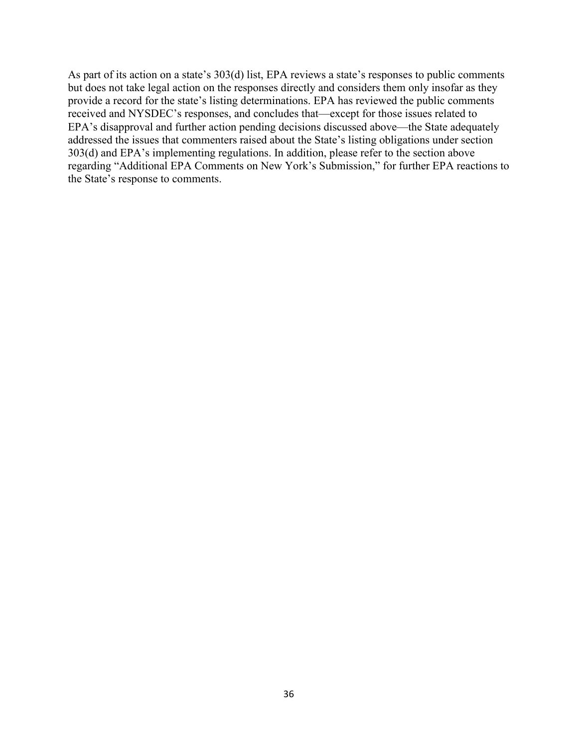As part of its action on a state's 303(d) list, EPA reviews a state's responses to public comments but does not take legal action on the responses directly and considers them only insofar as they provide a record for the state's listing determinations. EPA has reviewed the public comments received and NYSDEC's responses, and concludes that—except for those issues related to EPA's disapproval and further action pending decisions discussed above—the State adequately addressed the issues that commenters raised about the State's listing obligations under section 303(d) and EPA's implementing regulations. In addition, please refer to the section above regarding "Additional EPA Comments on New York's Submission," for further EPA reactions to the State's response to comments.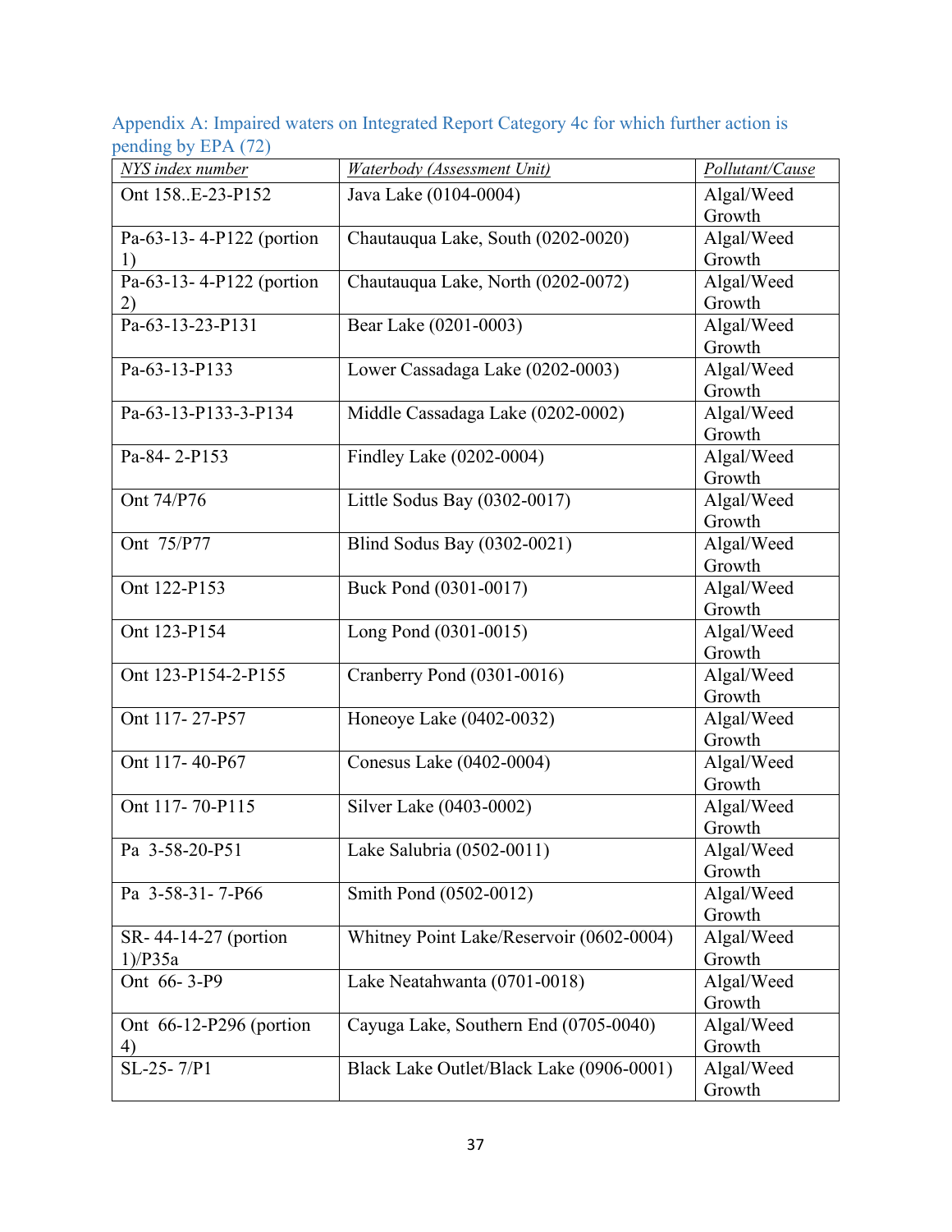## Appendix A: Impaired waters on Integrated Report Category 4c for which further action is pending by EPA (72)

| NYS index number | Waterbody (Assessment Unit) | Pollutant/Cause |
|---|---|---|
| Ont 158..E-23-P152 | Java Lake (0104-0004) | Algal/Weed Growth |
| Pa-63-13- 4-P122 (portion 1) | Chautauqua Lake, South (0202-0020) | Algal/Weed Growth |
| Pa-63-13- 4-P122 (portion 2) | Chautauqua Lake, North (0202-0072) | Algal/Weed Growth |
| Pa-63-13-23-P131 | Bear Lake (0201-0003) | Algal/Weed Growth |
| Pa-63-13-P133 | Lower Cassadaga Lake (0202-0003) | Algal/Weed Growth |
| Pa-63-13-P133-3-P134 | Middle Cassadaga Lake (0202-0002) | Algal/Weed Growth |
| Pa-84- 2-P153 | Findley Lake (0202-0004) | Algal/Weed Growth |
| Ont 74/P76 | Little Sodus Bay (0302-0017) | Algal/Weed Growth |
| Ont 75/P77 | Blind Sodus Bay (0302-0021) | Algal/Weed Growth |
| Ont 122-P153 | Buck Pond (0301-0017) | Algal/Weed Growth |
| Ont 123-P154 | Long Pond (0301-0015) | Algal/Weed Growth |
| Ont 123-P154-2-P155 | Cranberry Pond (0301-0016) | Algal/Weed Growth |
| Ont 117- 27-P57 | Honeoye Lake (0402-0032) | Algal/Weed Growth |
| Ont 117- 40-P67 | Conesus Lake (0402-0004) | Algal/Weed Growth |
| Ont 117- 70-P115 | Silver Lake (0403-0002) | Algal/Weed Growth |
| Pa 3-58-20-P51 | Lake Salubria (0502-0011) | Algal/Weed Growth |
| Pa 3-58-31- 7-P66 | Smith Pond (0502-0012) | Algal/Weed Growth |
| SR- 44-14-27 (portion 1)/P35a | Whitney Point Lake/Reservoir (0602-0004) | Algal/Weed Growth |
| Ont 66- 3-P9 | Lake Neatahwanta (0701-0018) | Algal/Weed Growth |
| Ont 66-12-P296 (portion 4) | Cayuga Lake, Southern End (0705-0040) | Algal/Weed Growth |
| SL-25- 7/P1 | Black Lake Outlet/Black Lake (0906-0001) | Algal/Weed Growth |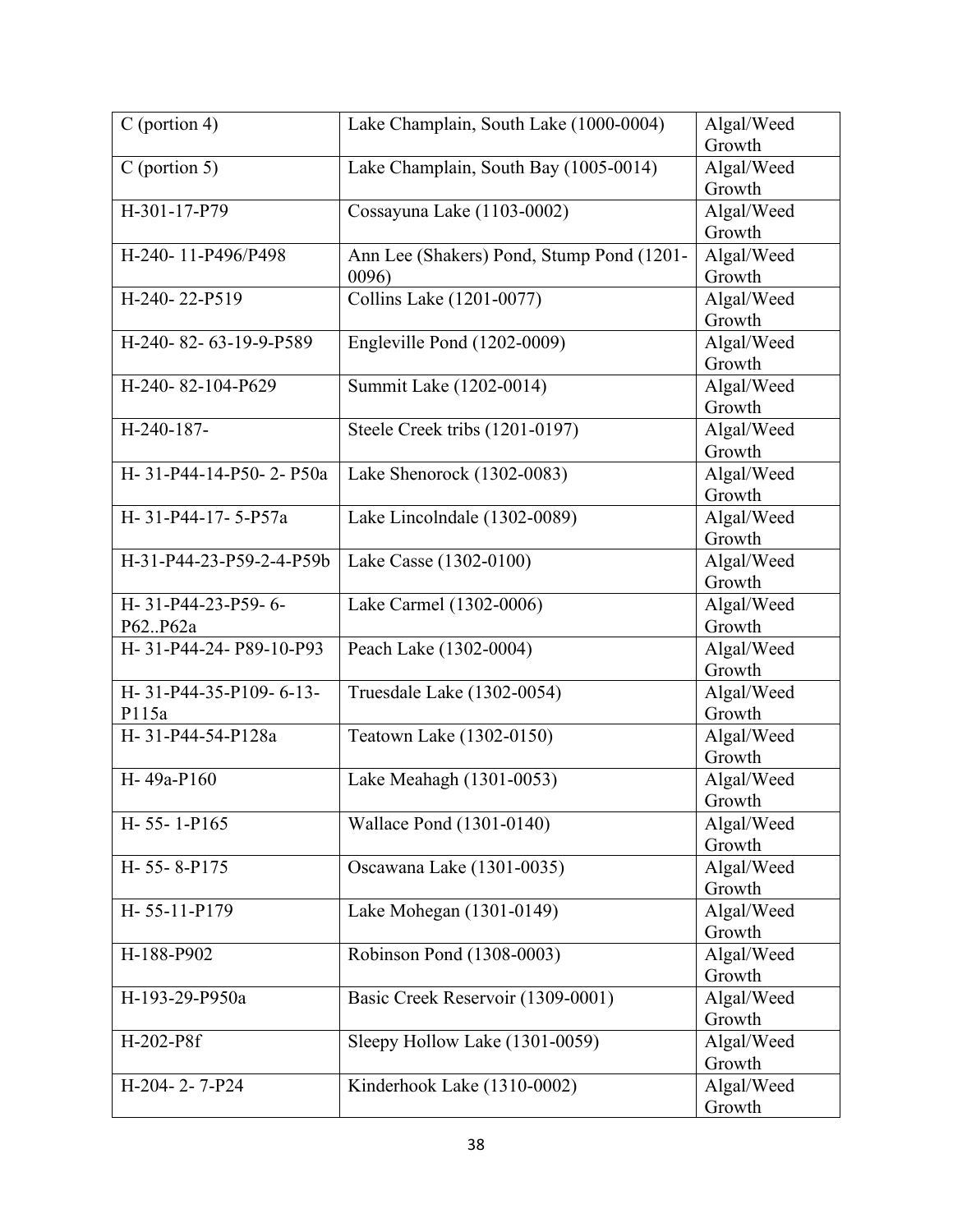| C (portion 4) | Lake Champlain, South Lake (1000-0004) | Algal/Weed Growth |
|---|---|---|
| C (portion 5) | Lake Champlain, South Bay (1005-0014) | Algal/Weed Growth |
| H-301-17-P79 | Cossayuna Lake (1103-0002) | Algal/Weed Growth |
| H-240- 11-P496/P498 | Ann Lee (Shakers) Pond, Stump Pond (1201-0096) | Algal/Weed Growth |
| H-240- 22-P519 | Collins Lake (1201-0077) | Algal/Weed Growth |
| H-240- 82- 63-19-9-P589 | Engleville Pond (1202-0009) | Algal/Weed Growth |
| H-240- 82-104-P629 | Summit Lake (1202-0014) | Algal/Weed Growth |
| H-240-187- | Steele Creek tribs (1201-0197) | Algal/Weed Growth |
| H- 31-P44-14-P50- 2- P50a | Lake Shenorock (1302-0083) | Algal/Weed Growth |
| H- 31-P44-17- 5-P57a | Lake Lincolndale (1302-0089) | Algal/Weed Growth |
| H-31-P44-23-P59-2-4-P59b | Lake Casse (1302-0100) | Algal/Weed Growth |
| H- 31-P44-23-P59- 6-P62..P62a | Lake Carmel (1302-0006) | Algal/Weed Growth |
| H- 31-P44-24- P89-10-P93 | Peach Lake (1302-0004) | Algal/Weed Growth |
| H- 31-P44-35-P109- 6-13-P115a | Truesdale Lake (1302-0054) | Algal/Weed Growth |
| H- 31-P44-54-P128a | Teatown Lake (1302-0150) | Algal/Weed Growth |
| H- 49a-P160 | Lake Meahagh (1301-0053) | Algal/Weed Growth |
| H- 55- 1-P165 | Wallace Pond (1301-0140) | Algal/Weed Growth |
| H- 55- 8-P175 | Oscawana Lake (1301-0035) | Algal/Weed Growth |
| H- 55-11-P179 | Lake Mohegan (1301-0149) | Algal/Weed Growth |
| H-188-P902 | Robinson Pond (1308-0003) | Algal/Weed Growth |
| H-193-29-P950a | Basic Creek Reservoir (1309-0001) | Algal/Weed Growth |
| H-202-P8f | Sleepy Hollow Lake (1301-0059) | Algal/Weed Growth |
| H-204- 2- 7-P24 | Kinderhook Lake (1310-0002) | Algal/Weed Growth |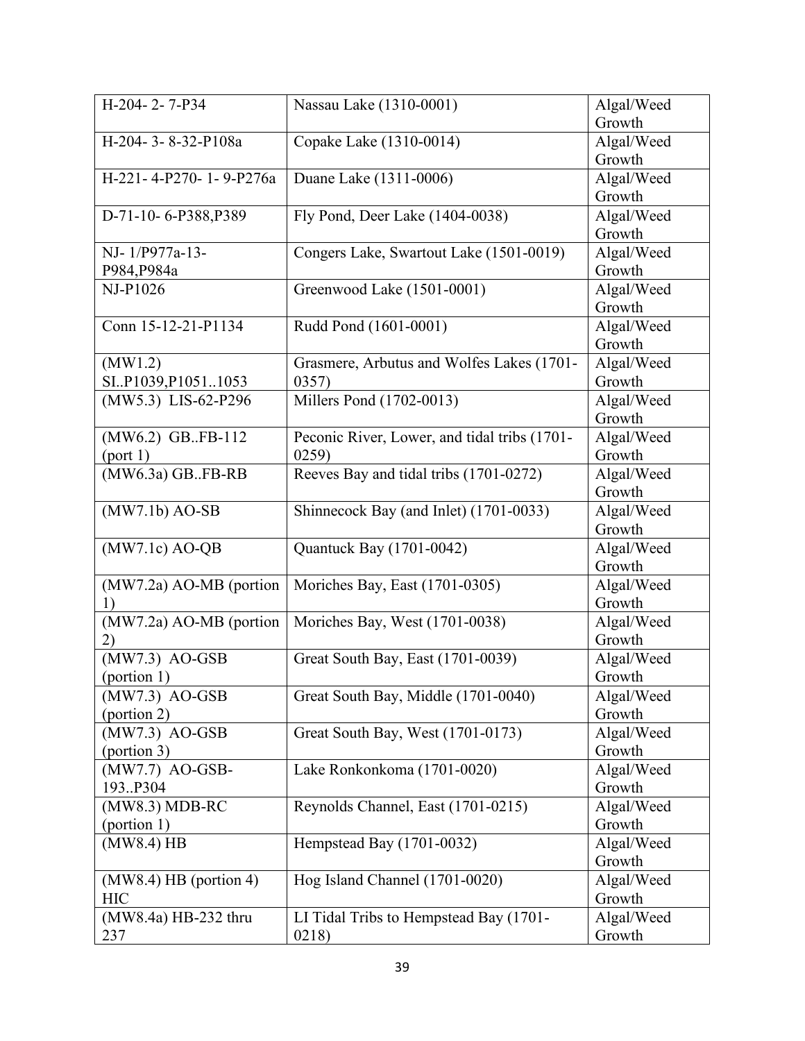| H-204- 2- 7-P34 | Nassau Lake (1310-0001) | Algal/Weed Growth |
|---|---|---|
| H-204- 3- 8-32-P108a | Copake Lake (1310-0014) | Algal/Weed Growth |
| H-221- 4-P270- 1- 9-P276a | Duane Lake (1311-0006) | Algal/Weed Growth |
| D-71-10- 6-P388,P389 | Fly Pond, Deer Lake (1404-0038) | Algal/Weed Growth |
| NJ- 1/P977a-13-P984,P984a | Congers Lake, Swartout Lake (1501-0019) | Algal/Weed Growth |
| NJ-P1026 | Greenwood Lake (1501-0001) | Algal/Weed Growth |
| Conn 15-12-21-P1134 | Rudd Pond (1601-0001) | Algal/Weed Growth |
| (MW1.2) SI..P1039,P1051..1053 | Grasmere, Arbutus and Wolfes Lakes (1701-0357) | Algal/Weed Growth |
| (MW5.3) LIS-62-P296 | Millers Pond (1702-0013) | Algal/Weed Growth |
| (MW6.2) GB..FB-112 (port 1) | Peconic River, Lower, and tidal tribs (1701-0259) | Algal/Weed Growth |
| (MW6.3a) GB..FB-RB | Reeves Bay and tidal tribs (1701-0272) | Algal/Weed Growth |
| (MW7.1b) AO-SB | Shinnecock Bay (and Inlet) (1701-0033) | Algal/Weed Growth |
| (MW7.1c) AO-QB | Quantuck Bay (1701-0042) | Algal/Weed Growth |
| (MW7.2a) AO-MB (portion 1) | Moriches Bay, East (1701-0305) | Algal/Weed Growth |
| (MW7.2a) AO-MB (portion 2) | Moriches Bay, West (1701-0038) | Algal/Weed Growth |
| (MW7.3) AO-GSB (portion 1) | Great South Bay, East (1701-0039) | Algal/Weed Growth |
| (MW7.3) AO-GSB (portion 2) | Great South Bay, Middle (1701-0040) | Algal/Weed Growth |
| (MW7.3) AO-GSB (portion 3) | Great South Bay, West (1701-0173) | Algal/Weed Growth |
| (MW7.7) AO-GSB-193..P304 | Lake Ronkonkoma (1701-0020) | Algal/Weed Growth |
| (MW8.3) MDB-RC (portion 1) | Reynolds Channel, East (1701-0215) | Algal/Weed Growth |
| (MW8.4) HB | Hempstead Bay (1701-0032) | Algal/Weed Growth |
| (MW8.4) HB (portion 4) HIC | Hog Island Channel (1701-0020) | Algal/Weed Growth |
| (MW8.4a) HB-232 thru 237 | LI Tidal Tribs to Hempstead Bay (1701-0218) | Algal/Weed Growth |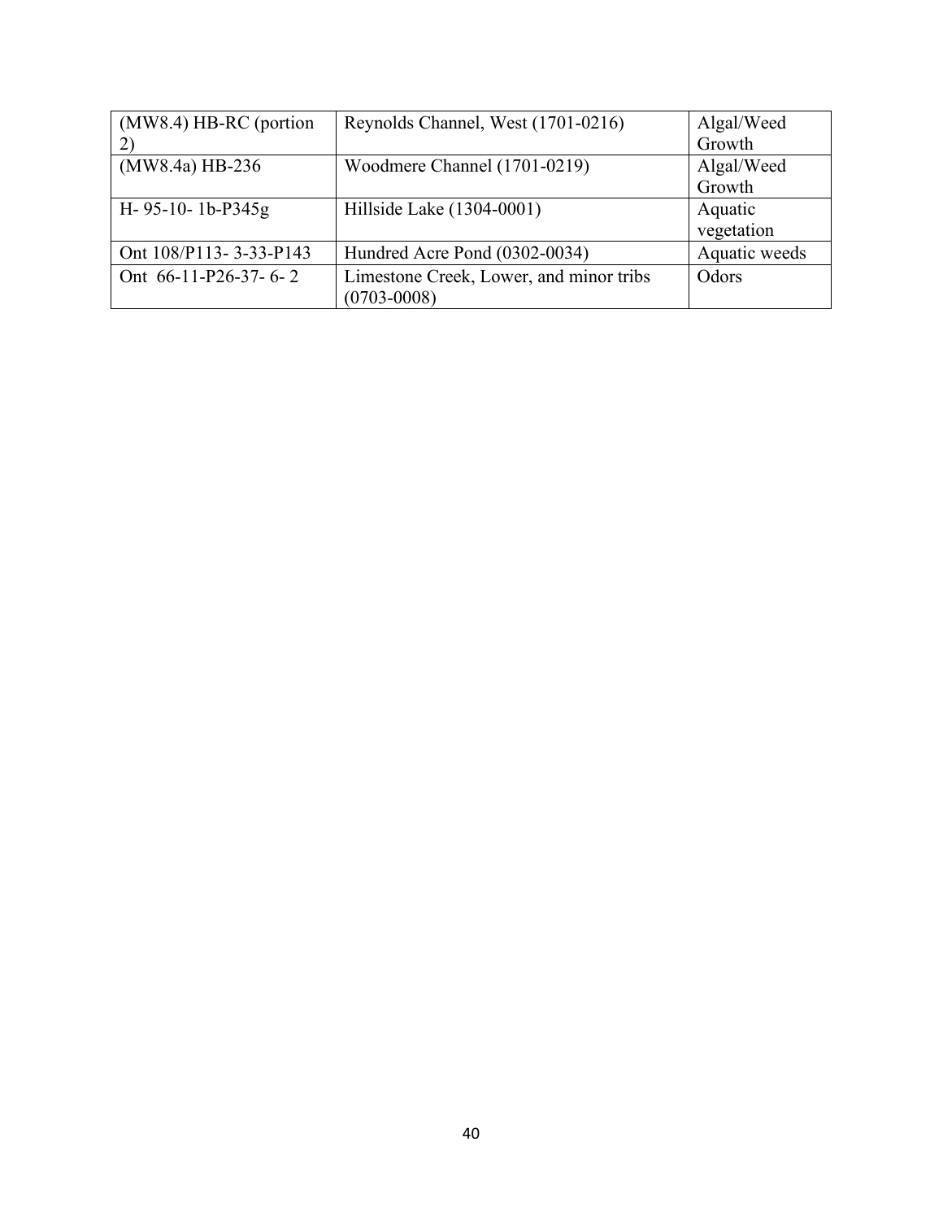| (MW8.4) HB-RC (portion 2) | Reynolds Channel, West (1701-0216) | Algal/Weed Growth |
|---|---|---|
| (MW8.4a) HB-236 | Woodmere Channel (1701-0219) | Algal/Weed Growth |
| H- 95-10- 1b-P345g | Hillside Lake (1304-0001) | Aquatic vegetation |
| Ont 108/P113- 3-33-P143 | Hundred Acre Pond (0302-0034) | Aquatic weeds |
| Ont 66-11-P26-37- 6- 2 | Limestone Creek, Lower, and minor tribs (0703-0008) | Odors |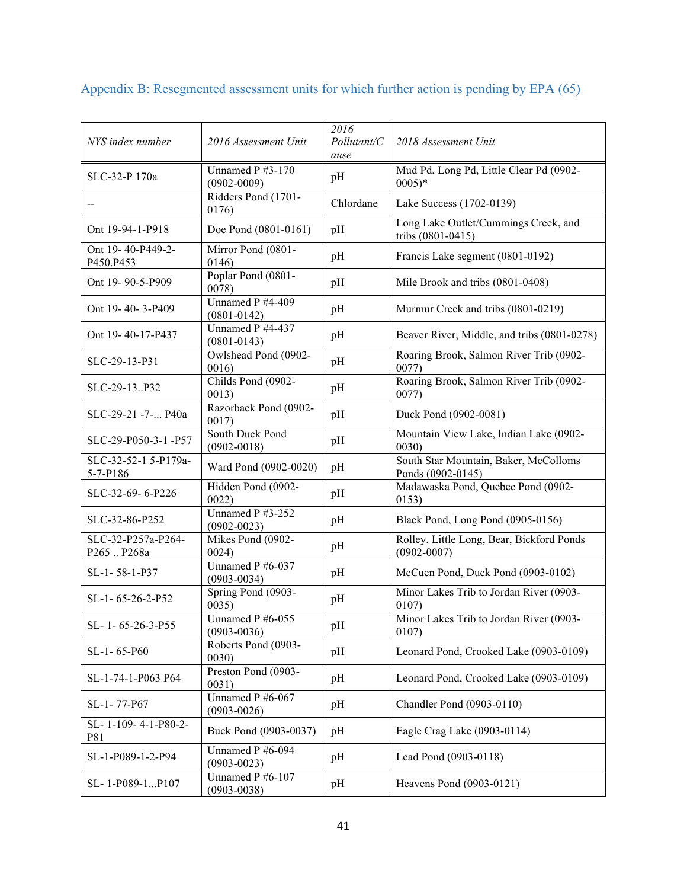## Appendix B: Resegmented assessment units for which further action is pending by EPA (65)

| *NYS index number* | *2016 Assessment Unit* | *2016 Pollutant/Cause* | *2018 Assessment Unit* |
|---|---|---|---|
| SLC-32-P 170a | Unnamed P #3-170 (0902-0009) | pH | Mud Pd, Long Pd, Little Clear Pd (0902-0005)* |
| -- | Ridders Pond (1701-0176) | Chlordane | Lake Success (1702-0139) |
| Ont 19-94-1-P918 | Doe Pond (0801-0161) | pH | Long Lake Outlet/Cummings Creek, and tribs (0801-0415) |
| Ont 19- 40-P449-2-P450.P453 | Mirror Pond (0801-0146) | pH | Francis Lake segment (0801-0192) |
| Ont 19- 90-5-P909 | Poplar Pond (0801-0078) | pH | Mile Brook and tribs (0801-0408) |
| Ont 19- 40- 3-P409 | Unnamed P #4-409 (0801-0142) | pH | Murmur Creek and tribs (0801-0219) |
| Ont 19- 40-17-P437 | Unnamed P #4-437 (0801-0143) | pH | Beaver River, Middle, and tribs (0801-0278) |
| SLC-29-13-P31 | Owlshead Pond (0902-0016) | pH | Roaring Brook, Salmon River Trib (0902-0077) |
| SLC-29-13..P32 | Childs Pond (0902-0013) | pH | Roaring Brook, Salmon River Trib (0902-0077) |
| SLC-29-21 -7-... P40a | Razorback Pond (0902-0017) | pH | Duck Pond (0902-0081) |
| SLC-29-P050-3-1 -P57 | South Duck Pond (0902-0018) | pH | Mountain View Lake, Indian Lake (0902-0030) |
| SLC-32-52-1 5-P179a-5-7-P186 | Ward Pond (0902-0020) | pH | South Star Mountain, Baker, McColloms Ponds (0902-0145) |
| SLC-32-69- 6-P226 | Hidden Pond (0902-0022) | pH | Madawaska Pond, Quebec Pond (0902-0153) |
| SLC-32-86-P252 | Unnamed P #3-252 (0902-0023) | pH | Black Pond, Long Pond (0905-0156) |
| SLC-32-P257a-P264-P265 .. P268a | Mikes Pond (0902-0024) | pH | Rolley. Little Long, Bear, Bickford Ponds (0902-0007) |
| SL-1- 58-1-P37 | Unnamed P #6-037 (0903-0034) | pH | McCuen Pond, Duck Pond (0903-0102) |
| SL-1- 65-26-2-P52 | Spring Pond (0903-0035) | pH | Minor Lakes Trib to Jordan River (0903-0107) |
| SL- 1- 65-26-3-P55 | Unnamed P #6-055 (0903-0036) | pH | Minor Lakes Trib to Jordan River (0903-0107) |
| SL-1- 65-P60 | Roberts Pond (0903-0030) | pH | Leonard Pond, Crooked Lake (0903-0109) |
| SL-1-74-1-P063 P64 | Preston Pond (0903-0031) | pH | Leonard Pond, Crooked Lake (0903-0109) |
| SL-1- 77-P67 | Unnamed P #6-067 (0903-0026) | pH | Chandler Pond (0903-0110) |
| SL- 1-109- 4-1-P80-2-P81 | Buck Pond (0903-0037) | pH | Eagle Crag Lake (0903-0114) |
| SL-1-P089-1-2-P94 | Unnamed P #6-094 (0903-0023) | pH | Lead Pond (0903-0118) |
| SL- 1-P089-1...P107 | Unnamed P #6-107 (0903-0038) | pH | Heavens Pond (0903-0121) |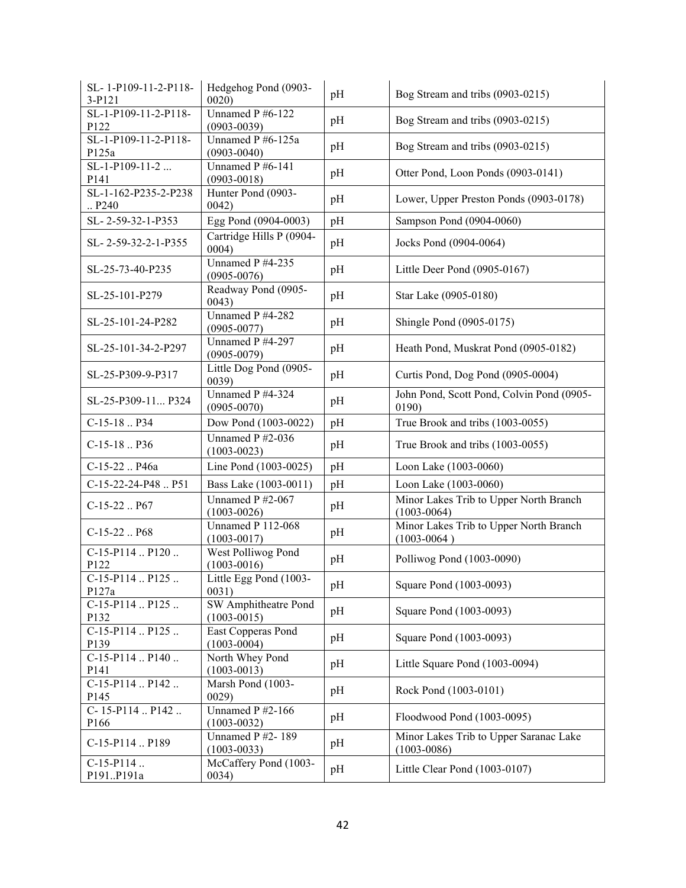| SL- 1-P109-11-2-P118-3-P121 | Hedgehog Pond (0903-0020) | pH | Bog Stream and tribs (0903-0215) |
|---|---|---|---|
| SL-1-P109-11-2-P118-P122 | Unnamed P #6-122 (0903-0039) | pH | Bog Stream and tribs (0903-0215) |
| SL-1-P109-11-2-P118-P125a | Unnamed P #6-125a (0903-0040) | pH | Bog Stream and tribs (0903-0215) |
| SL-1-P109-11-2 ... P141 | Unnamed P #6-141 (0903-0018) | pH | Otter Pond, Loon Ponds (0903-0141) |
| SL-1-162-P235-2-P238 .. P240 | Hunter Pond (0903-0042) | pH | Lower, Upper Preston Ponds (0903-0178) |
| SL- 2-59-32-1-P353 | Egg Pond (0904-0003) | pH | Sampson Pond (0904-0060) |
| SL- 2-59-32-2-1-P355 | Cartridge Hills P (0904-0004) | pH | Jocks Pond (0904-0064) |
| SL-25-73-40-P235 | Unnamed P #4-235 (0905-0076) | pH | Little Deer Pond (0905-0167) |
| SL-25-101-P279 | Readway Pond (0905-0043) | pH | Star Lake (0905-0180) |
| SL-25-101-24-P282 | Unnamed P #4-282 (0905-0077) | pH | Shingle Pond (0905-0175) |
| SL-25-101-34-2-P297 | Unnamed P #4-297 (0905-0079) | pH | Heath Pond, Muskrat Pond (0905-0182) |
| SL-25-P309-9-P317 | Little Dog Pond (0905-0039) | pH | Curtis Pond, Dog Pond (0905-0004) |
| SL-25-P309-11... P324 | Unnamed P #4-324 (0905-0070) | pH | John Pond, Scott Pond, Colvin Pond (0905-0190) |
| C-15-18 .. P34 | Dow Pond (1003-0022) | pH | True Brook and tribs (1003-0055) |
| C-15-18 .. P36 | Unnamed P #2-036 (1003-0023) | pH | True Brook and tribs (1003-0055) |
| C-15-22 .. P46a | Line Pond (1003-0025) | pH | Loon Lake (1003-0060) |
| C-15-22-24-P48 .. P51 | Bass Lake (1003-0011) | pH | Loon Lake (1003-0060) |
| C-15-22 .. P67 | Unnamed P #2-067 (1003-0026) | pH | Minor Lakes Trib to Upper North Branch (1003-0064) |
| C-15-22 .. P68 | Unnamed P 112-068 (1003-0017) | pH | Minor Lakes Trib to Upper North Branch (1003-0064 ) |
| C-15-P114 .. P120 .. P122 | West Polliwog Pond (1003-0016) | pH | Polliwog Pond (1003-0090) |
| C-15-P114 .. P125 .. P127a | Little Egg Pond (1003-0031) | pH | Square Pond (1003-0093) |
| C-15-P114 .. P125 .. P132 | SW Amphitheatre Pond (1003-0015) | pH | Square Pond (1003-0093) |
| C-15-P114 .. P125 .. P139 | East Copperas Pond (1003-0004) | pH | Square Pond (1003-0093) |
| C-15-P114 .. P140 .. P141 | North Whey Pond (1003-0013) | pH | Little Square Pond (1003-0094) |
| C-15-P114 .. P142 .. P145 | Marsh Pond (1003-0029) | pH | Rock Pond (1003-0101) |
| C- 15-P114 .. P142 .. P166 | Unnamed P #2-166 (1003-0032) | pH | Floodwood Pond (1003-0095) |
| C-15-P114 .. P189 | Unnamed P #2- 189 (1003-0033) | pH | Minor Lakes Trib to Upper Saranac Lake (1003-0086) |
| C-15-P114 .. P191..P191a | McCaffery Pond (1003-0034) | pH | Little Clear Pond (1003-0107) |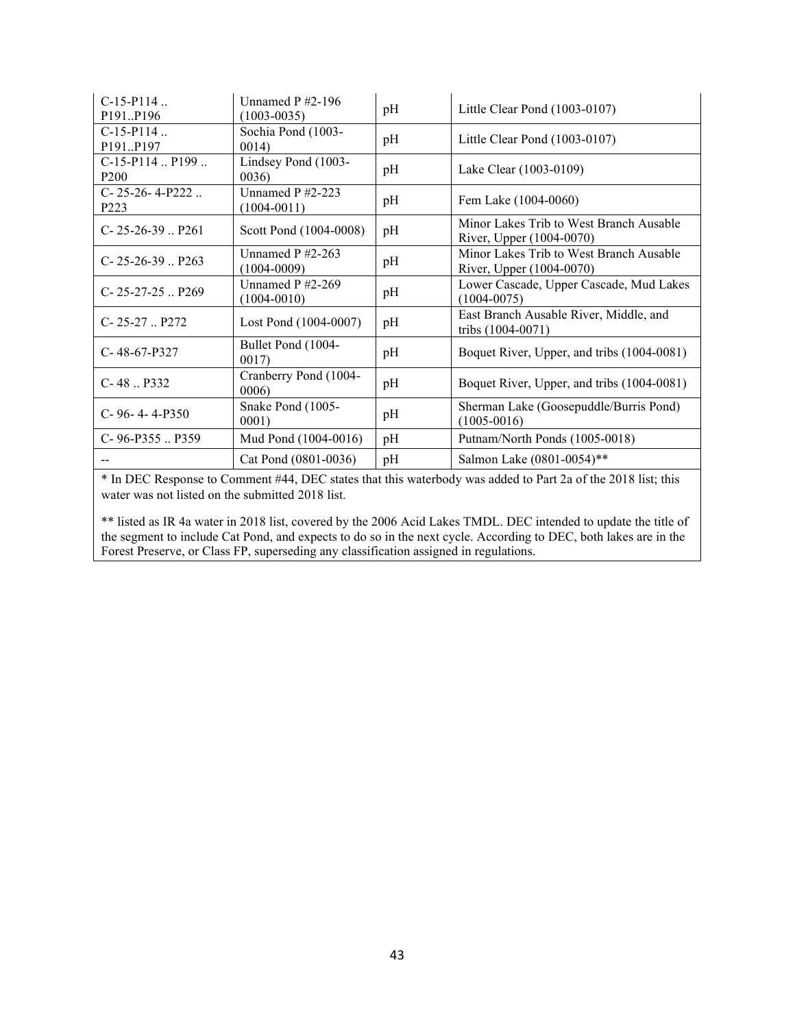| | | | |
|---|---|---|---|
| C-15-P114 .. P191..P196 | Unnamed P #2-196 (1003-0035) | pH | Little Clear Pond (1003-0107) |
| C-15-P114 .. P191..P197 | Sochia Pond (1003-0014) | pH | Little Clear Pond (1003-0107) |
| C-15-P114 .. P199 .. P200 | Lindsey Pond (1003-0036) | pH | Lake Clear (1003-0109) |
| C- 25-26- 4-P222 .. P223 | Unnamed P #2-223 (1004-0011) | pH | Fem Lake (1004-0060) |
| C- 25-26-39 .. P261 | Scott Pond (1004-0008) | pH | Minor Lakes Trib to West Branch Ausable River, Upper (1004-0070) |
| C- 25-26-39 .. P263 | Unnamed P #2-263 (1004-0009) | pH | Minor Lakes Trib to West Branch Ausable River, Upper (1004-0070) |
| C- 25-27-25 .. P269 | Unnamed P #2-269 (1004-0010) | pH | Lower Cascade, Upper Cascade, Mud Lakes (1004-0075) |
| C- 25-27 .. P272 | Lost Pond (1004-0007) | pH | East Branch Ausable River, Middle, and tribs (1004-0071) |
| C- 48-67-P327 | Bullet Pond (1004-0017) | pH | Boquet River, Upper, and tribs (1004-0081) |
| C- 48 .. P332 | Cranberry Pond (1004-0006) | pH | Boquet River, Upper, and tribs (1004-0081) |
| C- 96- 4- 4-P350 | Snake Pond (1005-0001) | pH | Sherman Lake (Goosepuddle/Burris Pond) (1005-0016) |
| C- 96-P355 .. P359 | Mud Pond (1004-0016) | pH | Putnam/North Ponds (1005-0018) |
| -- | Cat Pond (0801-0036) | pH | Salmon Lake (0801-0054)** |

* In DEC Response to Comment #44, DEC states that this waterbody was added to Part 2a of the 2018 list; this water was not listed on the submitted 2018 list.

** listed as IR 4a water in 2018 list, covered by the 2006 Acid Lakes TMDL. DEC intended to update the title of the segment to include Cat Pond, and expects to do so in the next cycle. According to DEC, both lakes are in the Forest Preserve, or Class FP, superseding any classification assigned in regulations.